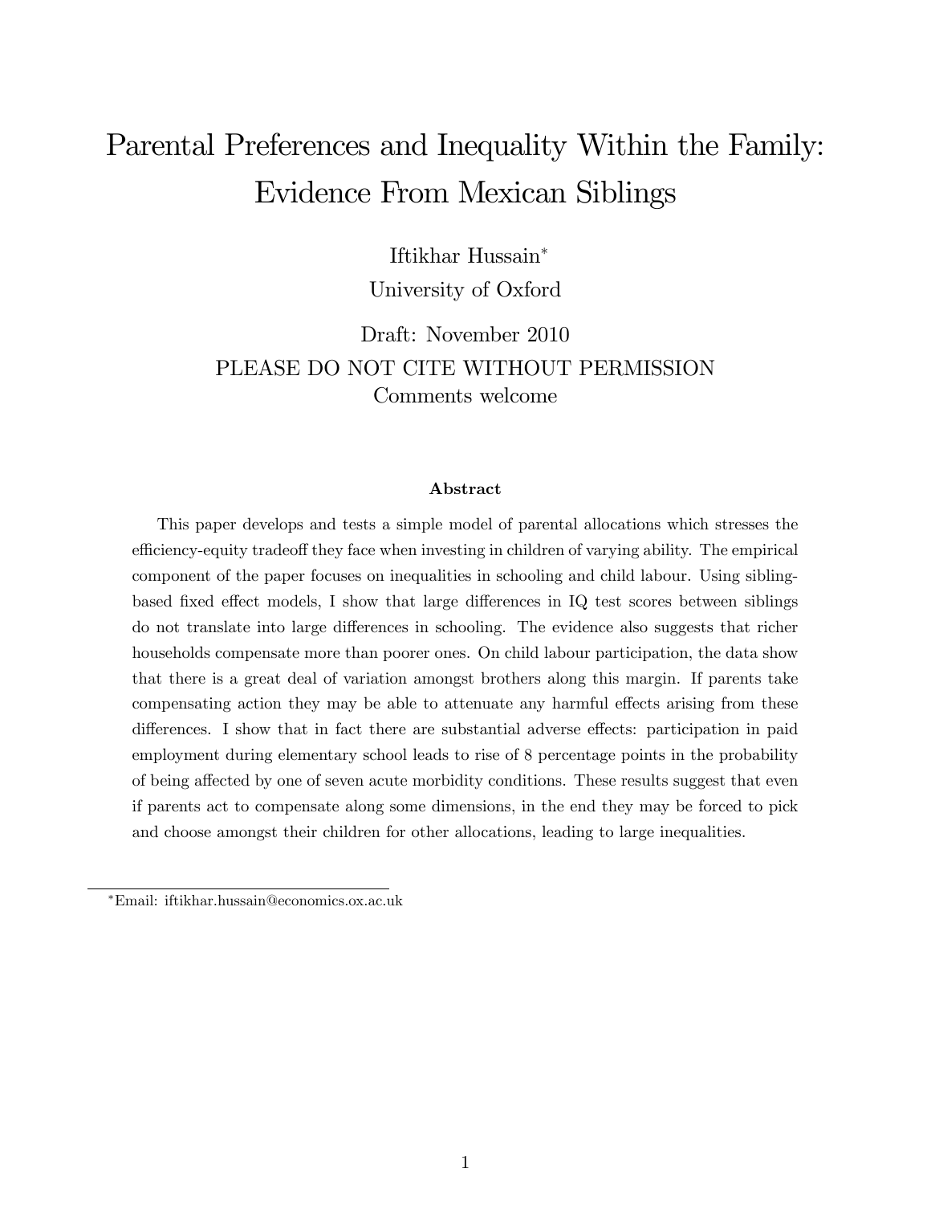# Parental Preferences and Inequality Within the Family: Evidence From Mexican Siblings

Iftikhar Hussain[*]

University of Oxford

Draft: November 2010

PLEASE DO NOT CITE WITHOUT PERMISSION

Comments welcome

### Abstract

This paper develops and tests a simple model of parental allocations which stresses the efficiency-equity tradeoff they face when investing in children of varying ability. The empirical component of the paper focuses on inequalities in schooling and child labour. Using sibling-based fixed effect models, I show that large differences in IQ test scores between siblings do not translate into large differences in schooling. The evidence also suggests that richer households compensate more than poorer ones. On child labour participation, the data show that there is a great deal of variation amongst brothers along this margin. If parents take compensating action they may be able to attenuate any harmful effects arising from these differences. I show that in fact there are substantial adverse effects: participation in paid employment during elementary school leads to rise of 8 percentage points in the probability of being affected by one of seven acute morbidity conditions. These results suggest that even if parents act to compensate along some dimensions, in the end they may be forced to pick and choose amongst their children for other allocations, leading to large inequalities.

[*]Email: iftikhar.hussain@economics.ox.ac.uk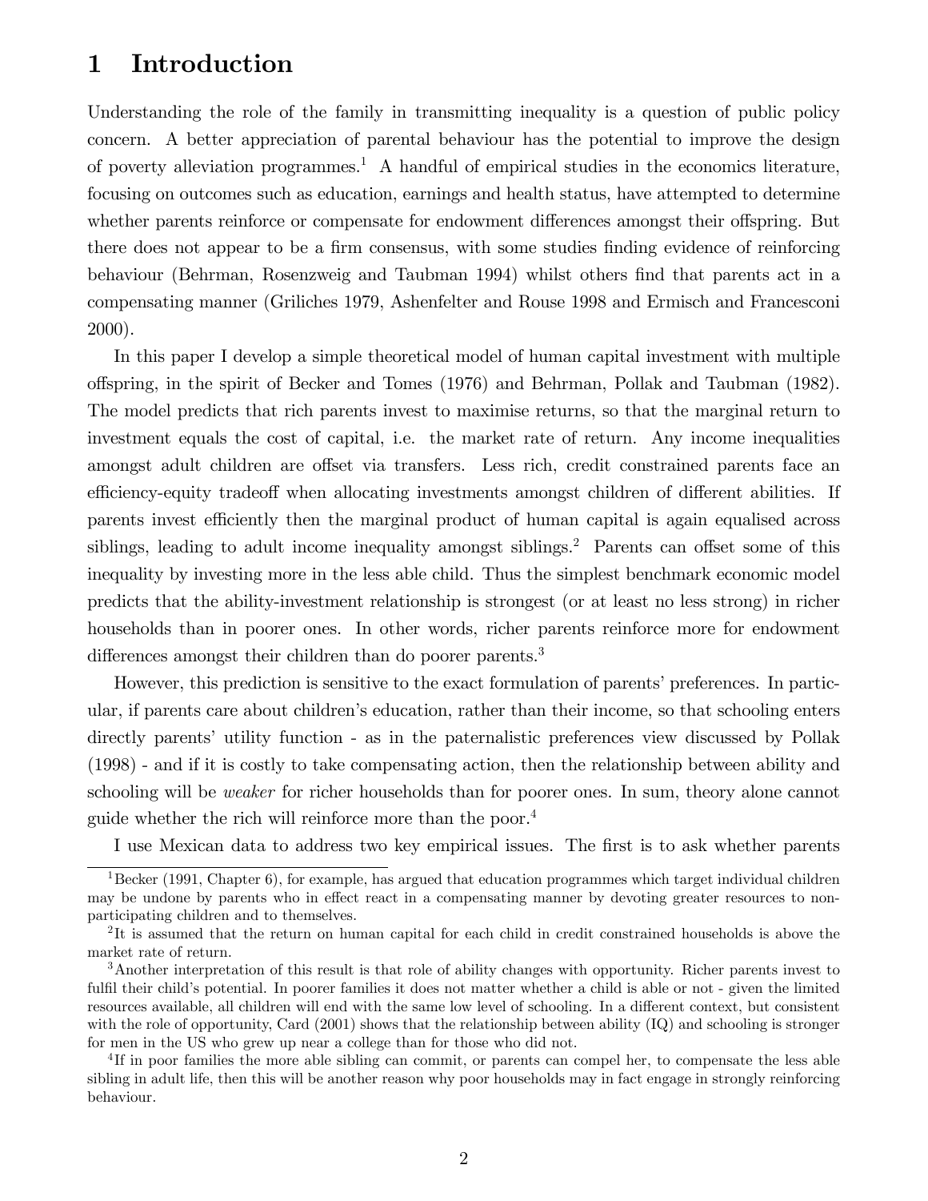# 1 Introduction

Understanding the role of the family in transmitting inequality is a question of public policy concern. A better appreciation of parental behaviour has the potential to improve the design of poverty alleviation programmes.[1] A handful of empirical studies in the economics literature, focusing on outcomes such as education, earnings and health status, have attempted to determine whether parents reinforce or compensate for endowment differences amongst their offspring. But there does not appear to be a firm consensus, with some studies finding evidence of reinforcing behaviour (Behrman, Rosenzweig and Taubman 1994) whilst others find that parents act in a compensating manner (Griliches 1979, Ashenfelter and Rouse 1998 and Ermisch and Francesconi 2000).

In this paper I develop a simple theoretical model of human capital investment with multiple offspring, in the spirit of Becker and Tomes (1976) and Behrman, Pollak and Taubman (1982). The model predicts that rich parents invest to maximise returns, so that the marginal return to investment equals the cost of capital, i.e. the market rate of return. Any income inequalities amongst adult children are offset via transfers. Less rich, credit constrained parents face an efficiency-equity tradeoff when allocating investments amongst children of different abilities. If parents invest efficiently then the marginal product of human capital is again equalised across siblings, leading to adult income inequality amongst siblings.[2] Parents can offset some of this inequality by investing more in the less able child. Thus the simplest benchmark economic model predicts that the ability-investment relationship is strongest (or at least no less strong) in richer households than in poorer ones. In other words, richer parents reinforce more for endowment differences amongst their children than do poorer parents.[3]

However, this prediction is sensitive to the exact formulation of parents' preferences. In particular, if parents care about children's education, rather than their income, so that schooling enters directly parents' utility function - as in the paternalistic preferences view discussed by Pollak (1998) - and if it is costly to take compensating action, then the relationship between ability and schooling will be *weaker* for richer households than for poorer ones. In sum, theory alone cannot guide whether the rich will reinforce more than the poor.[4]

I use Mexican data to address two key empirical issues. The first is to ask whether parents

---

[1] Becker (1991, Chapter 6), for example, has argued that education programmes which target individual children may be undone by parents who in effect react in a compensating manner by devoting greater resources to non-participating children and to themselves.

[2] It is assumed that the return on human capital for each child in credit constrained households is above the market rate of return.

[3] Another interpretation of this result is that role of ability changes with opportunity. Richer parents invest to fulfil their child's potential. In poorer families it does not matter whether a child is able or not - given the limited resources available, all children will end with the same low level of schooling. In a different context, but consistent with the role of opportunity, Card (2001) shows that the relationship between ability (IQ) and schooling is stronger for men in the US who grew up near a college than for those who did not.

[4] If in poor families the more able sibling can commit, or parents can compel her, to compensate the less able sibling in adult life, then this will be another reason why poor households may in fact engage in strongly reinforcing behaviour.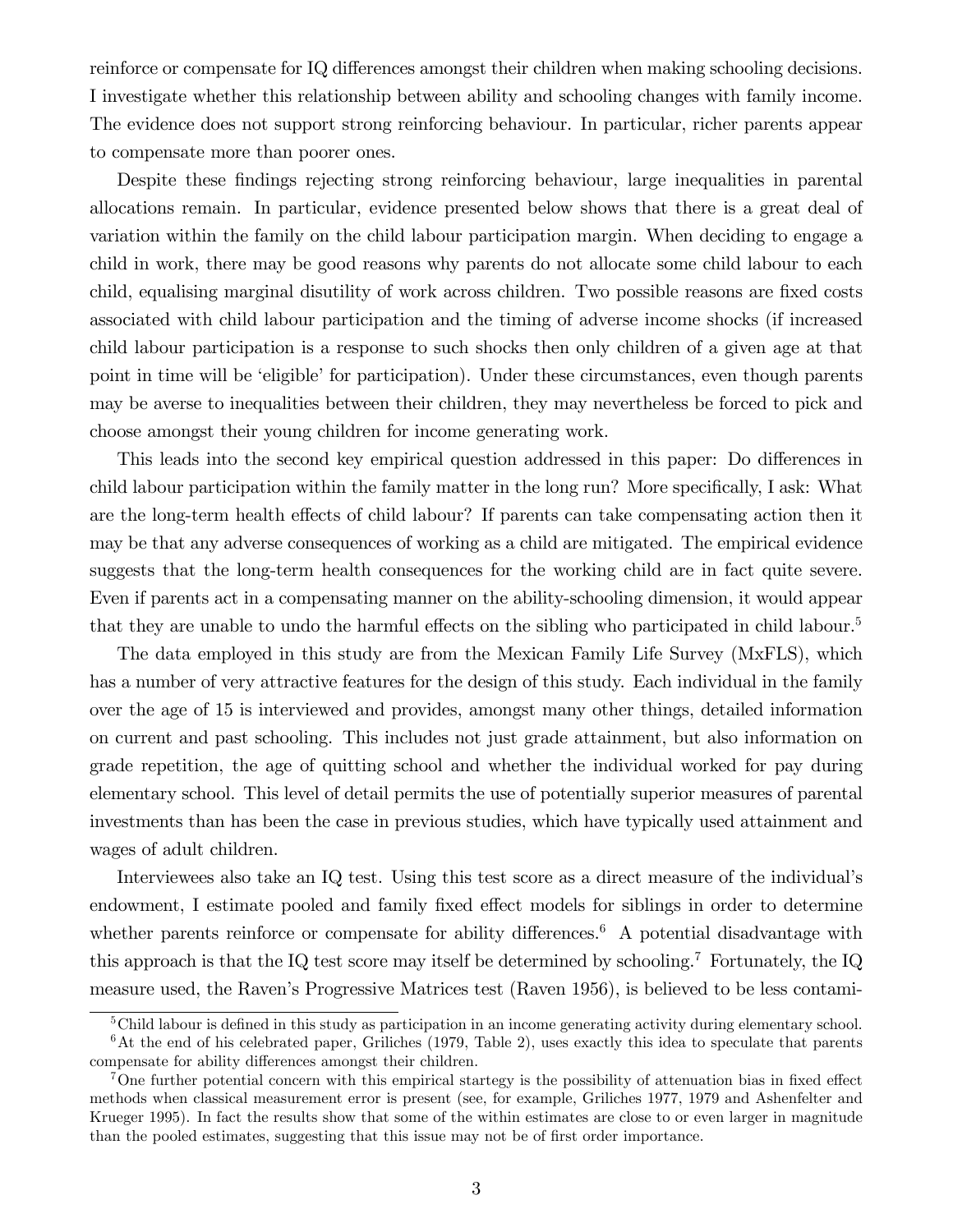reinforce or compensate for IQ differences amongst their children when making schooling decisions. I investigate whether this relationship between ability and schooling changes with family income. The evidence does not support strong reinforcing behaviour. In particular, richer parents appear to compensate more than poorer ones.

Despite these findings rejecting strong reinforcing behaviour, large inequalities in parental allocations remain. In particular, evidence presented below shows that there is a great deal of variation within the family on the child labour participation margin. When deciding to engage a child in work, there may be good reasons why parents do not allocate some child labour to each child, equalising marginal disutility of work across children. Two possible reasons are fixed costs associated with child labour participation and the timing of adverse income shocks (if increased child labour participation is a response to such shocks then only children of a given age at that point in time will be 'eligible' for participation). Under these circumstances, even though parents may be averse to inequalities between their children, they may nevertheless be forced to pick and choose amongst their young children for income generating work.

This leads into the second key empirical question addressed in this paper: Do differences in child labour participation within the family matter in the long run? More specifically, I ask: What are the long-term health effects of child labour? If parents can take compensating action then it may be that any adverse consequences of working as a child are mitigated. The empirical evidence suggests that the long-term health consequences for the working child are in fact quite severe. Even if parents act in a compensating manner on the ability-schooling dimension, it would appear that they are unable to undo the harmful effects on the sibling who participated in child labour.[5]

The data employed in this study are from the Mexican Family Life Survey (MxFLS), which has a number of very attractive features for the design of this study. Each individual in the family over the age of 15 is interviewed and provides, amongst many other things, detailed information on current and past schooling. This includes not just grade attainment, but also information on grade repetition, the age of quitting school and whether the individual worked for pay during elementary school. This level of detail permits the use of potentially superior measures of parental investments than has been the case in previous studies, which have typically used attainment and wages of adult children.

Interviewees also take an IQ test. Using this test score as a direct measure of the individual's endowment, I estimate pooled and family fixed effect models for siblings in order to determine whether parents reinforce or compensate for ability differences.[6] A potential disadvantage with this approach is that the IQ test score may itself be determined by schooling.[7] Fortunately, the IQ measure used, the Raven's Progressive Matrices test (Raven 1956), is believed to be less contami-

[5] Child labour is defined in this study as participation in an income generating activity during elementary school.

[6] At the end of his celebrated paper, Griliches (1979, Table 2), uses exactly this idea to speculate that parents compensate for ability differences amongst their children.

[7] One further potential concern with this empirical startegy is the possibility of attenuation bias in fixed effect methods when classical measurement error is present (see, for example, Griliches 1977, 1979 and Ashenfelter and Krueger 1995). In fact the results show that some of the within estimates are close to or even larger in magnitude than the pooled estimates, suggesting that this issue may not be of first order importance.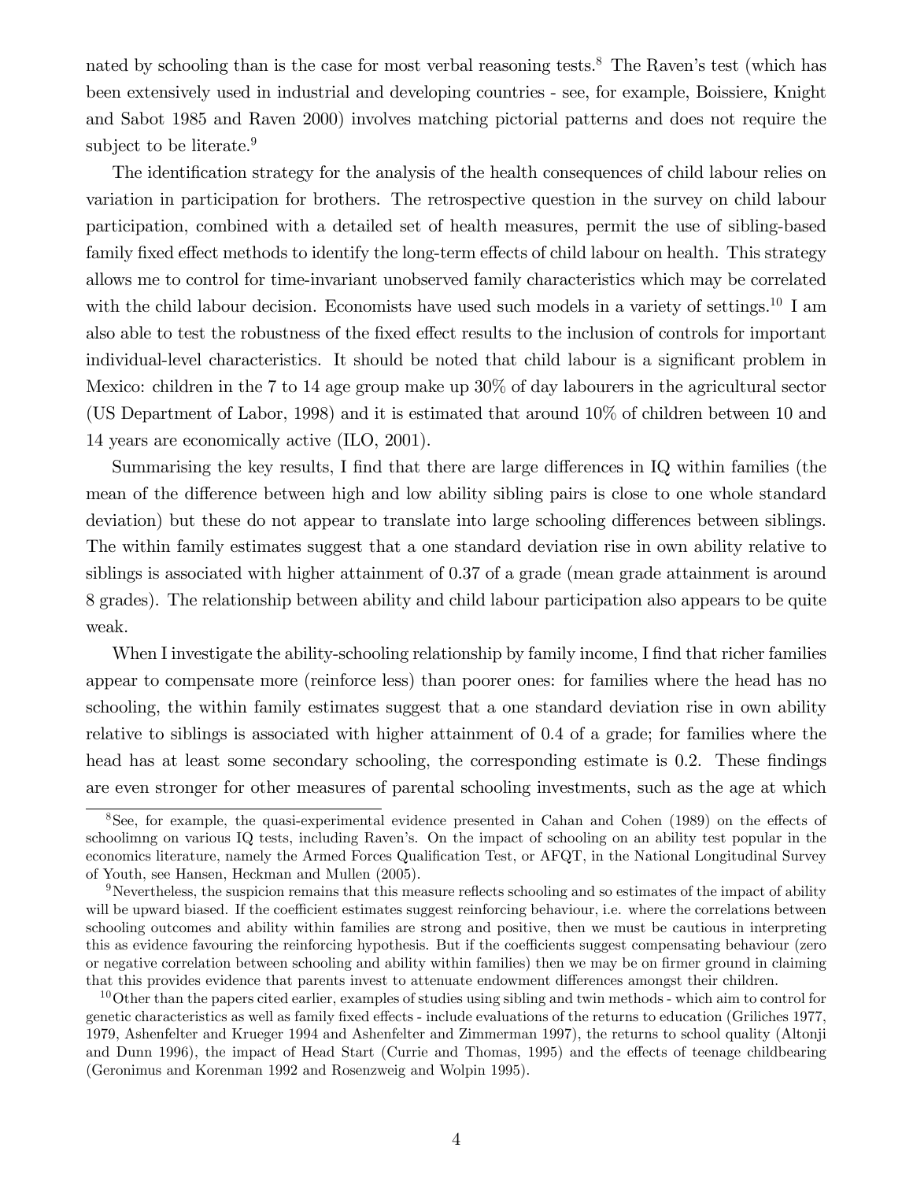nated by schooling than is the case for most verbal reasoning tests.[8] The Raven's test (which has been extensively used in industrial and developing countries - see, for example, Boissiere, Knight and Sabot 1985 and Raven 2000) involves matching pictorial patterns and does not require the subject to be literate.[9]

The identification strategy for the analysis of the health consequences of child labour relies on variation in participation for brothers. The retrospective question in the survey on child labour participation, combined with a detailed set of health measures, permit the use of sibling-based family fixed effect methods to identify the long-term effects of child labour on health. This strategy allows me to control for time-invariant unobserved family characteristics which may be correlated with the child labour decision. Economists have used such models in a variety of settings.[10] I am also able to test the robustness of the fixed effect results to the inclusion of controls for important individual-level characteristics. It should be noted that child labour is a significant problem in Mexico: children in the 7 to 14 age group make up 30% of day labourers in the agricultural sector (US Department of Labor, 1998) and it is estimated that around 10% of children between 10 and 14 years are economically active (ILO, 2001).

Summarising the key results, I find that there are large differences in IQ within families (the mean of the difference between high and low ability sibling pairs is close to one whole standard deviation) but these do not appear to translate into large schooling differences between siblings. The within family estimates suggest that a one standard deviation rise in own ability relative to siblings is associated with higher attainment of 0.37 of a grade (mean grade attainment is around 8 grades). The relationship between ability and child labour participation also appears to be quite weak.

When I investigate the ability-schooling relationship by family income, I find that richer families appear to compensate more (reinforce less) than poorer ones: for families where the head has no schooling, the within family estimates suggest that a one standard deviation rise in own ability relative to siblings is associated with higher attainment of 0.4 of a grade; for families where the head has at least some secondary schooling, the corresponding estimate is 0.2. These findings are even stronger for other measures of parental schooling investments, such as the age at which

---

[8] See, for example, the quasi-experimental evidence presented in Cahan and Cohen (1989) on the effects of schoolimng on various IQ tests, including Raven's. On the impact of schooling on an ability test popular in the economics literature, namely the Armed Forces Qualification Test, or AFQT, in the National Longitudinal Survey of Youth, see Hansen, Heckman and Mullen (2005).

[9] Nevertheless, the suspicion remains that this measure reflects schooling and so estimates of the impact of ability will be upward biased. If the coefficient estimates suggest reinforcing behaviour, i.e. where the correlations between schooling outcomes and ability within families are strong and positive, then we must be cautious in interpreting this as evidence favouring the reinforcing hypothesis. But if the coefficients suggest compensating behaviour (zero or negative correlation between schooling and ability within families) then we may be on firmer ground in claiming that this provides evidence that parents invest to attenuate endowment differences amongst their children.

[10] Other than the papers cited earlier, examples of studies using sibling and twin methods - which aim to control for genetic characteristics as well as family fixed effects - include evaluations of the returns to education (Griliches 1977, 1979, Ashenfelter and Krueger 1994 and Ashenfelter and Zimmerman 1997), the returns to school quality (Altonji and Dunn 1996), the impact of Head Start (Currie and Thomas, 1995) and the effects of teenage childbearing (Geronimus and Korenman 1992 and Rosenzweig and Wolpin 1995).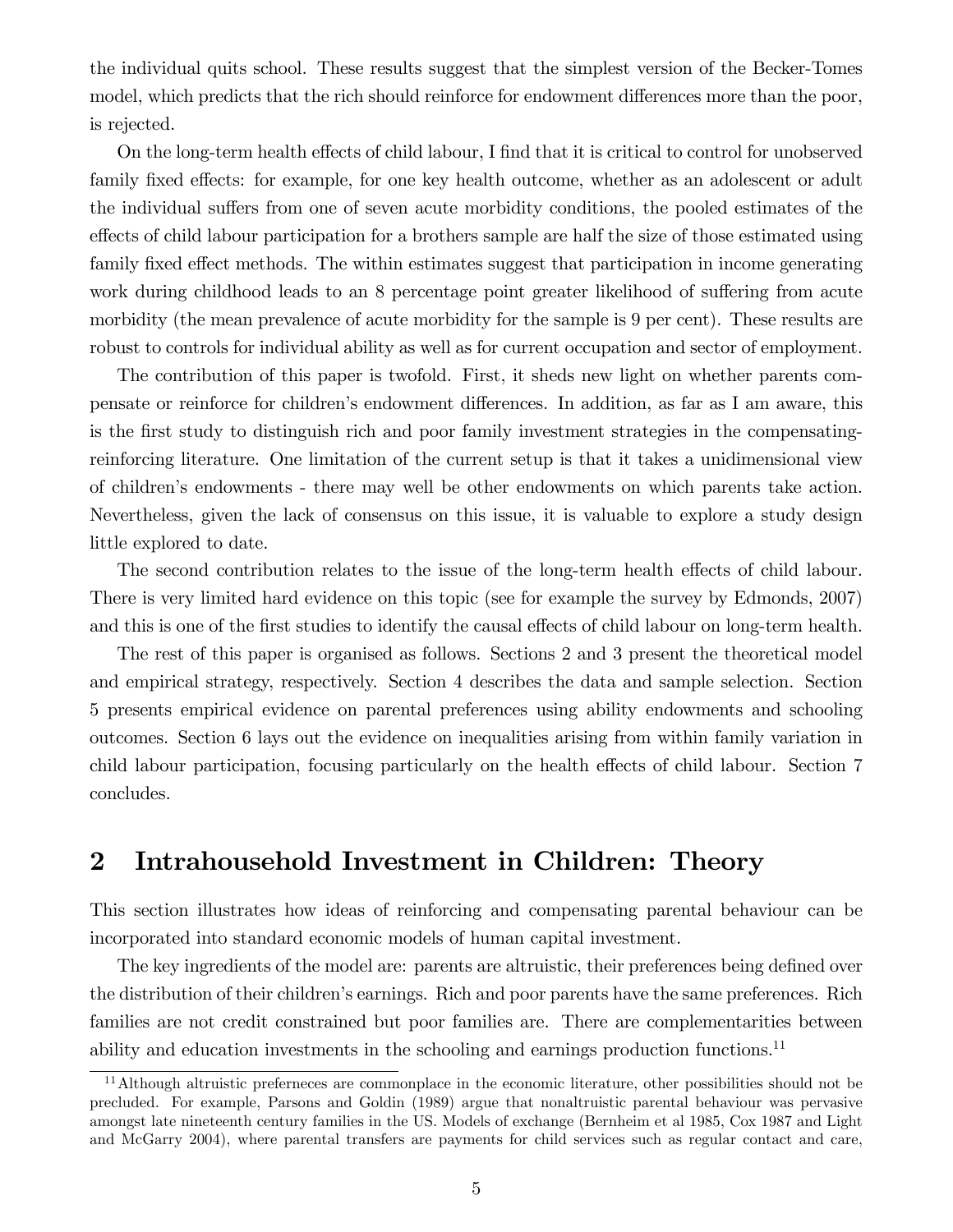the individual quits school. These results suggest that the simplest version of the Becker-Tomes model, which predicts that the rich should reinforce for endowment differences more than the poor, is rejected.

On the long-term health effects of child labour, I find that it is critical to control for unobserved family fixed effects: for example, for one key health outcome, whether as an adolescent or adult the individual suffers from one of seven acute morbidity conditions, the pooled estimates of the effects of child labour participation for a brothers sample are half the size of those estimated using family fixed effect methods. The within estimates suggest that participation in income generating work during childhood leads to an 8 percentage point greater likelihood of suffering from acute morbidity (the mean prevalence of acute morbidity for the sample is 9 per cent). These results are robust to controls for individual ability as well as for current occupation and sector of employment.

The contribution of this paper is twofold. First, it sheds new light on whether parents compensate or reinforce for children's endowment differences. In addition, as far as I am aware, this is the first study to distinguish rich and poor family investment strategies in the compensating-reinforcing literature. One limitation of the current setup is that it takes a unidimensional view of children's endowments - there may well be other endowments on which parents take action. Nevertheless, given the lack of consensus on this issue, it is valuable to explore a study design little explored to date.

The second contribution relates to the issue of the long-term health effects of child labour. There is very limited hard evidence on this topic (see for example the survey by Edmonds, 2007) and this is one of the first studies to identify the causal effects of child labour on long-term health.

The rest of this paper is organised as follows. Sections 2 and 3 present the theoretical model and empirical strategy, respectively. Section 4 describes the data and sample selection. Section 5 presents empirical evidence on parental preferences using ability endowments and schooling outcomes. Section 6 lays out the evidence on inequalities arising from within family variation in child labour participation, focusing particularly on the health effects of child labour. Section 7 concludes.

## 2 Intrahousehold Investment in Children: Theory

This section illustrates how ideas of reinforcing and compensating parental behaviour can be incorporated into standard economic models of human capital investment.

The key ingredients of the model are: parents are altruistic, their preferences being defined over the distribution of their children's earnings. Rich and poor parents have the same preferences. Rich families are not credit constrained but poor families are. There are complementarities between ability and education investments in the schooling and earnings production functions.[11]

[11] Although altruistic preferneces are commonplace in the economic literature, other possibilities should not be precluded. For example, Parsons and Goldin (1989) argue that nonaltruistic parental behaviour was pervasive amongst late nineteenth century families in the US. Models of exchange (Bernheim et al 1985, Cox 1987 and Light and McGarry 2004), where parental transfers are payments for child services such as regular contact and care,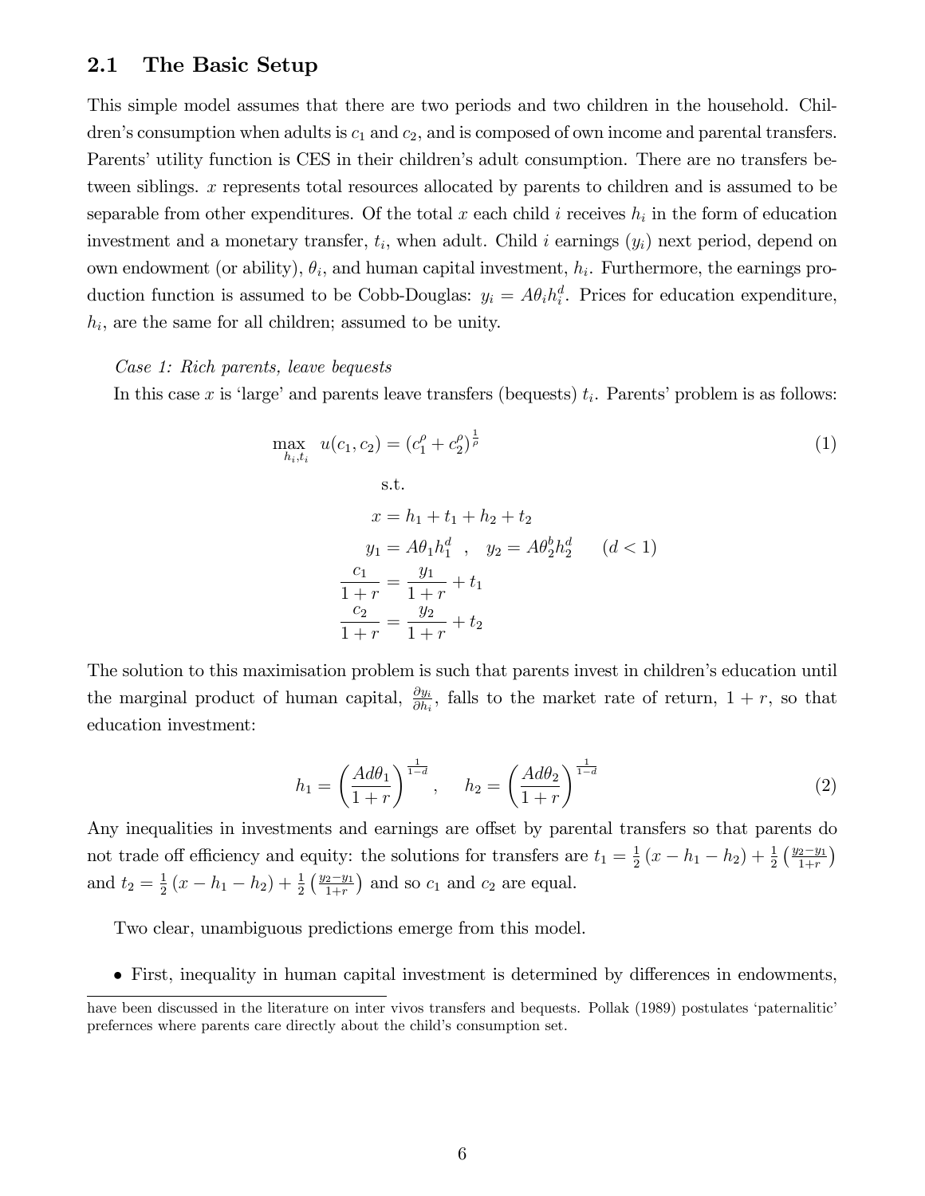## 2.1 The Basic Setup

This simple model assumes that there are two periods and two children in the household. Children's consumption when adults is $c_1$ and $c_2$, and is composed of own income and parental transfers. Parents' utility function is CES in their children's adult consumption. There are no transfers between siblings. $x$ represents total resources allocated by parents to children and is assumed to be separable from other expenditures. Of the total $x$ each child $i$ receives $h_i$ in the form of education investment and a monetary transfer, $t_i$, when adult. Child $i$ earnings ($y_i$) next period, depend on own endowment (or ability), $\theta_i$, and human capital investment, $h_i$. Furthermore, the earnings production function is assumed to be Cobb-Douglas: $y_i = A\theta_i h_i^d$. Prices for education expenditure, $h_i$, are the same for all children; assumed to be unity.

*Case 1: Rich parents, leave bequests*

In this case $x$ is 'large' and parents leave transfers (bequests) $t_i$. Parents' problem is as follows:

$$\max_{h_i, t_i} \quad u(c_1, c_2) = \left(c_1^\rho + c_2^\rho\right)^{\frac{1}{\rho}} \tag{1}$$

$$\text{s.t.}$$

$$x = h_1 + t_1 + h_2 + t_2$$

$$y_1 = A\theta_1 h_1^d \ , \quad y_2 = A\theta_2^b h_2^d \qquad (d < 1)$$

$$\frac{c_1}{1+r} = \frac{y_1}{1+r} + t_1$$

$$\frac{c_2}{1+r} = \frac{y_2}{1+r} + t_2$$

The solution to this maximisation problem is such that parents invest in children's education until the marginal product of human capital, $\frac{\partial y_i}{\partial h_i}$, falls to the market rate of return, $1+r$, so that education investment:

$$h_1 = \left(\frac{Ad\theta_1}{1+r}\right)^{\frac{1}{1-d}}, \quad h_2 = \left(\frac{Ad\theta_2}{1+r}\right)^{\frac{1}{1-d}} \tag{2}$$

Any inequalities in investments and earnings are offset by parental transfers so that parents do not trade off efficiency and equity: the solutions for transfers are $t_1 = \frac{1}{2}\left(x - h_1 - h_2\right) + \frac{1}{2}\left(\frac{y_2 - y_1}{1+r}\right)$ and $t_2 = \frac{1}{2}\left(x - h_1 - h_2\right) + \frac{1}{2}\left(\frac{y_2 - y_1}{1+r}\right)$ and so $c_1$ and $c_2$ are equal.

Two clear, unambiguous predictions emerge from this model.

- First, inequality in human capital investment is determined by differences in endowments,

have been discussed in the literature on inter vivos transfers and bequests. Pollak (1989) postulates 'paternalitic' preferncces where parents care directly about the child's consumption set.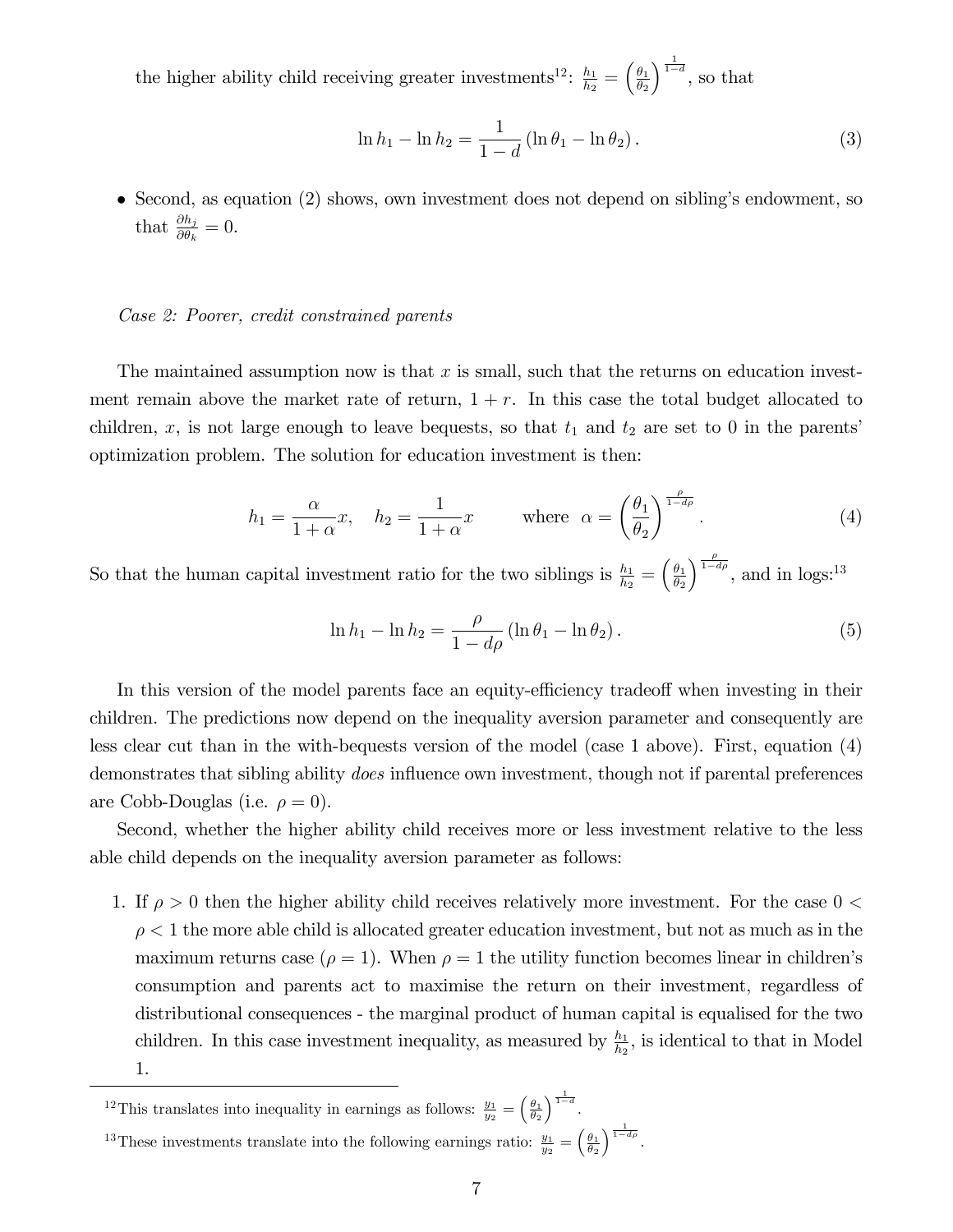the higher ability child receiving greater investments[12]: $\frac{h_1}{h_2} = \left(\frac{\theta_1}{\theta_2}\right)^{\frac{1}{1-d}}$, so that

$$\ln h_1 - \ln h_2 = \frac{1}{1-d}\left(\ln \theta_1 - \ln \theta_2\right). \tag{3}$$

- Second, as equation (2) shows, own investment does not depend on sibling's endowment, so that $\frac{\partial h_j}{\partial \theta_k} = 0$.

*Case 2: Poorer, credit constrained parents*

The maintained assumption now is that $x$ is small, such that the returns on education investment remain above the market rate of return, $1 + r$. In this case the total budget allocated to children, $x$, is not large enough to leave bequests, so that $t_1$ and $t_2$ are set to 0 in the parents' optimization problem. The solution for education investment is then:

$$h_1 = \frac{\alpha}{1+\alpha}x, \quad h_2 = \frac{1}{1+\alpha}x \qquad \text{where} \;\; \alpha = \left(\frac{\theta_1}{\theta_2}\right)^{\frac{\rho}{1-d\rho}}. \tag{4}$$

So that the human capital investment ratio for the two siblings is $\frac{h_1}{h_2} = \left(\frac{\theta_1}{\theta_2}\right)^{\frac{\rho}{1-d\rho}}$, and in logs:[13]

$$\ln h_1 - \ln h_2 = \frac{\rho}{1-d\rho}\left(\ln \theta_1 - \ln \theta_2\right). \tag{5}$$

In this version of the model parents face an equity-efficiency tradeoff when investing in their children. The predictions now depend on the inequality aversion parameter and consequently are less clear cut than in the with-bequests version of the model (case 1 above). First, equation (4) demonstrates that sibling ability *does* influence own investment, though not if parental preferences are Cobb-Douglas (i.e. $\rho = 0$).

Second, whether the higher ability child receives more or less investment relative to the less able child depends on the inequality aversion parameter as follows:

1. If $\rho > 0$ then the higher ability child receives relatively more investment. For the case $0 < \rho < 1$ the more able child is allocated greater education investment, but not as much as in the maximum returns case ($\rho = 1$). When $\rho = 1$ the utility function becomes linear in children's consumption and parents act to maximise the return on their investment, regardless of distributional consequences - the marginal product of human capital is equalised for the two children. In this case investment inequality, as measured by $\frac{h_1}{h_2}$, is identical to that in Model 1.

[12] This translates into inequality in earnings as follows: $\frac{y_1}{y_2} = \left(\frac{\theta_1}{\theta_2}\right)^{\frac{1}{1-d}}$.

[13] These investments translate into the following earnings ratio: $\frac{y_1}{y_2} = \left(\frac{\theta_1}{\theta_2}\right)^{\frac{1}{1-d\rho}}$.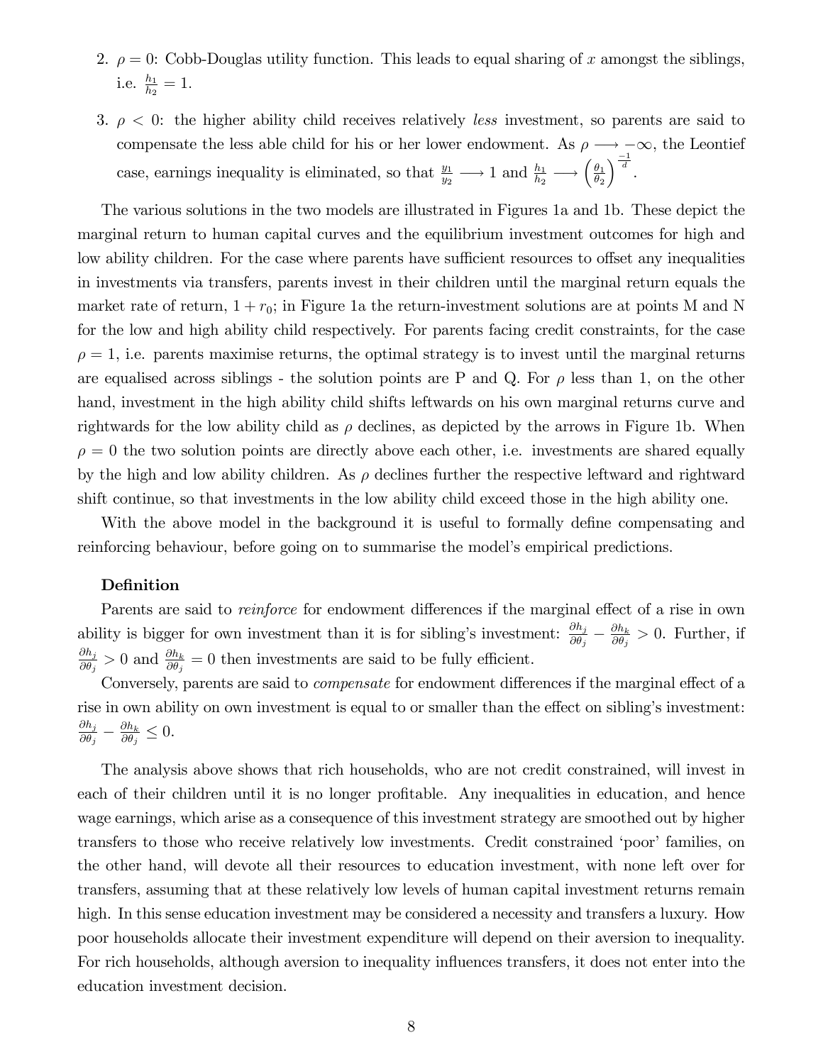2. $\rho = 0$: Cobb-Douglas utility function. This leads to equal sharing of $x$ amongst the siblings, i.e. $\frac{h_1}{h_2} = 1$.

3. $\rho < 0$: the higher ability child receives relatively *less* investment, so parents are said to compensate the less able child for his or her lower endowment. As $\rho \longrightarrow -\infty$, the Leontief case, earnings inequality is eliminated, so that $\frac{y_1}{y_2} \longrightarrow 1$ and $\frac{h_1}{h_2} \longrightarrow \left(\frac{\theta_1}{\theta_2}\right)^{\frac{-1}{d}}$.

The various solutions in the two models are illustrated in Figures 1a and 1b. These depict the marginal return to human capital curves and the equilibrium investment outcomes for high and low ability children. For the case where parents have sufficient resources to offset any inequalities in investments via transfers, parents invest in their children until the marginal return equals the market rate of return, $1 + r_0$; in Figure 1a the return-investment solutions are at points M and N for the low and high ability child respectively. For parents facing credit constraints, for the case $\rho = 1$, i.e. parents maximise returns, the optimal strategy is to invest until the marginal returns are equalised across siblings - the solution points are P and Q. For $\rho$ less than 1, on the other hand, investment in the high ability child shifts leftwards on his own marginal returns curve and rightwards for the low ability child as $\rho$ declines, as depicted by the arrows in Figure 1b. When $\rho = 0$ the two solution points are directly above each other, i.e. investments are shared equally by the high and low ability children. As $\rho$ declines further the respective leftward and rightward shift continue, so that investments in the low ability child exceed those in the high ability one.

With the above model in the background it is useful to formally define compensating and reinforcing behaviour, before going on to summarise the model's empirical predictions.

**Definition**

Parents are said to *reinforce* for endowment differences if the marginal effect of a rise in own ability is bigger for own investment than it is for sibling's investment: $\frac{\partial h_j}{\partial \theta_j} - \frac{\partial h_k}{\partial \theta_j} > 0$. Further, if $\frac{\partial h_j}{\partial \theta_j} > 0$ and $\frac{\partial h_k}{\partial \theta_j} = 0$ then investments are said to be fully efficient.

Conversely, parents are said to *compensate* for endowment differences if the marginal effect of a rise in own ability on own investment is equal to or smaller than the effect on sibling's investment: $\frac{\partial h_j}{\partial \theta_j} - \frac{\partial h_k}{\partial \theta_j} \leq 0$.

The analysis above shows that rich households, who are not credit constrained, will invest in each of their children until it is no longer profitable. Any inequalities in education, and hence wage earnings, which arise as a consequence of this investment strategy are smoothed out by higher transfers to those who receive relatively low investments. Credit constrained 'poor' families, on the other hand, will devote all their resources to education investment, with none left over for transfers, assuming that at these relatively low levels of human capital investment returns remain high. In this sense education investment may be considered a necessity and transfers a luxury. How poor households allocate their investment expenditure will depend on their aversion to inequality. For rich households, although aversion to inequality influences transfers, it does not enter into the education investment decision.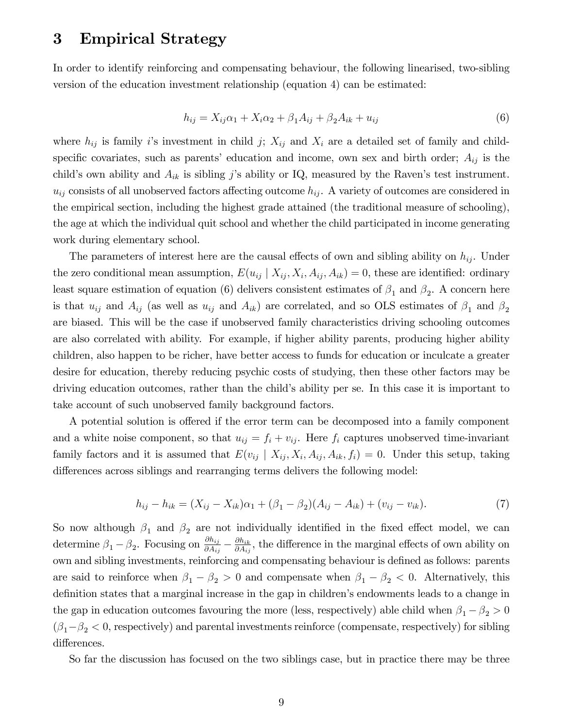# 3 Empirical Strategy

In order to identify reinforcing and compensating behaviour, the following linearised, two-sibling version of the education investment relationship (equation 4) can be estimated:

$$h_{ij} = X_{ij}\alpha_1 + X_i\alpha_2 + \beta_1 A_{ij} + \beta_2 A_{ik} + u_{ij} \tag{6}$$

where $h_{ij}$ is family $i$'s investment in child $j$; $X_{ij}$ and $X_i$ are a detailed set of family and child-specific covariates, such as parents' education and income, own sex and birth order; $A_{ij}$ is the child's own ability and $A_{ik}$ is sibling $j$'s ability or IQ, measured by the Raven's test instrument. $u_{ij}$ consists of all unobserved factors affecting outcome $h_{ij}$. A variety of outcomes are considered in the empirical section, including the highest grade attained (the traditional measure of schooling), the age at which the individual quit school and whether the child participated in income generating work during elementary school.

The parameters of interest here are the causal effects of own and sibling ability on $h_{ij}$. Under the zero conditional mean assumption, $E(u_{ij} \mid X_{ij}, X_i, A_{ij}, A_{ik}) = 0$, these are identified: ordinary least square estimation of equation (6) delivers consistent estimates of $\beta_1$ and $\beta_2$. A concern here is that $u_{ij}$ and $A_{ij}$ (as well as $u_{ij}$ and $A_{ik}$) are correlated, and so OLS estimates of $\beta_1$ and $\beta_2$ are biased. This will be the case if unobserved family characteristics driving schooling outcomes are also correlated with ability. For example, if higher ability parents, producing higher ability children, also happen to be richer, have better access to funds for education or inculcate a greater desire for education, thereby reducing psychic costs of studying, then these other factors may be driving education outcomes, rather than the child's ability per se. In this case it is important to take account of such unobserved family background factors.

A potential solution is offered if the error term can be decomposed into a family component and a white noise component, so that $u_{ij} = f_i + v_{ij}$. Here $f_i$ captures unobserved time-invariant family factors and it is assumed that $E(v_{ij} \mid X_{ij}, X_i, A_{ij}, A_{ik}, f_i) = 0$. Under this setup, taking differences across siblings and rearranging terms delivers the following model:

$$h_{ij} - h_{ik} = (X_{ij} - X_{ik})\alpha_1 + (\beta_1 - \beta_2)(A_{ij} - A_{ik}) + (v_{ij} - v_{ik}). \tag{7}$$

So now although $\beta_1$ and $\beta_2$ are not individually identified in the fixed effect model, we can determine $\beta_1 - \beta_2$. Focusing on $\frac{\partial h_{ij}}{\partial A_{ij}} - \frac{\partial h_{ik}}{\partial A_{ij}}$, the difference in the marginal effects of own ability on own and sibling investments, reinforcing and compensating behaviour is defined as follows: parents are said to reinforce when $\beta_1 - \beta_2 > 0$ and compensate when $\beta_1 - \beta_2 < 0$. Alternatively, this definition states that a marginal increase in the gap in children's endowments leads to a change in the gap in education outcomes favouring the more (less, respectively) able child when $\beta_1 - \beta_2 > 0$ ($\beta_1 - \beta_2 < 0$, respectively) and parental investments reinforce (compensate, respectively) for sibling differences.

So far the discussion has focused on the two siblings case, but in practice there may be three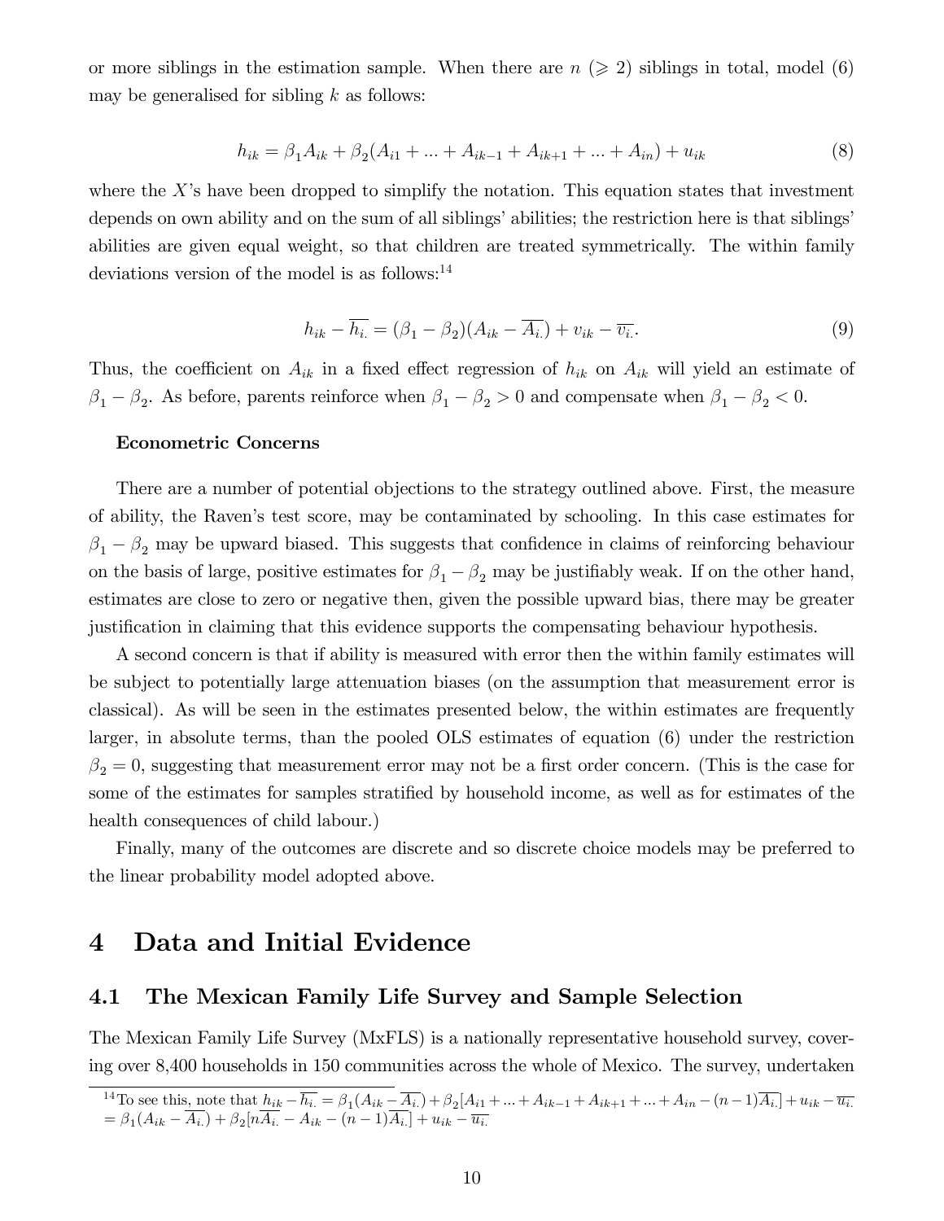or more siblings in the estimation sample. When there are $n$ ($\geqslant 2$) siblings in total, model (6) may be generalised for sibling $k$ as follows:

$$h_{ik} = \beta_1 A_{ik} + \beta_2 (A_{i1} + ... + A_{ik-1} + A_{ik+1} + ... + A_{in}) + u_{ik} \tag{8}$$

where the $X$'s have been dropped to simplify the notation. This equation states that investment depends on own ability and on the sum of all siblings' abilities; the restriction here is that siblings' abilities are given equal weight, so that children are treated symmetrically. The within family deviations version of the model is as follows:[14]

$$h_{ik} - \overline{h_{i.}} = (\beta_1 - \beta_2)(A_{ik} - \overline{A_{i.}}) + v_{ik} - \overline{v_{i.}}. \tag{9}$$

Thus, the coefficient on $A_{ik}$ in a fixed effect regression of $h_{ik}$ on $A_{ik}$ will yield an estimate of $\beta_1 - \beta_2$. As before, parents reinforce when $\beta_1 - \beta_2 > 0$ and compensate when $\beta_1 - \beta_2 < 0$.

**Econometric Concerns**

There are a number of potential objections to the strategy outlined above. First, the measure of ability, the Raven's test score, may be contaminated by schooling. In this case estimates for $\beta_1 - \beta_2$ may be upward biased. This suggests that confidence in claims of reinforcing behaviour on the basis of large, positive estimates for $\beta_1 - \beta_2$ may be justifiably weak. If on the other hand, estimates are close to zero or negative then, given the possible upward bias, there may be greater justification in claiming that this evidence supports the compensating behaviour hypothesis.

A second concern is that if ability is measured with error then the within family estimates will be subject to potentially large attenuation biases (on the assumption that measurement error is classical). As will be seen in the estimates presented below, the within estimates are frequently larger, in absolute terms, than the pooled OLS estimates of equation (6) under the restriction $\beta_2 = 0$, suggesting that measurement error may not be a first order concern. (This is the case for some of the estimates for samples stratified by household income, as well as for estimates of the health consequences of child labour.)

Finally, many of the outcomes are discrete and so discrete choice models may be preferred to the linear probability model adopted above.

# 4 Data and Initial Evidence

## 4.1 The Mexican Family Life Survey and Sample Selection

The Mexican Family Life Survey (MxFLS) is a nationally representative household survey, covering over 8,400 households in 150 communities across the whole of Mexico. The survey, undertaken

[14] To see this, note that $h_{ik} - \overline{h_{i.}} = \beta_1(A_{ik} - \overline{A_{i.}}) + \beta_2[A_{i1} + ... + A_{ik-1} + A_{ik+1} + ... + A_{in} - (n-1)\overline{A_{i.}}] + u_{ik} - \overline{u_{i.}}$ $= \beta_1(A_{ik} - \overline{A_{i.}}) + \beta_2[n\overline{A_{i.}} - A_{ik} - (n-1)\overline{A_{i.}}] + u_{ik} - \overline{u_{i.}}$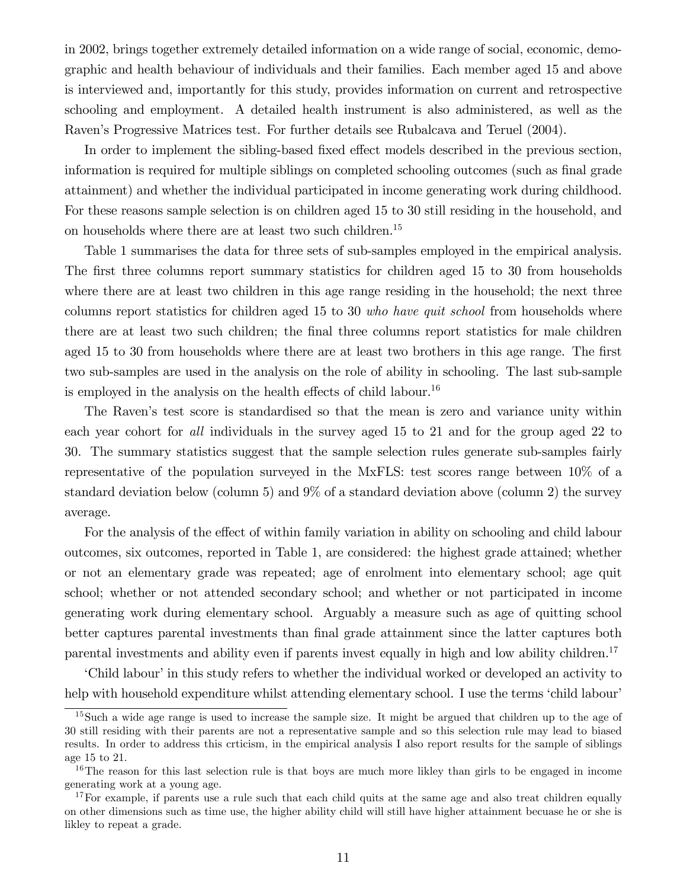in 2002, brings together extremely detailed information on a wide range of social, economic, demographic and health behaviour of individuals and their families. Each member aged 15 and above is interviewed and, importantly for this study, provides information on current and retrospective schooling and employment. A detailed health instrument is also administered, as well as the Raven's Progressive Matrices test. For further details see Rubalcava and Teruel (2004).

In order to implement the sibling-based fixed effect models described in the previous section, information is required for multiple siblings on completed schooling outcomes (such as final grade attainment) and whether the individual participated in income generating work during childhood. For these reasons sample selection is on children aged 15 to 30 still residing in the household, and on households where there are at least two such children.[15]

Table 1 summarises the data for three sets of sub-samples employed in the empirical analysis. The first three columns report summary statistics for children aged 15 to 30 from households where there are at least two children in this age range residing in the household; the next three columns report statistics for children aged 15 to 30 *who have quit school* from households where there are at least two such children; the final three columns report statistics for male children aged 15 to 30 from households where there are at least two brothers in this age range. The first two sub-samples are used in the analysis on the role of ability in schooling. The last sub-sample is employed in the analysis on the health effects of child labour.[16]

The Raven's test score is standardised so that the mean is zero and variance unity within each year cohort for *all* individuals in the survey aged 15 to 21 and for the group aged 22 to 30. The summary statistics suggest that the sample selection rules generate sub-samples fairly representative of the population surveyed in the MxFLS: test scores range between 10% of a standard deviation below (column 5) and 9% of a standard deviation above (column 2) the survey average.

For the analysis of the effect of within family variation in ability on schooling and child labour outcomes, six outcomes, reported in Table 1, are considered: the highest grade attained; whether or not an elementary grade was repeated; age of enrolment into elementary school; age quit school; whether or not attended secondary school; and whether or not participated in income generating work during elementary school. Arguably a measure such as age of quitting school better captures parental investments than final grade attainment since the latter captures both parental investments and ability even if parents invest equally in high and low ability children.[17]

'Child labour' in this study refers to whether the individual worked or developed an activity to help with household expenditure whilst attending elementary school. I use the terms 'child labour'

[15]Such a wide age range is used to increase the sample size. It might be argued that children up to the age of 30 still residing with their parents are not a representative sample and so this selection rule may lead to biased results. In order to address this crticism, in the empirical analysis I also report results for the sample of siblings age 15 to 21.

[16]The reason for this last selection rule is that boys are much more likley than girls to be engaged in income generating work at a young age.

[17]For example, if parents use a rule such that each child quits at the same age and also treat children equally on other dimensions such as time use, the higher ability child will still have higher attainment becuase he or she is likley to repeat a grade.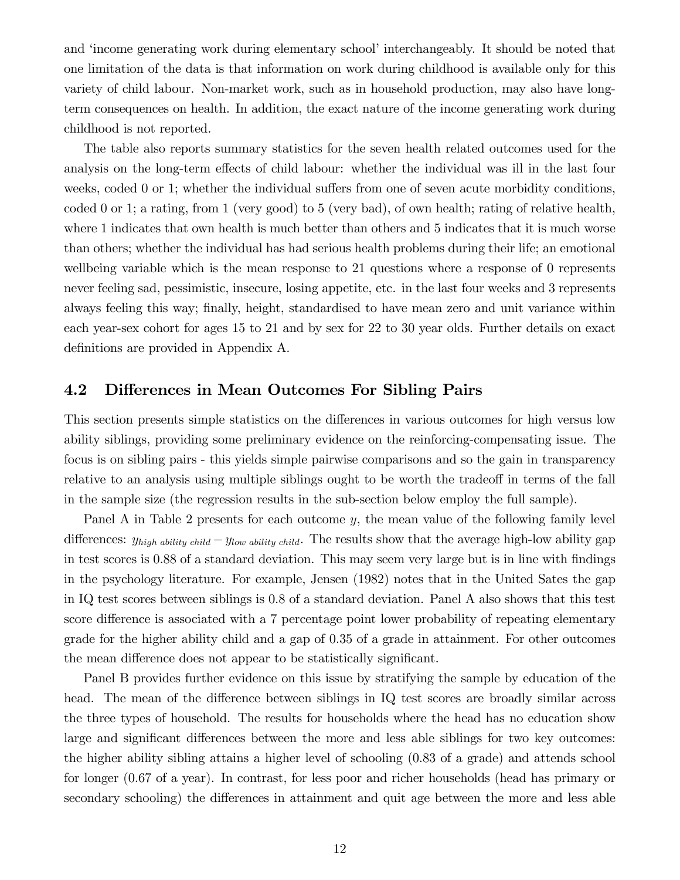and 'income generating work during elementary school' interchangeably. It should be noted that one limitation of the data is that information on work during childhood is available only for this variety of child labour. Non-market work, such as in household production, may also have long-term consequences on health. In addition, the exact nature of the income generating work during childhood is not reported.

The table also reports summary statistics for the seven health related outcomes used for the analysis on the long-term effects of child labour: whether the individual was ill in the last four weeks, coded 0 or 1; whether the individual suffers from one of seven acute morbidity conditions, coded 0 or 1; a rating, from 1 (very good) to 5 (very bad), of own health; rating of relative health, where 1 indicates that own health is much better than others and 5 indicates that it is much worse than others; whether the individual has had serious health problems during their life; an emotional wellbeing variable which is the mean response to 21 questions where a response of 0 represents never feeling sad, pessimistic, insecure, losing appetite, etc. in the last four weeks and 3 represents always feeling this way; finally, height, standardised to have mean zero and unit variance within each year-sex cohort for ages 15 to 21 and by sex for 22 to 30 year olds. Further details on exact definitions are provided in Appendix A.

## 4.2 Differences in Mean Outcomes For Sibling Pairs

This section presents simple statistics on the differences in various outcomes for high versus low ability siblings, providing some preliminary evidence on the reinforcing-compensating issue. The focus is on sibling pairs - this yields simple pairwise comparisons and so the gain in transparency relative to an analysis using multiple siblings ought to be worth the tradeoff in terms of the fall in the sample size (the regression results in the sub-section below employ the full sample).

Panel A in Table 2 presents for each outcome $y$, the mean value of the following family level differences: $y_{high\ ability\ child} - y_{low\ ability\ child}$. The results show that the average high-low ability gap in test scores is 0.88 of a standard deviation. This may seem very large but is in line with findings in the psychology literature. For example, Jensen (1982) notes that in the United Sates the gap in IQ test scores between siblings is 0.8 of a standard deviation. Panel A also shows that this test score difference is associated with a 7 percentage point lower probability of repeating elementary grade for the higher ability child and a gap of 0.35 of a grade in attainment. For other outcomes the mean difference does not appear to be statistically significant.

Panel B provides further evidence on this issue by stratifying the sample by education of the head. The mean of the difference between siblings in IQ test scores are broadly similar across the three types of household. The results for households where the head has no education show large and significant differences between the more and less able siblings for two key outcomes: the higher ability sibling attains a higher level of schooling (0.83 of a grade) and attends school for longer (0.67 of a year). In contrast, for less poor and richer households (head has primary or secondary schooling) the differences in attainment and quit age between the more and less able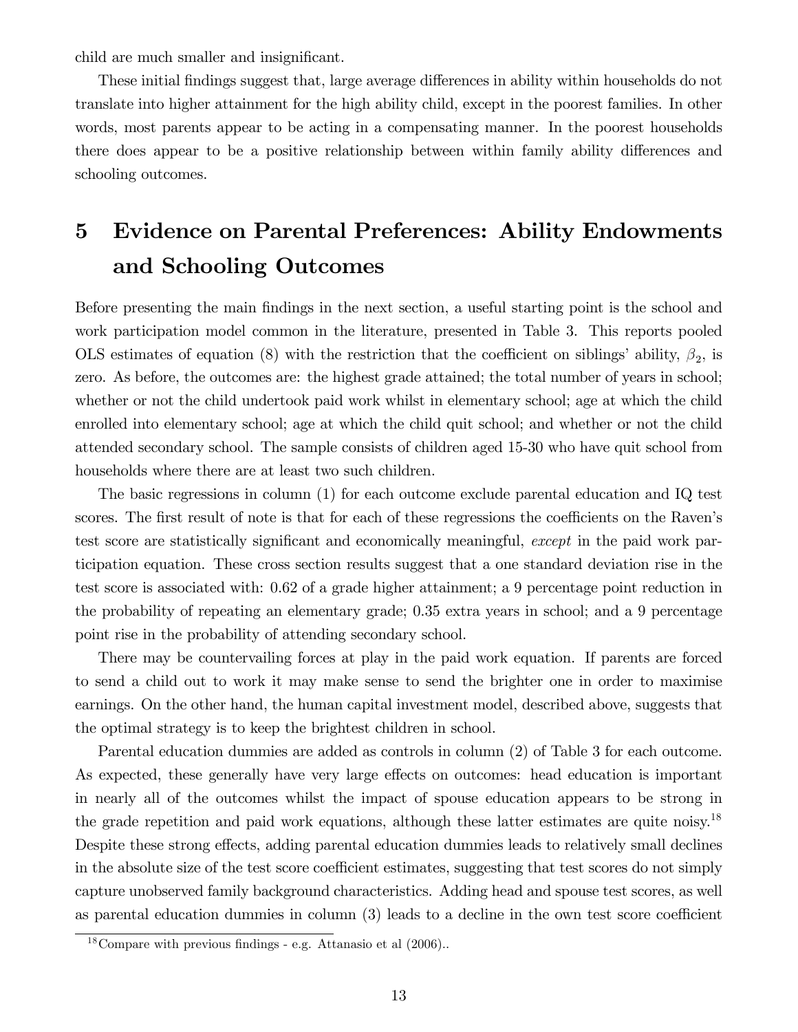child are much smaller and insignificant.

These initial findings suggest that, large average differences in ability within households do not translate into higher attainment for the high ability child, except in the poorest families. In other words, most parents appear to be acting in a compensating manner. In the poorest households there does appear to be a positive relationship between within family ability differences and schooling outcomes.

# 5 Evidence on Parental Preferences: Ability Endowments and Schooling Outcomes

Before presenting the main findings in the next section, a useful starting point is the school and work participation model common in the literature, presented in Table 3. This reports pooled OLS estimates of equation (8) with the restriction that the coefficient on siblings' ability, $\beta_2$, is zero. As before, the outcomes are: the highest grade attained; the total number of years in school; whether or not the child undertook paid work whilst in elementary school; age at which the child enrolled into elementary school; age at which the child quit school; and whether or not the child attended secondary school. The sample consists of children aged 15-30 who have quit school from households where there are at least two such children.

The basic regressions in column (1) for each outcome exclude parental education and IQ test scores. The first result of note is that for each of these regressions the coefficients on the Raven's test score are statistically significant and economically meaningful, *except* in the paid work participation equation. These cross section results suggest that a one standard deviation rise in the test score is associated with: 0.62 of a grade higher attainment; a 9 percentage point reduction in the probability of repeating an elementary grade; 0.35 extra years in school; and a 9 percentage point rise in the probability of attending secondary school.

There may be countervailing forces at play in the paid work equation. If parents are forced to send a child out to work it may make sense to send the brighter one in order to maximise earnings. On the other hand, the human capital investment model, described above, suggests that the optimal strategy is to keep the brightest children in school.

Parental education dummies are added as controls in column (2) of Table 3 for each outcome. As expected, these generally have very large effects on outcomes: head education is important in nearly all of the outcomes whilst the impact of spouse education appears to be strong in the grade repetition and paid work equations, although these latter estimates are quite noisy.[18] Despite these strong effects, adding parental education dummies leads to relatively small declines in the absolute size of the test score coefficient estimates, suggesting that test scores do not simply capture unobserved family background characteristics. Adding head and spouse test scores, as well as parental education dummies in column (3) leads to a decline in the own test score coefficient

[18] Compare with previous findings - e.g. Attanasio et al (2006)..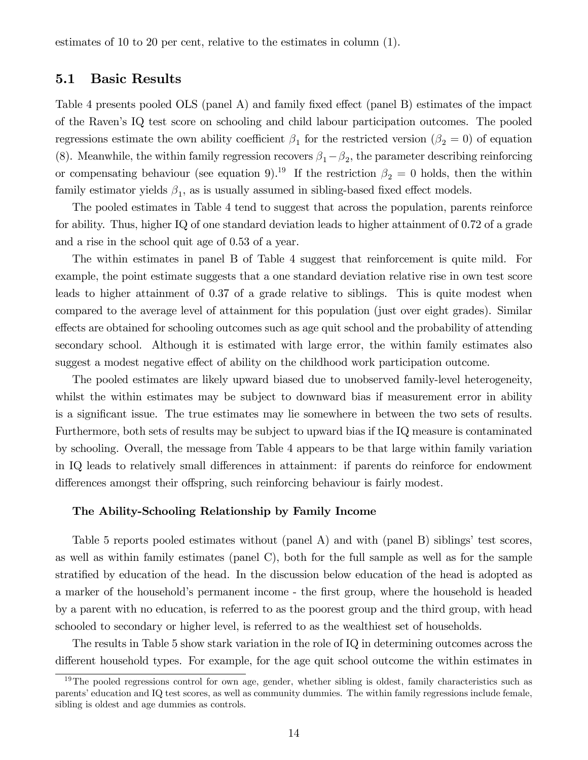estimates of 10 to 20 per cent, relative to the estimates in column (1).

## 5.1 Basic Results

Table 4 presents pooled OLS (panel A) and family fixed effect (panel B) estimates of the impact of the Raven's IQ test score on schooling and child labour participation outcomes. The pooled regressions estimate the own ability coefficient $\beta_1$ for the restricted version ($\beta_2 = 0$) of equation (8). Meanwhile, the within family regression recovers $\beta_1 - \beta_2$, the parameter describing reinforcing or compensating behaviour (see equation 9).[19] If the restriction $\beta_2 = 0$ holds, then the within family estimator yields $\beta_1$, as is usually assumed in sibling-based fixed effect models.

The pooled estimates in Table 4 tend to suggest that across the population, parents reinforce for ability. Thus, higher IQ of one standard deviation leads to higher attainment of 0.72 of a grade and a rise in the school quit age of 0.53 of a year.

The within estimates in panel B of Table 4 suggest that reinforcement is quite mild. For example, the point estimate suggests that a one standard deviation relative rise in own test score leads to higher attainment of 0.37 of a grade relative to siblings. This is quite modest when compared to the average level of attainment for this population (just over eight grades). Similar effects are obtained for schooling outcomes such as age quit school and the probability of attending secondary school. Although it is estimated with large error, the within family estimates also suggest a modest negative effect of ability on the childhood work participation outcome.

The pooled estimates are likely upward biased due to unobserved family-level heterogeneity, whilst the within estimates may be subject to downward bias if measurement error in ability is a significant issue. The true estimates may lie somewhere in between the two sets of results. Furthermore, both sets of results may be subject to upward bias if the IQ measure is contaminated by schooling. Overall, the message from Table 4 appears to be that large within family variation in IQ leads to relatively small differences in attainment: if parents do reinforce for endowment differences amongst their offspring, such reinforcing behaviour is fairly modest.

#### The Ability-Schooling Relationship by Family Income

Table 5 reports pooled estimates without (panel A) and with (panel B) siblings' test scores, as well as within family estimates (panel C), both for the full sample as well as for the sample stratified by education of the head. In the discussion below education of the head is adopted as a marker of the household's permanent income - the first group, where the household is headed by a parent with no education, is referred to as the poorest group and the third group, with head schooled to secondary or higher level, is referred to as the wealthiest set of households.

The results in Table 5 show stark variation in the role of IQ in determining outcomes across the different household types. For example, for the age quit school outcome the within estimates in

[19] The pooled regressions control for own age, gender, whether sibling is oldest, family characteristics such as parents' education and IQ test scores, as well as community dummies. The within family regressions include female, sibling is oldest and age dummies as controls.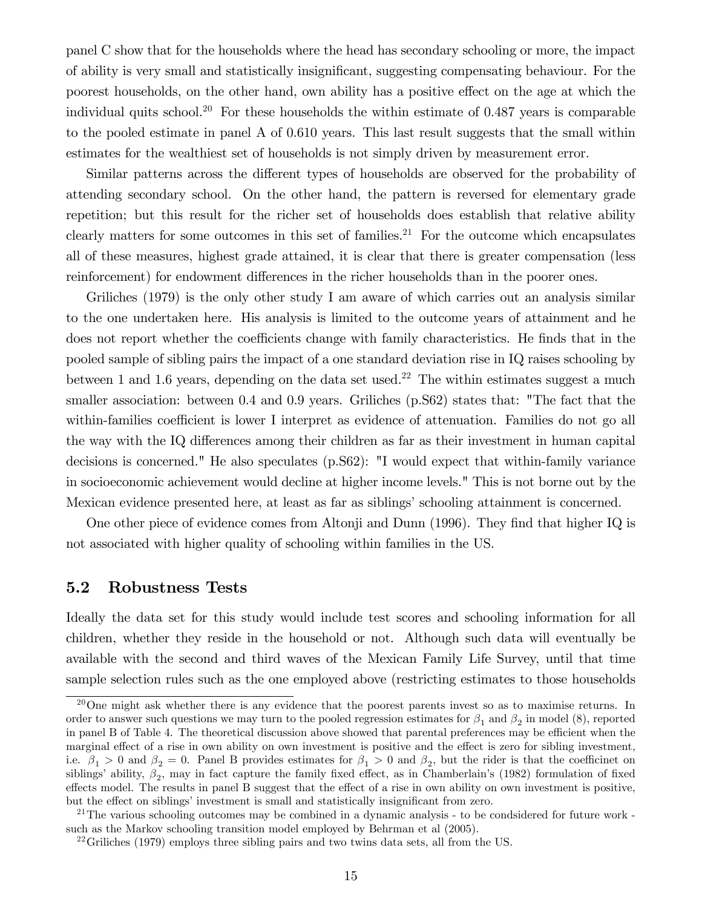panel C show that for the households where the head has secondary schooling or more, the impact of ability is very small and statistically insignificant, suggesting compensating behaviour. For the poorest households, on the other hand, own ability has a positive effect on the age at which the individual quits school.[20] For these households the within estimate of 0.487 years is comparable to the pooled estimate in panel A of 0.610 years. This last result suggests that the small within estimates for the wealthiest set of households is not simply driven by measurement error.

Similar patterns across the different types of households are observed for the probability of attending secondary school. On the other hand, the pattern is reversed for elementary grade repetition; but this result for the richer set of households does establish that relative ability clearly matters for some outcomes in this set of families.[21] For the outcome which encapsulates all of these measures, highest grade attained, it is clear that there is greater compensation (less reinforcement) for endowment differences in the richer households than in the poorer ones.

Griliches (1979) is the only other study I am aware of which carries out an analysis similar to the one undertaken here. His analysis is limited to the outcome years of attainment and he does not report whether the coefficients change with family characteristics. He finds that in the pooled sample of sibling pairs the impact of a one standard deviation rise in IQ raises schooling by between 1 and 1.6 years, depending on the data set used.[22] The within estimates suggest a much smaller association: between 0.4 and 0.9 years. Griliches (p.S62) states that: "The fact that the within-families coefficient is lower I interpret as evidence of attenuation. Families do not go all the way with the IQ differences among their children as far as their investment in human capital decisions is concerned." He also speculates (p.S62): "I would expect that within-family variance in socioeconomic achievement would decline at higher income levels." This is not borne out by the Mexican evidence presented here, at least as far as siblings' schooling attainment is concerned.

One other piece of evidence comes from Altonji and Dunn (1996). They find that higher IQ is not associated with higher quality of schooling within families in the US.

### 5.2 Robustness Tests

Ideally the data set for this study would include test scores and schooling information for all children, whether they reside in the household or not. Although such data will eventually be available with the second and third waves of the Mexican Family Life Survey, until that time sample selection rules such as the one employed above (restricting estimates to those households

---

[20] One might ask whether there is any evidence that the poorest parents invest so as to maximise returns. In order to answer such questions we may turn to the pooled regression estimates for $\beta_1$ and $\beta_2$ in model (8), reported in panel B of Table 4. The theoretical discussion above showed that parental preferences may be efficient when the marginal effect of a rise in own ability on own investment is positive and the effect is zero for sibling investment, i.e. $\beta_1 > 0$ and $\beta_2 = 0$. Panel B provides estimates for $\beta_1 > 0$ and $\beta_2$, but the rider is that the coefficinet on siblings' ability, $\beta_2$, may in fact capture the family fixed effect, as in Chamberlain's (1982) formulation of fixed effects model. The results in panel B suggest that the effect of a rise in own ability on own investment is positive, but the effect on siblings' investment is small and statistically insignificant from zero.

[21] The various schooling outcomes may be combined in a dynamic analysis - to be condsidered for future work - such as the Markov schooling transition model employed by Behrman et al (2005).

[22] Griliches (1979) employs three sibling pairs and two twins data sets, all from the US.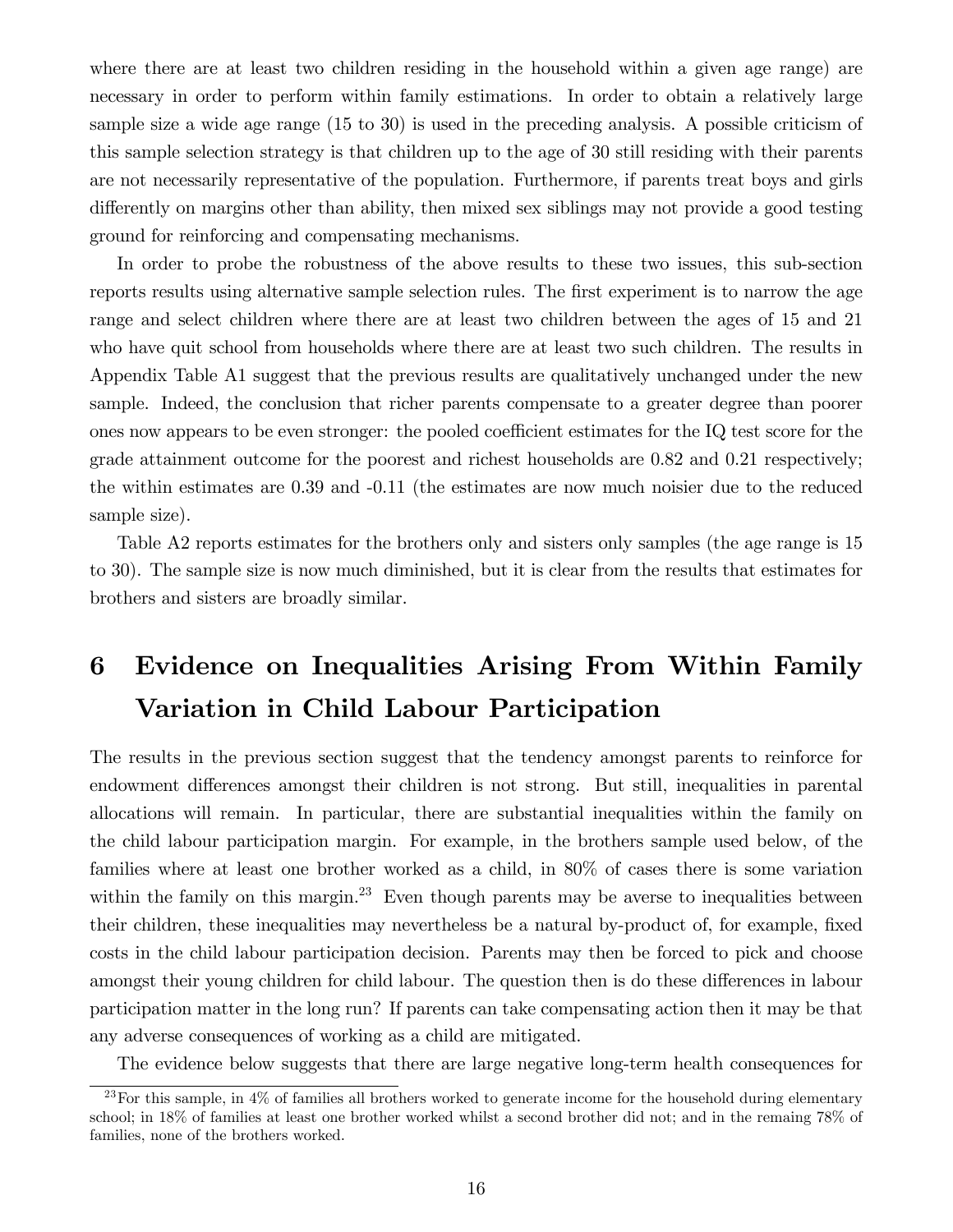where there are at least two children residing in the household within a given age range) are necessary in order to perform within family estimations. In order to obtain a relatively large sample size a wide age range (15 to 30) is used in the preceding analysis. A possible criticism of this sample selection strategy is that children up to the age of 30 still residing with their parents are not necessarily representative of the population. Furthermore, if parents treat boys and girls differently on margins other than ability, then mixed sex siblings may not provide a good testing ground for reinforcing and compensating mechanisms.

In order to probe the robustness of the above results to these two issues, this sub-section reports results using alternative sample selection rules. The first experiment is to narrow the age range and select children where there are at least two children between the ages of 15 and 21 who have quit school from households where there are at least two such children. The results in Appendix Table A1 suggest that the previous results are qualitatively unchanged under the new sample. Indeed, the conclusion that richer parents compensate to a greater degree than poorer ones now appears to be even stronger: the pooled coefficient estimates for the IQ test score for the grade attainment outcome for the poorest and richest households are 0.82 and 0.21 respectively; the within estimates are 0.39 and -0.11 (the estimates are now much noisier due to the reduced sample size).

Table A2 reports estimates for the brothers only and sisters only samples (the age range is 15 to 30). The sample size is now much diminished, but it is clear from the results that estimates for brothers and sisters are broadly similar.

# 6 Evidence on Inequalities Arising From Within Family Variation in Child Labour Participation

The results in the previous section suggest that the tendency amongst parents to reinforce for endowment differences amongst their children is not strong. But still, inequalities in parental allocations will remain. In particular, there are substantial inequalities within the family on the child labour participation margin. For example, in the brothers sample used below, of the families where at least one brother worked as a child, in 80% of cases there is some variation within the family on this margin.[23] Even though parents may be averse to inequalities between their children, these inequalities may nevertheless be a natural by-product of, for example, fixed costs in the child labour participation decision. Parents may then be forced to pick and choose amongst their young children for child labour. The question then is do these differences in labour participation matter in the long run? If parents can take compensating action then it may be that any adverse consequences of working as a child are mitigated.

The evidence below suggests that there are large negative long-term health consequences for

[23] For this sample, in 4% of families all brothers worked to generate income for the household during elementary school; in 18% of families at least one brother worked whilst a second brother did not; and in the remaing 78% of families, none of the brothers worked.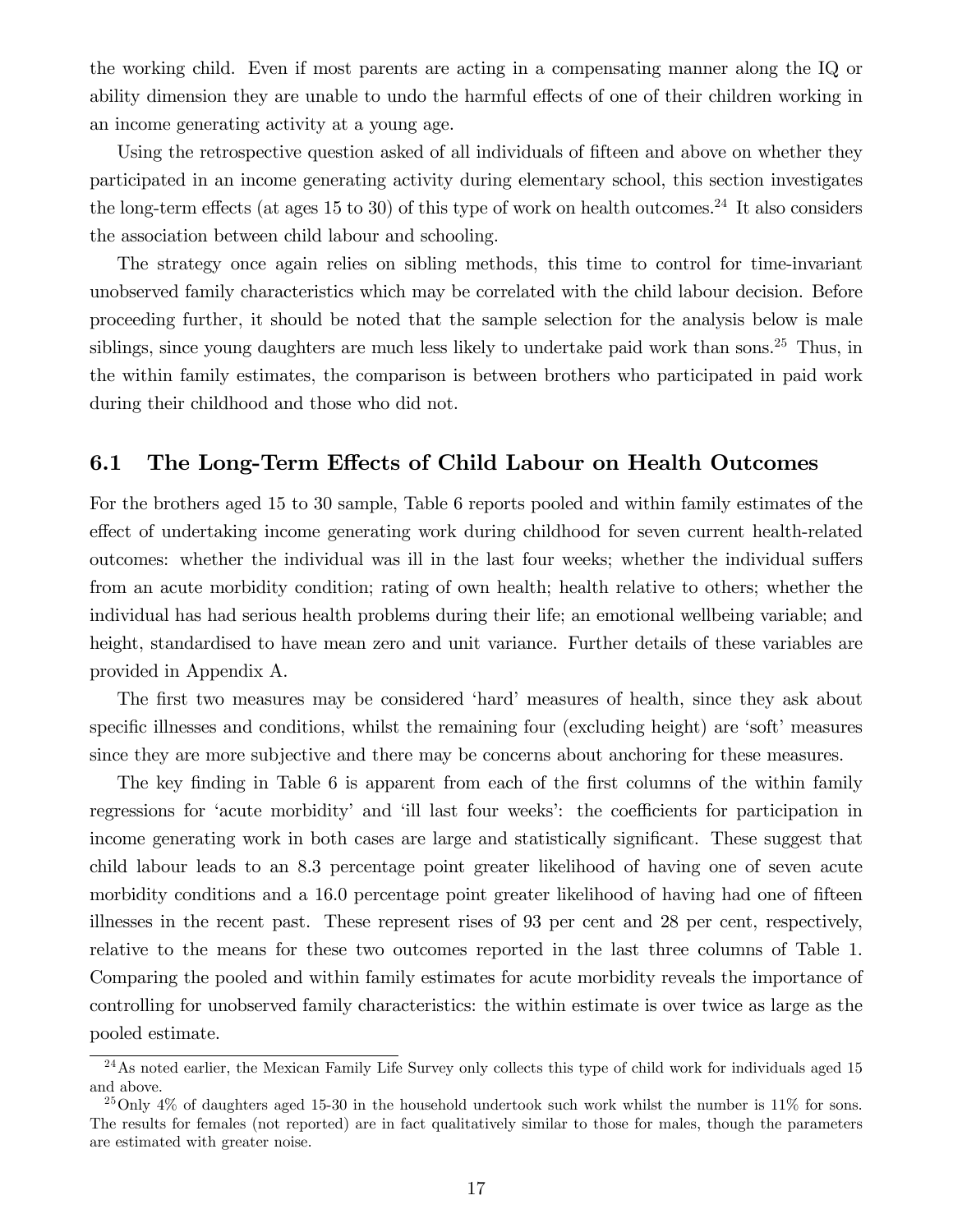the working child. Even if most parents are acting in a compensating manner along the IQ or ability dimension they are unable to undo the harmful effects of one of their children working in an income generating activity at a young age.

Using the retrospective question asked of all individuals of fifteen and above on whether they participated in an income generating activity during elementary school, this section investigates the long-term effects (at ages 15 to 30) of this type of work on health outcomes.[24] It also considers the association between child labour and schooling.

The strategy once again relies on sibling methods, this time to control for time-invariant unobserved family characteristics which may be correlated with the child labour decision. Before proceeding further, it should be noted that the sample selection for the analysis below is male siblings, since young daughters are much less likely to undertake paid work than sons.[25] Thus, in the within family estimates, the comparison is between brothers who participated in paid work during their childhood and those who did not.

## 6.1 The Long-Term Effects of Child Labour on Health Outcomes

For the brothers aged 15 to 30 sample, Table 6 reports pooled and within family estimates of the effect of undertaking income generating work during childhood for seven current health-related outcomes: whether the individual was ill in the last four weeks; whether the individual suffers from an acute morbidity condition; rating of own health; health relative to others; whether the individual has had serious health problems during their life; an emotional wellbeing variable; and height, standardised to have mean zero and unit variance. Further details of these variables are provided in Appendix A.

The first two measures may be considered 'hard' measures of health, since they ask about specific illnesses and conditions, whilst the remaining four (excluding height) are 'soft' measures since they are more subjective and there may be concerns about anchoring for these measures.

The key finding in Table 6 is apparent from each of the first columns of the within family regressions for 'acute morbidity' and 'ill last four weeks': the coefficients for participation in income generating work in both cases are large and statistically significant. These suggest that child labour leads to an 8.3 percentage point greater likelihood of having one of seven acute morbidity conditions and a 16.0 percentage point greater likelihood of having had one of fifteen illnesses in the recent past. These represent rises of 93 per cent and 28 per cent, respectively, relative to the means for these two outcomes reported in the last three columns of Table 1. Comparing the pooled and within family estimates for acute morbidity reveals the importance of controlling for unobserved family characteristics: the within estimate is over twice as large as the pooled estimate.

[24] As noted earlier, the Mexican Family Life Survey only collects this type of child work for individuals aged 15 and above.

[25] Only 4% of daughters aged 15-30 in the household undertook such work whilst the number is 11% for sons. The results for females (not reported) are in fact qualitatively similar to those for males, though the parameters are estimated with greater noise.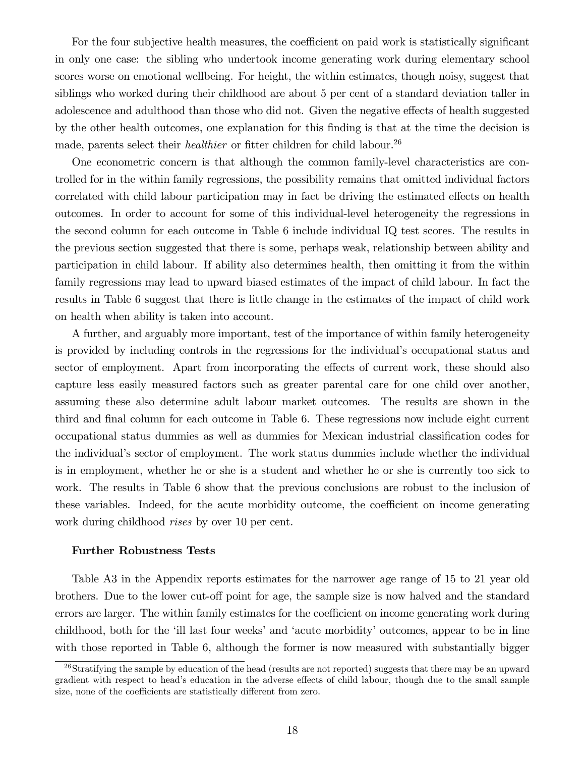For the four subjective health measures, the coefficient on paid work is statistically significant in only one case: the sibling who undertook income generating work during elementary school scores worse on emotional wellbeing. For height, the within estimates, though noisy, suggest that siblings who worked during their childhood are about 5 per cent of a standard deviation taller in adolescence and adulthood than those who did not. Given the negative effects of health suggested by the other health outcomes, one explanation for this finding is that at the time the decision is made, parents select their *healthier* or fitter children for child labour.[26]

One econometric concern is that although the common family-level characteristics are controlled for in the within family regressions, the possibility remains that omitted individual factors correlated with child labour participation may in fact be driving the estimated effects on health outcomes. In order to account for some of this individual-level heterogeneity the regressions in the second column for each outcome in Table 6 include individual IQ test scores. The results in the previous section suggested that there is some, perhaps weak, relationship between ability and participation in child labour. If ability also determines health, then omitting it from the within family regressions may lead to upward biased estimates of the impact of child labour. In fact the results in Table 6 suggest that there is little change in the estimates of the impact of child work on health when ability is taken into account.

A further, and arguably more important, test of the importance of within family heterogeneity is provided by including controls in the regressions for the individual's occupational status and sector of employment. Apart from incorporating the effects of current work, these should also capture less easily measured factors such as greater parental care for one child over another, assuming these also determine adult labour market outcomes. The results are shown in the third and final column for each outcome in Table 6. These regressions now include eight current occupational status dummies as well as dummies for Mexican industrial classification codes for the individual's sector of employment. The work status dummies include whether the individual is in employment, whether he or she is a student and whether he or she is currently too sick to work. The results in Table 6 show that the previous conclusions are robust to the inclusion of these variables. Indeed, for the acute morbidity outcome, the coefficient on income generating work during childhood *rises* by over 10 per cent.

**Further Robustness Tests**

Table A3 in the Appendix reports estimates for the narrower age range of 15 to 21 year old brothers. Due to the lower cut-off point for age, the sample size is now halved and the standard errors are larger. The within family estimates for the coefficient on income generating work during childhood, both for the 'ill last four weeks' and 'acute morbidity' outcomes, appear to be in line with those reported in Table 6, although the former is now measured with substantially bigger

[26] Stratifying the sample by education of the head (results are not reported) suggests that there may be an upward gradient with respect to head's education in the adverse effects of child labour, though due to the small sample size, none of the coefficients are statistically different from zero.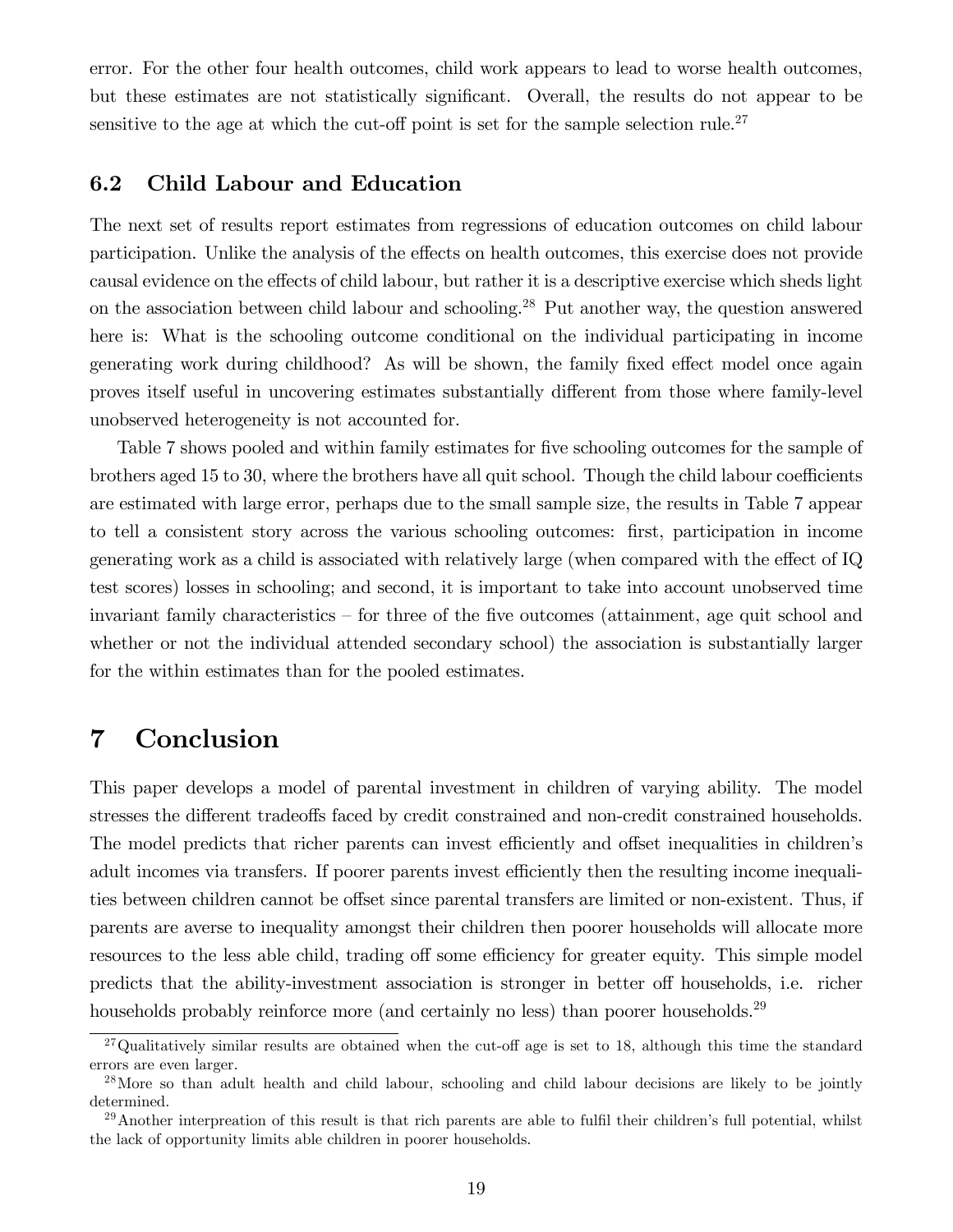error. For the other four health outcomes, child work appears to lead to worse health outcomes, but these estimates are not statistically significant. Overall, the results do not appear to be sensitive to the age at which the cut-off point is set for the sample selection rule.[27]

### 6.2 Child Labour and Education

The next set of results report estimates from regressions of education outcomes on child labour participation. Unlike the analysis of the effects on health outcomes, this exercise does not provide causal evidence on the effects of child labour, but rather it is a descriptive exercise which sheds light on the association between child labour and schooling.[28] Put another way, the question answered here is: What is the schooling outcome conditional on the individual participating in income generating work during childhood? As will be shown, the family fixed effect model once again proves itself useful in uncovering estimates substantially different from those where family-level unobserved heterogeneity is not accounted for.

Table 7 shows pooled and within family estimates for five schooling outcomes for the sample of brothers aged 15 to 30, where the brothers have all quit school. Though the child labour coefficients are estimated with large error, perhaps due to the small sample size, the results in Table 7 appear to tell a consistent story across the various schooling outcomes: first, participation in income generating work as a child is associated with relatively large (when compared with the effect of IQ test scores) losses in schooling; and second, it is important to take into account unobserved time invariant family characteristics – for three of the five outcomes (attainment, age quit school and whether or not the individual attended secondary school) the association is substantially larger for the within estimates than for the pooled estimates.

## 7 Conclusion

This paper develops a model of parental investment in children of varying ability. The model stresses the different tradeoffs faced by credit constrained and non-credit constrained households. The model predicts that richer parents can invest efficiently and offset inequalities in children's adult incomes via transfers. If poorer parents invest efficiently then the resulting income inequalities between children cannot be offset since parental transfers are limited or non-existent. Thus, if parents are averse to inequality amongst their children then poorer households will allocate more resources to the less able child, trading off some efficiency for greater equity. This simple model predicts that the ability-investment association is stronger in better off households, i.e. richer households probably reinforce more (and certainly no less) than poorer households.[29]

[27] Qualitatively similar results are obtained when the cut-off age is set to 18, although this time the standard errors are even larger.

[28] More so than adult health and child labour, schooling and child labour decisions are likely to be jointly determined.

[29] Another interpreation of this result is that rich parents are able to fulfil their children's full potential, whilst the lack of opportunity limits able children in poorer households.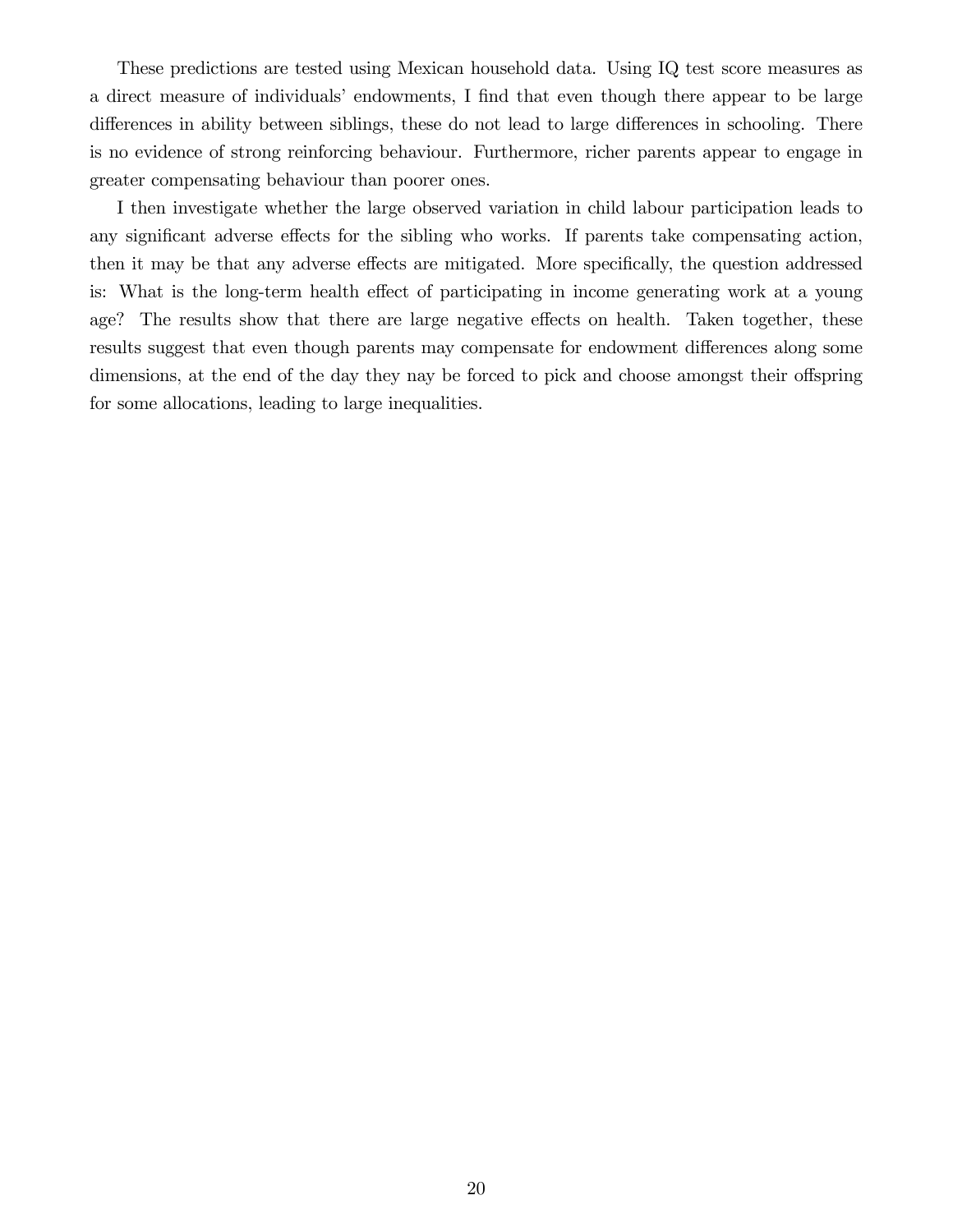These predictions are tested using Mexican household data. Using IQ test score measures as a direct measure of individuals' endowments, I find that even though there appear to be large differences in ability between siblings, these do not lead to large differences in schooling. There is no evidence of strong reinforcing behaviour. Furthermore, richer parents appear to engage in greater compensating behaviour than poorer ones.

I then investigate whether the large observed variation in child labour participation leads to any significant adverse effects for the sibling who works. If parents take compensating action, then it may be that any adverse effects are mitigated. More specifically, the question addressed is: What is the long-term health effect of participating in income generating work at a young age? The results show that there are large negative effects on health. Taken together, these results suggest that even though parents may compensate for endowment differences along some dimensions, at the end of the day they nay be forced to pick and choose amongst their offspring for some allocations, leading to large inequalities.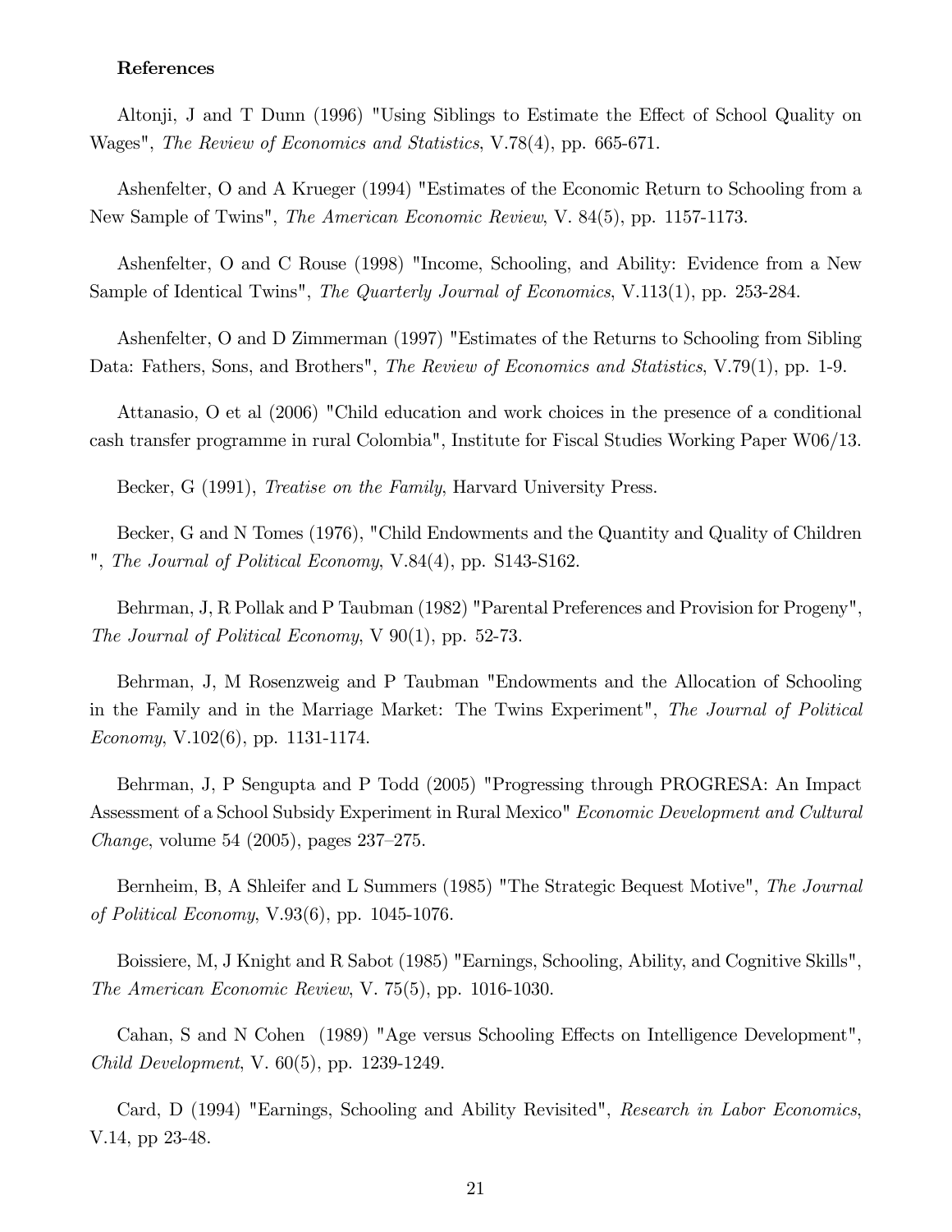**References**

Altonji, J and T Dunn (1996) "Using Siblings to Estimate the Effect of School Quality on Wages", *The Review of Economics and Statistics*, V.78(4), pp. 665-671.

Ashenfelter, O and A Krueger (1994) "Estimates of the Economic Return to Schooling from a New Sample of Twins", *The American Economic Review*, V. 84(5), pp. 1157-1173.

Ashenfelter, O and C Rouse (1998) "Income, Schooling, and Ability: Evidence from a New Sample of Identical Twins", *The Quarterly Journal of Economics*, V.113(1), pp. 253-284.

Ashenfelter, O and D Zimmerman (1997) "Estimates of the Returns to Schooling from Sibling Data: Fathers, Sons, and Brothers", *The Review of Economics and Statistics*, V.79(1), pp. 1-9.

Attanasio, O et al (2006) "Child education and work choices in the presence of a conditional cash transfer programme in rural Colombia", Institute for Fiscal Studies Working Paper W06/13.

Becker, G (1991), *Treatise on the Family*, Harvard University Press.

Becker, G and N Tomes (1976), "Child Endowments and the Quantity and Quality of Children ", *The Journal of Political Economy*, V.84(4), pp. S143-S162.

Behrman, J, R Pollak and P Taubman (1982) "Parental Preferences and Provision for Progeny", *The Journal of Political Economy*, V 90(1), pp. 52-73.

Behrman, J, M Rosenzweig and P Taubman "Endowments and the Allocation of Schooling in the Family and in the Marriage Market: The Twins Experiment", *The Journal of Political Economy*, V.102(6), pp. 1131-1174.

Behrman, J, P Sengupta and P Todd (2005) "Progressing through PROGRESA: An Impact Assessment of a School Subsidy Experiment in Rural Mexico" *Economic Development and Cultural Change*, volume 54 (2005), pages 237–275.

Bernheim, B, A Shleifer and L Summers (1985) "The Strategic Bequest Motive", *The Journal of Political Economy*, V.93(6), pp. 1045-1076.

Boissiere, M, J Knight and R Sabot (1985) "Earnings, Schooling, Ability, and Cognitive Skills", *The American Economic Review*, V. 75(5), pp. 1016-1030.

Cahan, S and N Cohen (1989) "Age versus Schooling Effects on Intelligence Development", *Child Development*, V. 60(5), pp. 1239-1249.

Card, D (1994) "Earnings, Schooling and Ability Revisited", *Research in Labor Economics*, V.14, pp 23-48.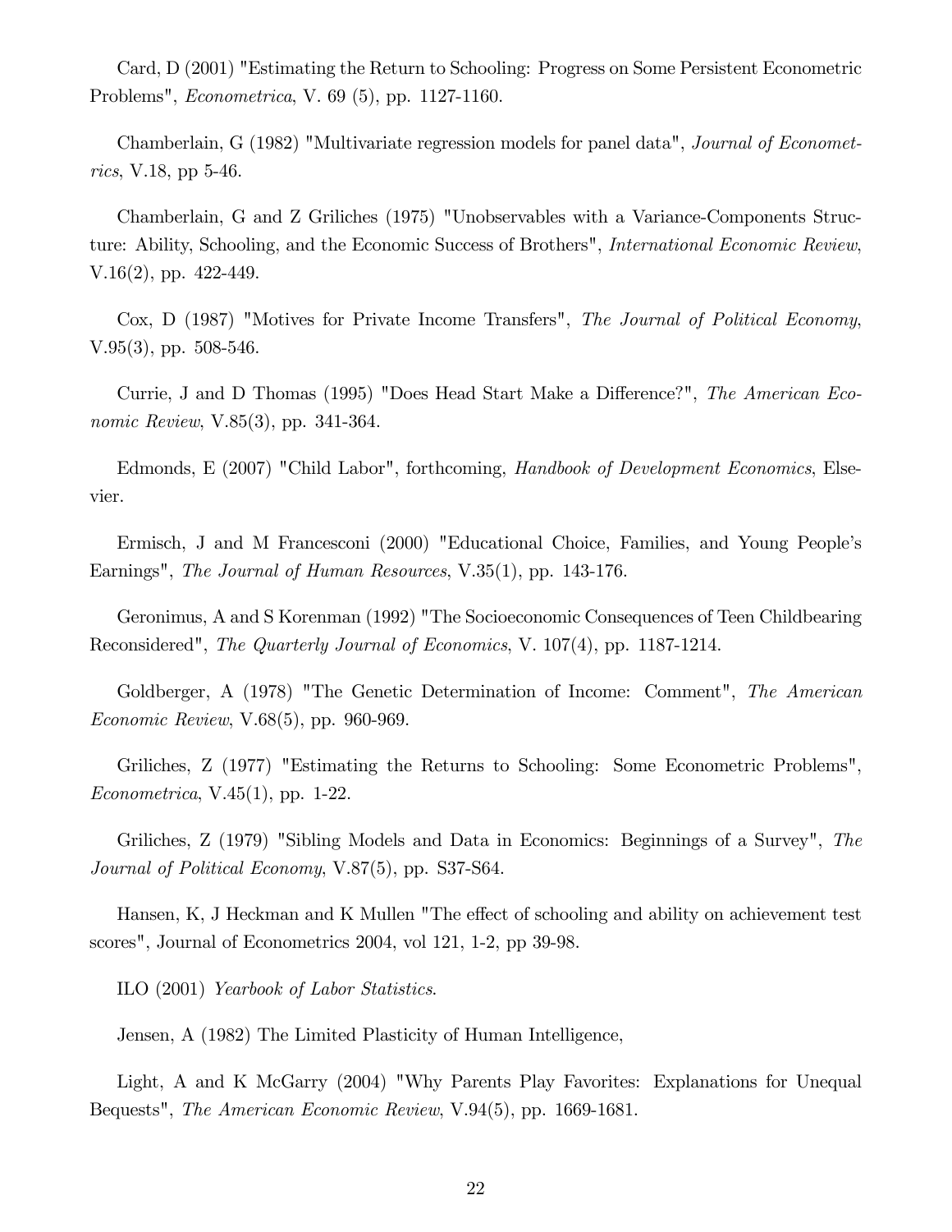Card, D (2001) "Estimating the Return to Schooling: Progress on Some Persistent Econometric Problems", *Econometrica*, V. 69 (5), pp. 1127-1160.

Chamberlain, G (1982) "Multivariate regression models for panel data", *Journal of Econometrics*, V.18, pp 5-46.

Chamberlain, G and Z Griliches (1975) "Unobservables with a Variance-Components Structure: Ability, Schooling, and the Economic Success of Brothers", *International Economic Review*, V.16(2), pp. 422-449.

Cox, D (1987) "Motives for Private Income Transfers", *The Journal of Political Economy*, V.95(3), pp. 508-546.

Currie, J and D Thomas (1995) "Does Head Start Make a Difference?", *The American Economic Review*, V.85(3), pp. 341-364.

Edmonds, E (2007) "Child Labor", forthcoming, *Handbook of Development Economics*, Elsevier.

Ermisch, J and M Francesconi (2000) "Educational Choice, Families, and Young People's Earnings", *The Journal of Human Resources*, V.35(1), pp. 143-176.

Geronimus, A and S Korenman (1992) "The Socioeconomic Consequences of Teen Childbearing Reconsidered", *The Quarterly Journal of Economics*, V. 107(4), pp. 1187-1214.

Goldberger, A (1978) "The Genetic Determination of Income: Comment", *The American Economic Review*, V.68(5), pp. 960-969.

Griliches, Z (1977) "Estimating the Returns to Schooling: Some Econometric Problems", *Econometrica*, V.45(1), pp. 1-22.

Griliches, Z (1979) "Sibling Models and Data in Economics: Beginnings of a Survey", *The Journal of Political Economy*, V.87(5), pp. S37-S64.

Hansen, K, J Heckman and K Mullen "The effect of schooling and ability on achievement test scores", Journal of Econometrics 2004, vol 121, 1-2, pp 39-98.

ILO (2001) *Yearbook of Labor Statistics*.

Jensen, A (1982) The Limited Plasticity of Human Intelligence,

Light, A and K McGarry (2004) "Why Parents Play Favorites: Explanations for Unequal Bequests", *The American Economic Review*, V.94(5), pp. 1669-1681.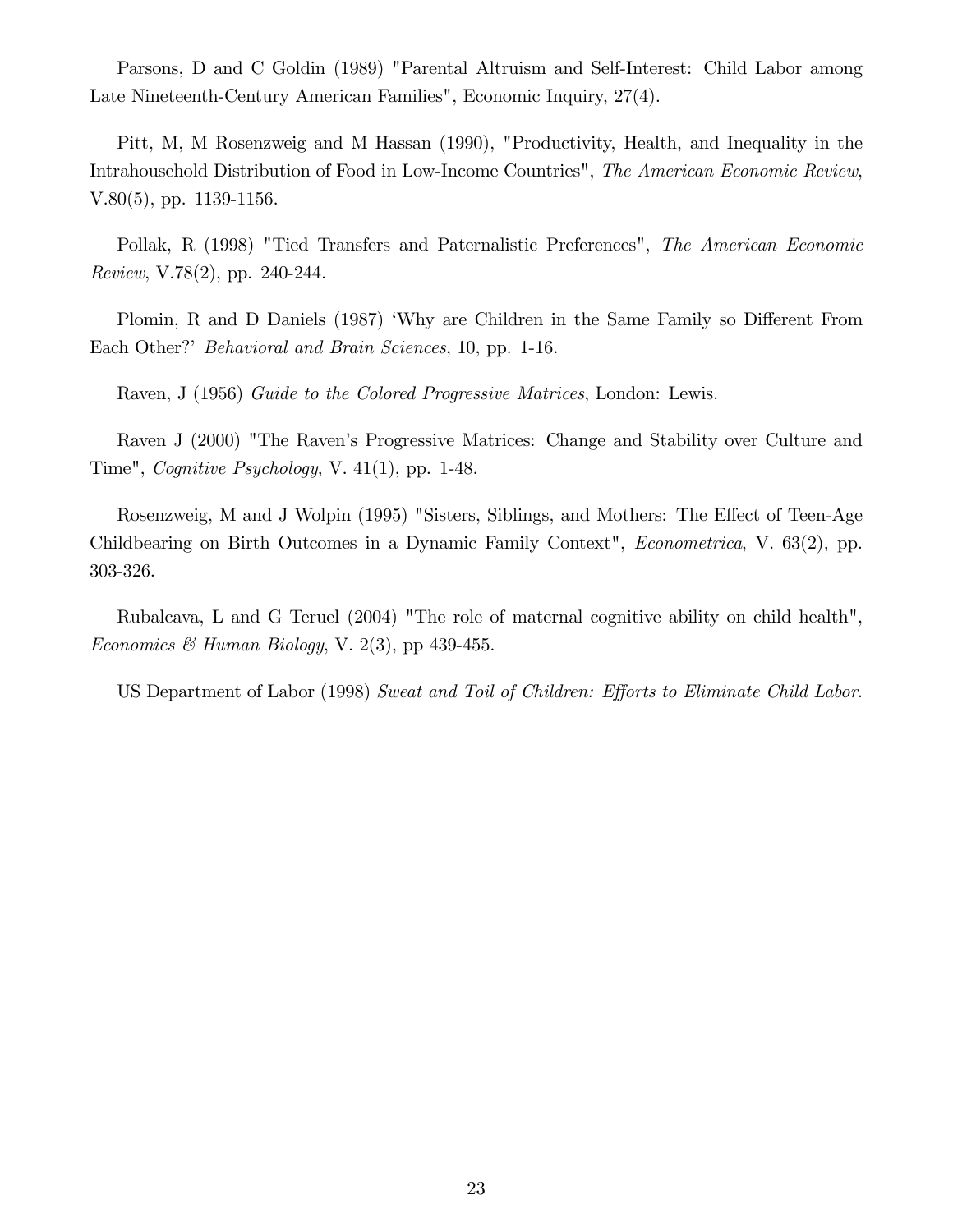Parsons, D and C Goldin (1989) "Parental Altruism and Self-Interest: Child Labor among Late Nineteenth-Century American Families", Economic Inquiry, 27(4).

Pitt, M, M Rosenzweig and M Hassan (1990), "Productivity, Health, and Inequality in the Intrahousehold Distribution of Food in Low-Income Countries", *The American Economic Review*, V.80(5), pp. 1139-1156.

Pollak, R (1998) "Tied Transfers and Paternalistic Preferences", *The American Economic Review*, V.78(2), pp. 240-244.

Plomin, R and D Daniels (1987) 'Why are Children in the Same Family so Different From Each Other?' *Behavioral and Brain Sciences*, 10, pp. 1-16.

Raven, J (1956) *Guide to the Colored Progressive Matrices*, London: Lewis.

Raven J (2000) "The Raven's Progressive Matrices: Change and Stability over Culture and Time", *Cognitive Psychology*, V. 41(1), pp. 1-48.

Rosenzweig, M and J Wolpin (1995) "Sisters, Siblings, and Mothers: The Effect of Teen-Age Childbearing on Birth Outcomes in a Dynamic Family Context", *Econometrica*, V. 63(2), pp. 303-326.

Rubalcava, L and G Teruel (2004) "The role of maternal cognitive ability on child health", *Economics & Human Biology*, V. 2(3), pp 439-455.

US Department of Labor (1998) *Sweat and Toil of Children: Efforts to Eliminate Child Labor.*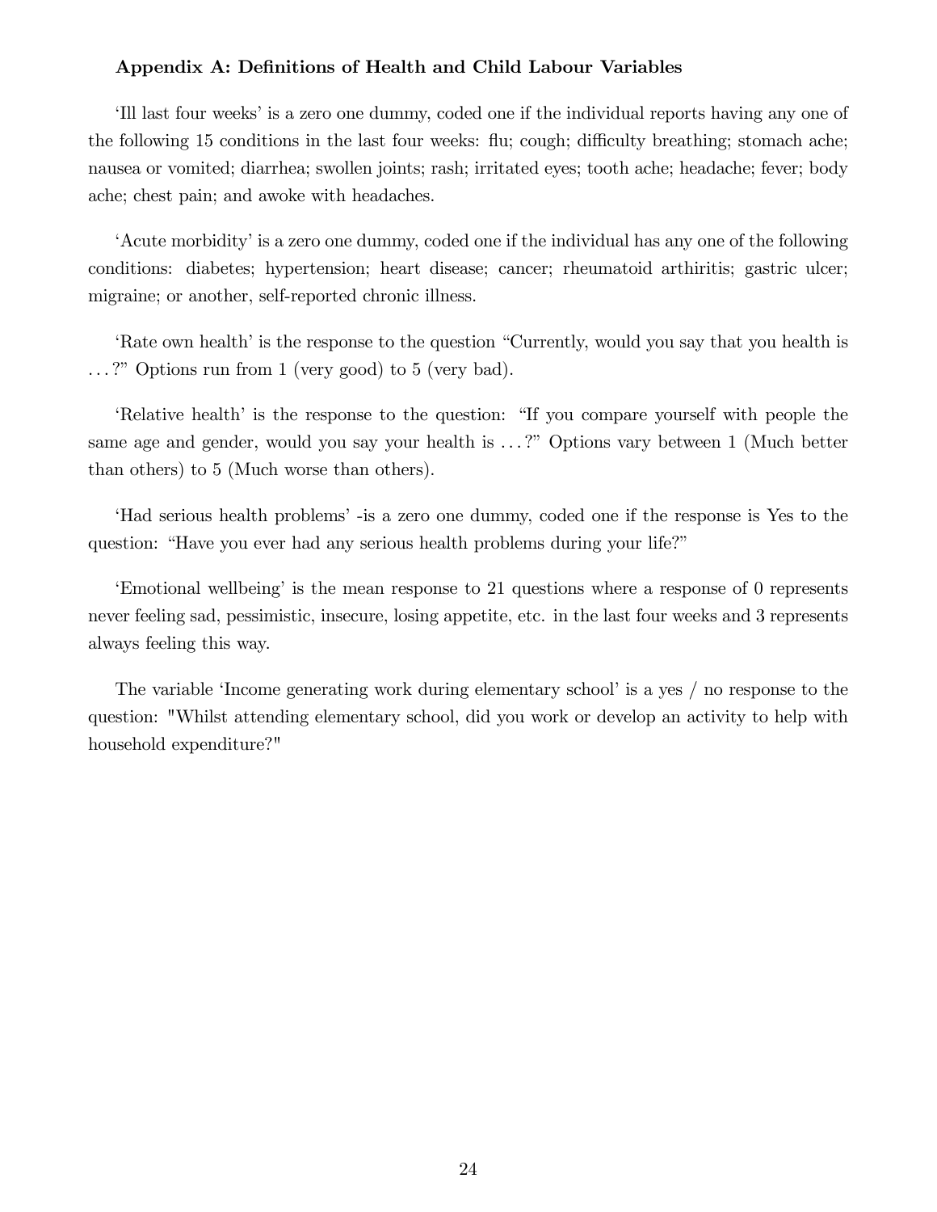**Appendix A: Definitions of Health and Child Labour Variables**

'Ill last four weeks' is a zero one dummy, coded one if the individual reports having any one of the following 15 conditions in the last four weeks: flu; cough; difficulty breathing; stomach ache; nausea or vomited; diarrhea; swollen joints; rash; irritated eyes; tooth ache; headache; fever; body ache; chest pain; and awoke with headaches.

'Acute morbidity' is a zero one dummy, coded one if the individual has any one of the following conditions: diabetes; hypertension; heart disease; cancer; rheumatoid arthiritis; gastric ulcer; migraine; or another, self-reported chronic illness.

'Rate own health' is the response to the question "Currently, would you say that you health is ...?" Options run from 1 (very good) to 5 (very bad).

'Relative health' is the response to the question: "If you compare yourself with people the same age and gender, would you say your health is ...?" Options vary between 1 (Much better than others) to 5 (Much worse than others).

'Had serious health problems' -is a zero one dummy, coded one if the response is Yes to the question: "Have you ever had any serious health problems during your life?"

'Emotional wellbeing' is the mean response to 21 questions where a response of 0 represents never feeling sad, pessimistic, insecure, losing appetite, etc. in the last four weeks and 3 represents always feeling this way.

The variable 'Income generating work during elementary school' is a yes / no response to the question: "Whilst attending elementary school, did you work or develop an activity to help with household expenditure?"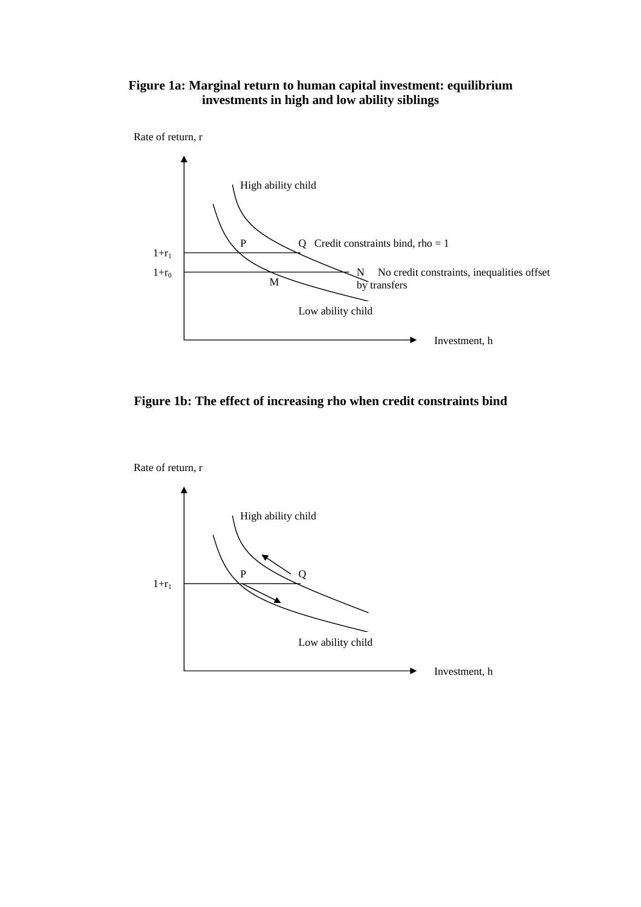**Figure 1a: Marginal return to human capital investment: equilibrium investments in high and low ability siblings**

Rate of return, r

High ability child

P Q Credit constraints bind, rho = 1

$1+r_1$

$1+r_0$

N No credit constraints, inequalities offset by transfers

M

Low ability child

Investment, h

**Figure 1b: The effect of increasing rho when credit constraints bind**

Rate of return, r

High ability child

P Q

$1+r_1$

Low ability child

Investment, h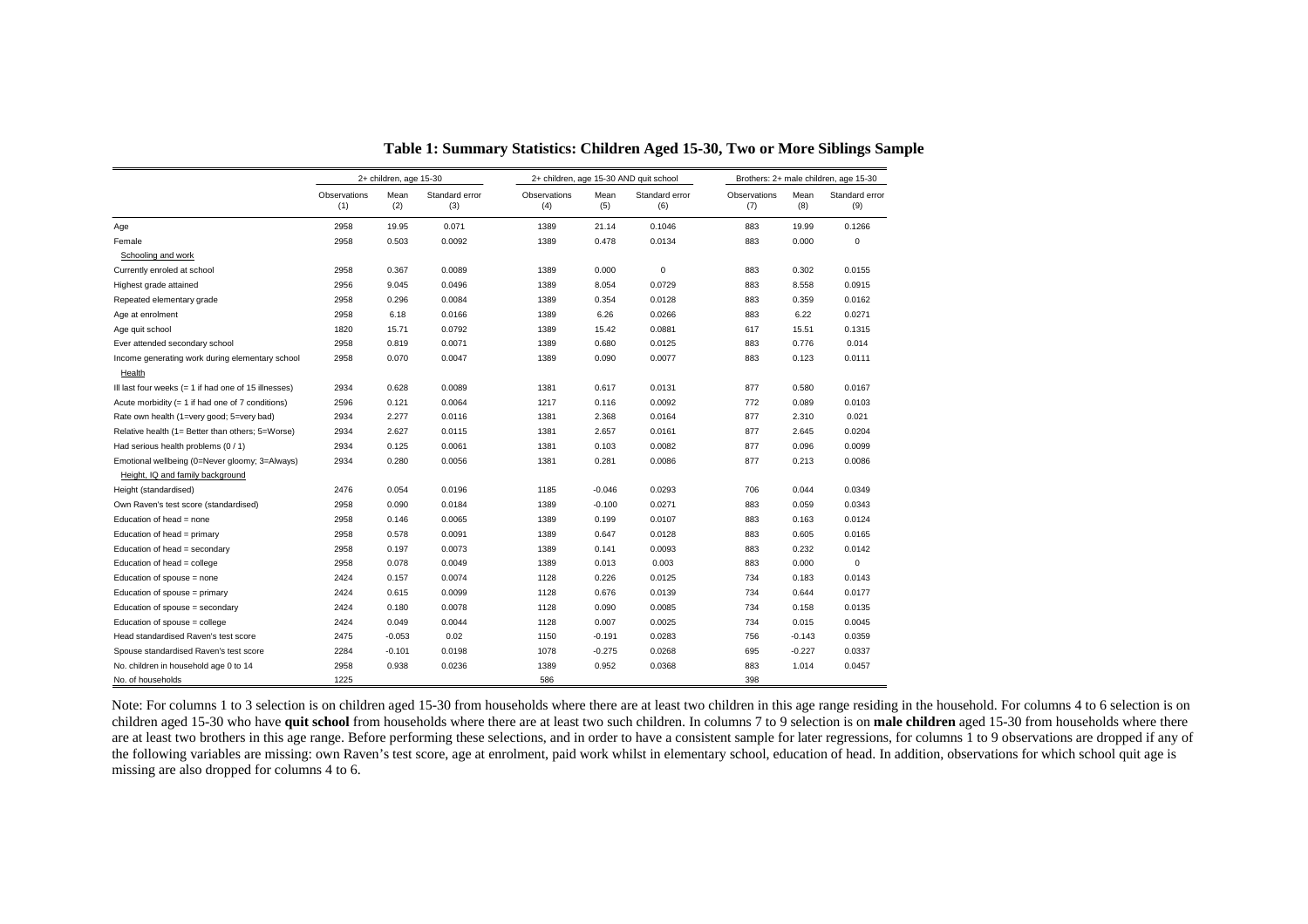**Table 1: Summary Statistics: Children Aged 15-30, Two or More Siblings Sample**

| | 2+ children, age 15-30 | | | 2+ children, age 15-30 AND quit school | | | Brothers: 2+ male children, age 15-30 | | |
|---|---|---|---|---|---|---|---|---|---|
| | Observations (1) | Mean (2) | Standard error (3) | Observations (4) | Mean (5) | Standard error (6) | Observations (7) | Mean (8) | Standard error (9) |
| Age | 2958 | 19.95 | 0.071 | 1389 | 21.14 | 0.1046 | 883 | 19.99 | 0.1266 |
| Female | 2958 | 0.503 | 0.0092 | 1389 | 0.478 | 0.0134 | 883 | 0.000 | 0 |
| Schooling and work | | | | | | | | | |
| Currently enroled at school | 2958 | 0.367 | 0.0089 | 1389 | 0.000 | 0 | 883 | 0.302 | 0.0155 |
| Highest grade attained | 2956 | 9.045 | 0.0496 | 1389 | 8.054 | 0.0729 | 883 | 8.558 | 0.0915 |
| Repeated elementary grade | 2958 | 0.296 | 0.0084 | 1389 | 0.354 | 0.0128 | 883 | 0.359 | 0.0162 |
| Age at enrolment | 2958 | 6.18 | 0.0166 | 1389 | 6.26 | 0.0266 | 883 | 6.22 | 0.0271 |
| Age quit school | 1820 | 15.71 | 0.0792 | 1389 | 15.42 | 0.0881 | 617 | 15.51 | 0.1315 |
| Ever attended secondary school | 2958 | 0.819 | 0.0071 | 1389 | 0.680 | 0.0125 | 883 | 0.776 | 0.014 |
| Income generating work during elementary school | 2958 | 0.070 | 0.0047 | 1389 | 0.090 | 0.0077 | 883 | 0.123 | 0.0111 |
| Health | | | | | | | | | |
| Ill last four weeks (= 1 if had one of 15 illnesses) | 2934 | 0.628 | 0.0089 | 1381 | 0.617 | 0.0131 | 877 | 0.580 | 0.0167 |
| Acute morbidity (= 1 if had one of 7 conditions) | 2596 | 0.121 | 0.0064 | 1217 | 0.116 | 0.0092 | 772 | 0.089 | 0.0103 |
| Rate own health (1=very good; 5=very bad) | 2934 | 2.277 | 0.0116 | 1381 | 2.368 | 0.0164 | 877 | 2.310 | 0.021 |
| Relative health (1= Better than others; 5=Worse) | 2934 | 2.627 | 0.0115 | 1381 | 2.657 | 0.0161 | 877 | 2.645 | 0.0204 |
| Had serious health problems (0 / 1) | 2934 | 0.125 | 0.0061 | 1381 | 0.103 | 0.0082 | 877 | 0.096 | 0.0099 |
| Emotional wellbeing (0=Never gloomy; 3=Always) | 2934 | 0.280 | 0.0056 | 1381 | 0.281 | 0.0086 | 877 | 0.213 | 0.0086 |
| Height, IQ and family background | | | | | | | | | |
| Height (standardised) | 2476 | 0.054 | 0.0196 | 1185 | -0.046 | 0.0293 | 706 | 0.044 | 0.0349 |
| Own Raven's test score (standardised) | 2958 | 0.090 | 0.0184 | 1389 | -0.100 | 0.0271 | 883 | 0.059 | 0.0343 |
| Education of head = none | 2958 | 0.146 | 0.0065 | 1389 | 0.199 | 0.0107 | 883 | 0.163 | 0.0124 |
| Education of head = primary | 2958 | 0.578 | 0.0091 | 1389 | 0.647 | 0.0128 | 883 | 0.605 | 0.0165 |
| Education of head = secondary | 2958 | 0.197 | 0.0073 | 1389 | 0.141 | 0.0093 | 883 | 0.232 | 0.0142 |
| Education of head = college | 2958 | 0.078 | 0.0049 | 1389 | 0.013 | 0.003 | 883 | 0.000 | 0 |
| Education of spouse = none | 2424 | 0.157 | 0.0074 | 1128 | 0.226 | 0.0125 | 734 | 0.183 | 0.0143 |
| Education of spouse = primary | 2424 | 0.615 | 0.0099 | 1128 | 0.676 | 0.0139 | 734 | 0.644 | 0.0177 |
| Education of spouse = secondary | 2424 | 0.180 | 0.0078 | 1128 | 0.090 | 0.0085 | 734 | 0.158 | 0.0135 |
| Education of spouse = college | 2424 | 0.049 | 0.0044 | 1128 | 0.007 | 0.0025 | 734 | 0.015 | 0.0045 |
| Head standardised Raven's test score | 2475 | -0.053 | 0.02 | 1150 | -0.191 | 0.0283 | 756 | -0.143 | 0.0359 |
| Spouse standardised Raven's test score | 2284 | -0.101 | 0.0198 | 1078 | -0.275 | 0.0268 | 695 | -0.227 | 0.0337 |
| No. children in household age 0 to 14 | 2958 | 0.938 | 0.0236 | 1389 | 0.952 | 0.0368 | 883 | 1.014 | 0.0457 |
| No. of households | 1225 | | | 586 | | | 398 | | |

Note: For columns 1 to 3 selection is on children aged 15-30 from households where there are at least two children in this age range residing in the household. For columns 4 to 6 selection is on children aged 15-30 who have **quit school** from households where there are at least two such children. In columns 7 to 9 selection is on **male children** aged 15-30 from households where there are at least two brothers in this age range. Before performing these selections, and in order to have a consistent sample for later regressions, for columns 1 to 9 observations are dropped if any of the following variables are missing: own Raven's test score, age at enrolment, paid work whilst in elementary school, education of head. In addition, observations for which school quit age is missing are also dropped for columns 4 to 6.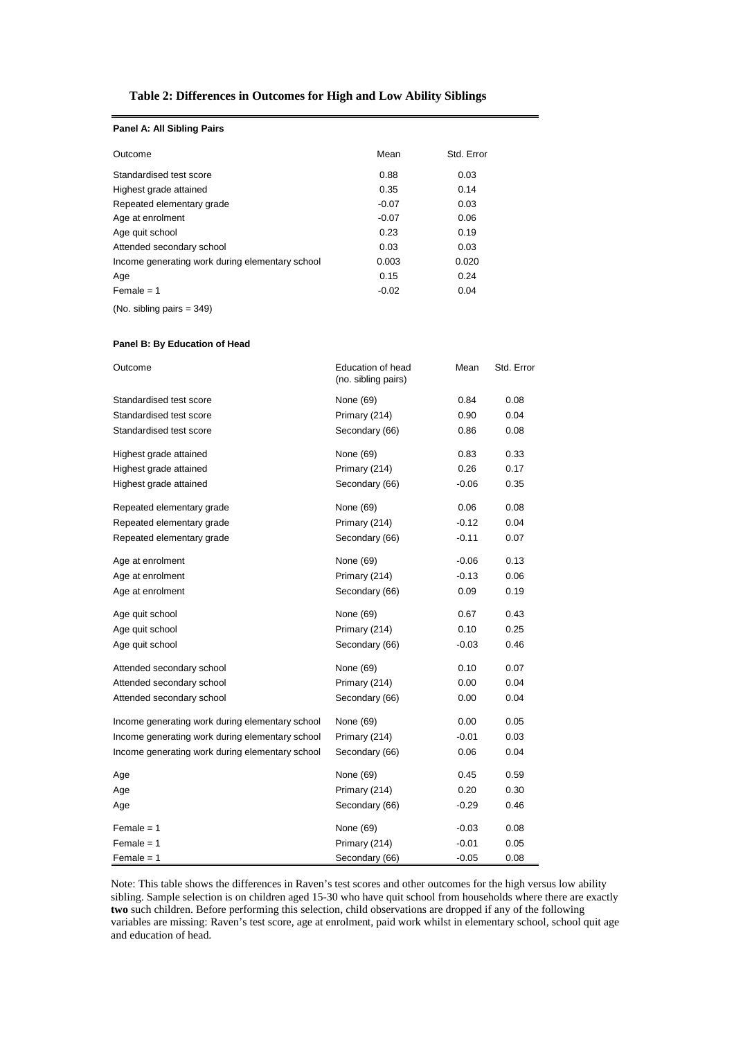# Table 2: Differences in Outcomes for High and Low Ability Siblings

**Panel A: All Sibling Pairs**

| Outcome | Mean | Std. Error |
|---|---|---|
| Standardised test score | 0.88 | 0.03 |
| Highest grade attained | 0.35 | 0.14 |
| Repeated elementary grade | -0.07 | 0.03 |
| Age at enrolment | -0.07 | 0.06 |
| Age quit school | 0.23 | 0.19 |
| Attended secondary school | 0.03 | 0.03 |
| Income generating work during elementary school | 0.003 | 0.020 |
| Age | 0.15 | 0.24 |
| Female = 1 | -0.02 | 0.04 |

(No. sibling pairs = 349)

**Panel B: By Education of Head**

| Outcome | Education of head (no. sibling pairs) | Mean | Std. Error |
|---|---|---|---|
| Standardised test score | None (69) | 0.84 | 0.08 |
| Standardised test score | Primary (214) | 0.90 | 0.04 |
| Standardised test score | Secondary (66) | 0.86 | 0.08 |
| Highest grade attained | None (69) | 0.83 | 0.33 |
| Highest grade attained | Primary (214) | 0.26 | 0.17 |
| Highest grade attained | Secondary (66) | -0.06 | 0.35 |
| Repeated elementary grade | None (69) | 0.06 | 0.08 |
| Repeated elementary grade | Primary (214) | -0.12 | 0.04 |
| Repeated elementary grade | Secondary (66) | -0.11 | 0.07 |
| Age at enrolment | None (69) | -0.06 | 0.13 |
| Age at enrolment | Primary (214) | -0.13 | 0.06 |
| Age at enrolment | Secondary (66) | 0.09 | 0.19 |
| Age quit school | None (69) | 0.67 | 0.43 |
| Age quit school | Primary (214) | 0.10 | 0.25 |
| Age quit school | Secondary (66) | -0.03 | 0.46 |
| Attended secondary school | None (69) | 0.10 | 0.07 |
| Attended secondary school | Primary (214) | 0.00 | 0.04 |
| Attended secondary school | Secondary (66) | 0.00 | 0.04 |
| Income generating work during elementary school | None (69) | 0.00 | 0.05 |
| Income generating work during elementary school | Primary (214) | -0.01 | 0.03 |
| Income generating work during elementary school | Secondary (66) | 0.06 | 0.04 |
| Age | None (69) | 0.45 | 0.59 |
| Age | Primary (214) | 0.20 | 0.30 |
| Age | Secondary (66) | -0.29 | 0.46 |
| Female = 1 | None (69) | -0.03 | 0.08 |
| Female = 1 | Primary (214) | -0.01 | 0.05 |
| Female = 1 | Secondary (66) | -0.05 | 0.08 |

Note: This table shows the differences in Raven's test scores and other outcomes for the high versus low ability sibling. Sample selection is on children aged 15-30 who have quit school from households where there are exactly **two** such children. Before performing this selection, child observations are dropped if any of the following variables are missing: Raven's test score, age at enrolment, paid work whilst in elementary school, school quit age and education of head.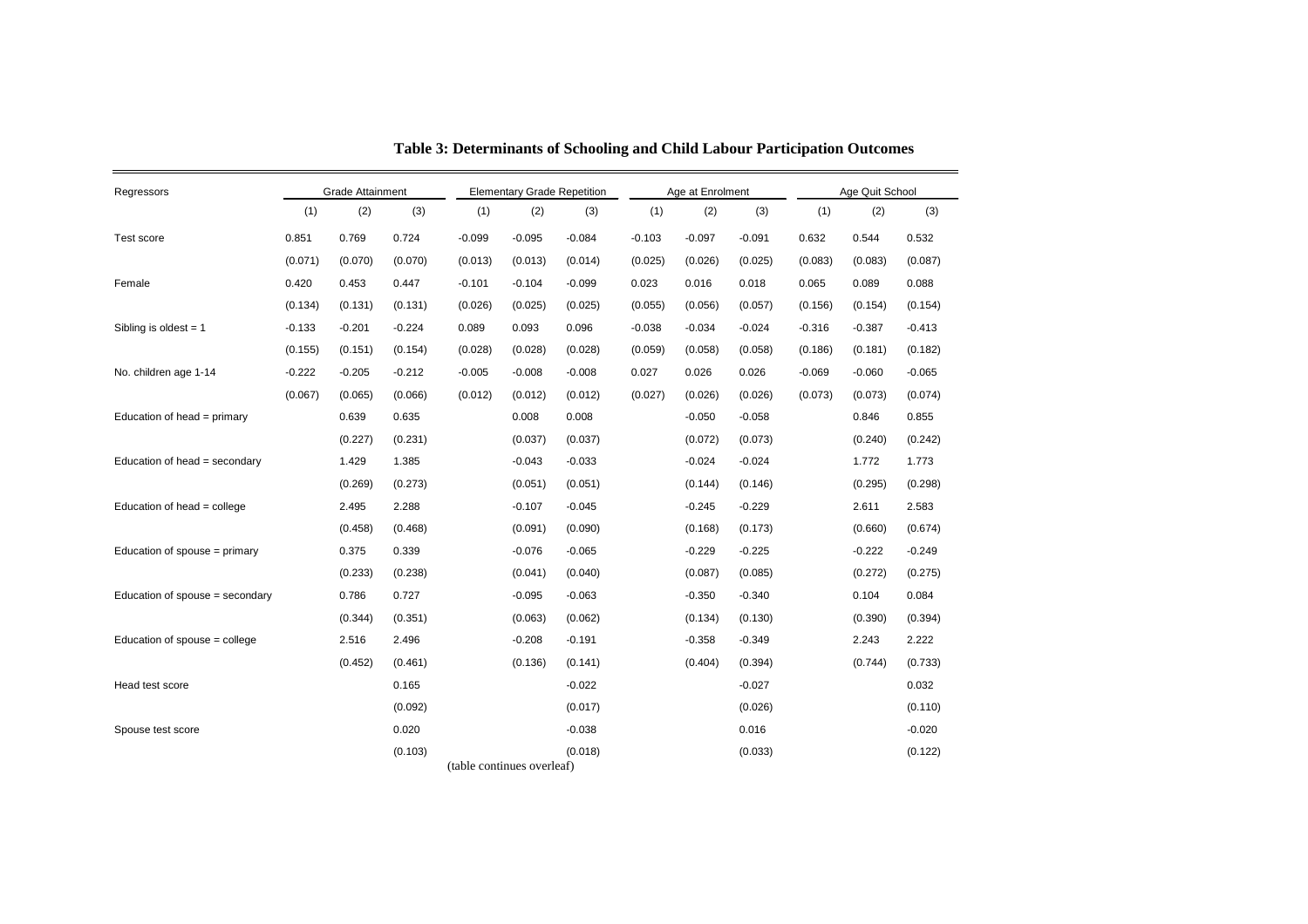**Table 3: Determinants of Schooling and Child Labour Participation Outcomes**

| Regressors | Grade Attainment | | | Elementary Grade Repetition | | | Age at Enrolment | | | Age Quit School | | |
|---|---|---|---|---|---|---|---|---|---|---|---|---|
| | (1) | (2) | (3) | (1) | (2) | (3) | (1) | (2) | (3) | (1) | (2) | (3) |
| Test score | 0.851 | 0.769 | 0.724 | -0.099 | -0.095 | -0.084 | -0.103 | -0.097 | -0.091 | 0.632 | 0.544 | 0.532 |
| | (0.071) | (0.070) | (0.070) | (0.013) | (0.013) | (0.014) | (0.025) | (0.026) | (0.025) | (0.083) | (0.083) | (0.087) |
| Female | 0.420 | 0.453 | 0.447 | -0.101 | -0.104 | -0.099 | 0.023 | 0.016 | 0.018 | 0.065 | 0.089 | 0.088 |
| | (0.134) | (0.131) | (0.131) | (0.026) | (0.025) | (0.025) | (0.055) | (0.056) | (0.057) | (0.156) | (0.154) | (0.154) |
| Sibling is oldest = 1 | -0.133 | -0.201 | -0.224 | 0.089 | 0.093 | 0.096 | -0.038 | -0.034 | -0.024 | -0.316 | -0.387 | -0.413 |
| | (0.155) | (0.151) | (0.154) | (0.028) | (0.028) | (0.028) | (0.059) | (0.058) | (0.058) | (0.186) | (0.181) | (0.182) |
| No. children age 1-14 | -0.222 | -0.205 | -0.212 | -0.005 | -0.008 | -0.008 | 0.027 | 0.026 | 0.026 | -0.069 | -0.060 | -0.065 |
| | (0.067) | (0.065) | (0.066) | (0.012) | (0.012) | (0.012) | (0.027) | (0.026) | (0.026) | (0.073) | (0.073) | (0.074) |
| Education of head = primary | | 0.639 | 0.635 | | 0.008 | 0.008 | | -0.050 | -0.058 | | 0.846 | 0.855 |
| | | (0.227) | (0.231) | | (0.037) | (0.037) | | (0.072) | (0.073) | | (0.240) | (0.242) |
| Education of head = secondary | | 1.429 | 1.385 | | -0.043 | -0.033 | | -0.024 | -0.024 | | 1.772 | 1.773 |
| | | (0.269) | (0.273) | | (0.051) | (0.051) | | (0.144) | (0.146) | | (0.295) | (0.298) |
| Education of head = college | | 2.495 | 2.288 | | -0.107 | -0.045 | | -0.245 | -0.229 | | 2.611 | 2.583 |
| | | (0.458) | (0.468) | | (0.091) | (0.090) | | (0.168) | (0.173) | | (0.660) | (0.674) |
| Education of spouse = primary | | 0.375 | 0.339 | | -0.076 | -0.065 | | -0.229 | -0.225 | | -0.222 | -0.249 |
| | | (0.233) | (0.238) | | (0.041) | (0.040) | | (0.087) | (0.085) | | (0.272) | (0.275) |
| Education of spouse = secondary | | 0.786 | 0.727 | | -0.095 | -0.063 | | -0.350 | -0.340 | | 0.104 | 0.084 |
| | | (0.344) | (0.351) | | (0.063) | (0.062) | | (0.134) | (0.130) | | (0.390) | (0.394) |
| Education of spouse = college | | 2.516 | 2.496 | | -0.208 | -0.191 | | -0.358 | -0.349 | | 2.243 | 2.222 |
| | | (0.452) | (0.461) | | (0.136) | (0.141) | | (0.404) | (0.394) | | (0.744) | (0.733) |
| Head test score | | | 0.165 | | | -0.022 | | | -0.027 | | | 0.032 |
| | | | (0.092) | | | (0.017) | | | (0.026) | | | (0.110) |
| Spouse test score | | | 0.020 | | | -0.038 | | | 0.016 | | | -0.020 |
| | | | (0.103) | | | (0.018) | | | (0.033) | | | (0.122) |

(table continues overleaf)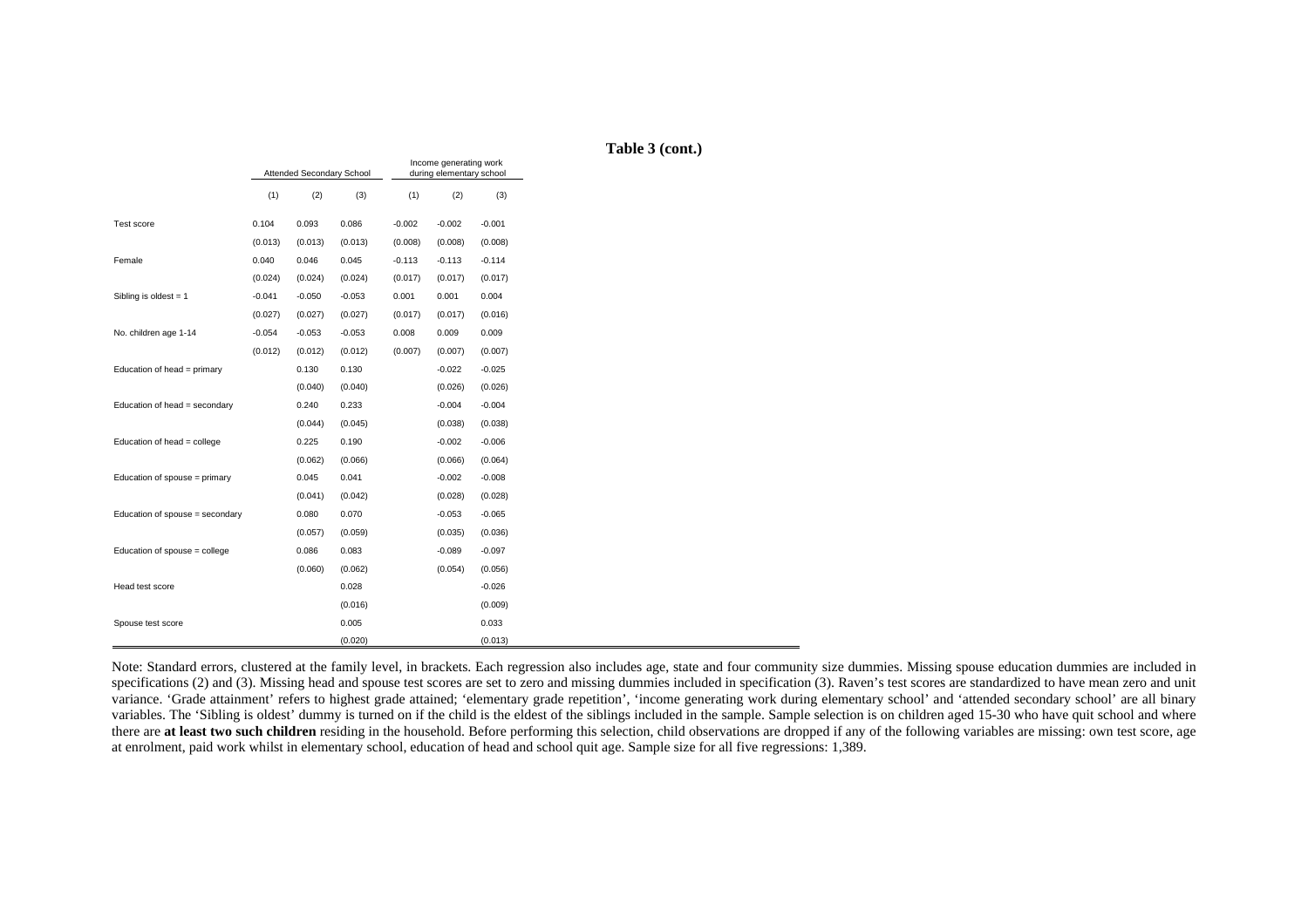**Table 3 (cont.)**

| | Attended Secondary School | | | Income generating work during elementary school | | |
|---|---|---|---|---|---|---|
| | (1) | (2) | (3) | (1) | (2) | (3) |
| Test score | 0.104 | 0.093 | 0.086 | -0.002 | -0.002 | -0.001 |
| | (0.013) | (0.013) | (0.013) | (0.008) | (0.008) | (0.008) |
| Female | 0.040 | 0.046 | 0.045 | -0.113 | -0.113 | -0.114 |
| | (0.024) | (0.024) | (0.024) | (0.017) | (0.017) | (0.017) |
| Sibling is oldest = 1 | -0.041 | -0.050 | -0.053 | 0.001 | 0.001 | 0.004 |
| | (0.027) | (0.027) | (0.027) | (0.017) | (0.017) | (0.016) |
| No. children age 1-14 | -0.054 | -0.053 | -0.053 | 0.008 | 0.009 | 0.009 |
| | (0.012) | (0.012) | (0.012) | (0.007) | (0.007) | (0.007) |
| Education of head = primary | | 0.130 | 0.130 | | -0.022 | -0.025 |
| | | (0.040) | (0.040) | | (0.026) | (0.026) |
| Education of head = secondary | | 0.240 | 0.233 | | -0.004 | -0.004 |
| | | (0.044) | (0.045) | | (0.038) | (0.038) |
| Education of head = college | | 0.225 | 0.190 | | -0.002 | -0.006 |
| | | (0.062) | (0.066) | | (0.066) | (0.064) |
| Education of spouse = primary | | 0.045 | 0.041 | | -0.002 | -0.008 |
| | | (0.041) | (0.042) | | (0.028) | (0.028) |
| Education of spouse = secondary | | 0.080 | 0.070 | | -0.053 | -0.065 |
| | | (0.057) | (0.059) | | (0.035) | (0.036) |
| Education of spouse = college | | 0.086 | 0.083 | | -0.089 | -0.097 |
| | | (0.060) | (0.062) | | (0.054) | (0.056) |
| Head test score | | | 0.028 | | | -0.026 |
| | | | (0.016) | | | (0.009) |
| Spouse test score | | | 0.005 | | | 0.033 |
| | | | (0.020) | | | (0.013) |

Note: Standard errors, clustered at the family level, in brackets. Each regression also includes age, state and four community size dummies. Missing spouse education dummies are included in specifications (2) and (3). Missing head and spouse test scores are set to zero and missing dummies included in specification (3). Raven's test scores are standardized to have mean zero and unit variance. 'Grade attainment' refers to highest grade attained; 'elementary grade repetition', 'income generating work during elementary school' and 'attended secondary school' are all binary variables. The 'Sibling is oldest' dummy is turned on if the child is the eldest of the siblings included in the sample. Sample selection is on children aged 15-30 who have quit school and where there are **at least two such children** residing in the household. Before performing this selection, child observations are dropped if any of the following variables are missing: own test score, age at enrolment, paid work whilst in elementary school, education of head and school quit age. Sample size for all five regressions: 1,389.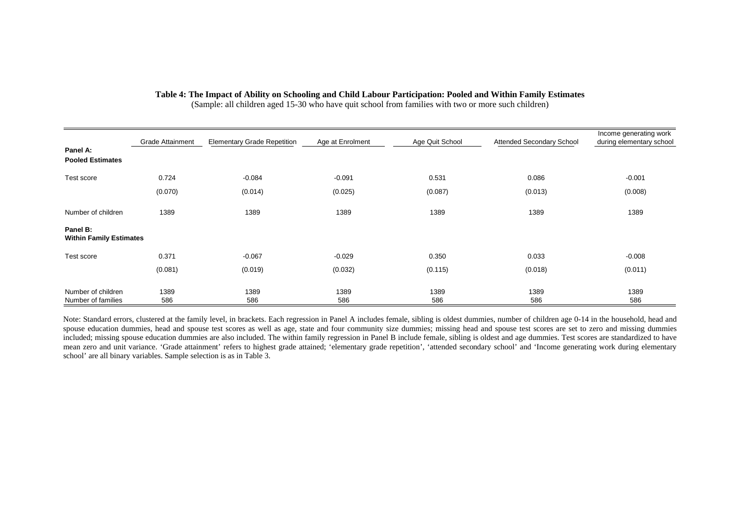**Table 4: The Impact of Ability on Schooling and Child Labour Participation: Pooled and Within Family Estimates**

(Sample: all children aged 15-30 who have quit school from families with two or more such children)

| | Grade Attainment | Elementary Grade Repetition | Age at Enrolment | Age Quit School | Attended Secondary School | Income generating work during elementary school |
|---|---|---|---|---|---|---|
| **Panel A: Pooled Estimates** | | | | | | |
| Test score | 0.724 | -0.084 | -0.091 | 0.531 | 0.086 | -0.001 |
| | (0.070) | (0.014) | (0.025) | (0.087) | (0.013) | (0.008) |
| Number of children | 1389 | 1389 | 1389 | 1389 | 1389 | 1389 |
| **Panel B: Within Family Estimates** | | | | | | |
| Test score | 0.371 | -0.067 | -0.029 | 0.350 | 0.033 | -0.008 |
| | (0.081) | (0.019) | (0.032) | (0.115) | (0.018) | (0.011) |
| Number of children | 1389 | 1389 | 1389 | 1389 | 1389 | 1389 |
| Number of families | 586 | 586 | 586 | 586 | 586 | 586 |

Note: Standard errors, clustered at the family level, in brackets. Each regression in Panel A includes female, sibling is oldest dummies, number of children age 0-14 in the household, head and spouse education dummies, head and spouse test scores as well as age, state and four community size dummies; missing head and spouse test scores are set to zero and missing dummies included; missing spouse education dummies are also included. The within family regression in Panel B include female, sibling is oldest and age dummies. Test scores are standardized to have mean zero and unit variance. 'Grade attainment' refers to highest grade attained; 'elementary grade repetition', 'attended secondary school' and 'Income generating work during elementary school' are all binary variables. Sample selection is as in Table 3.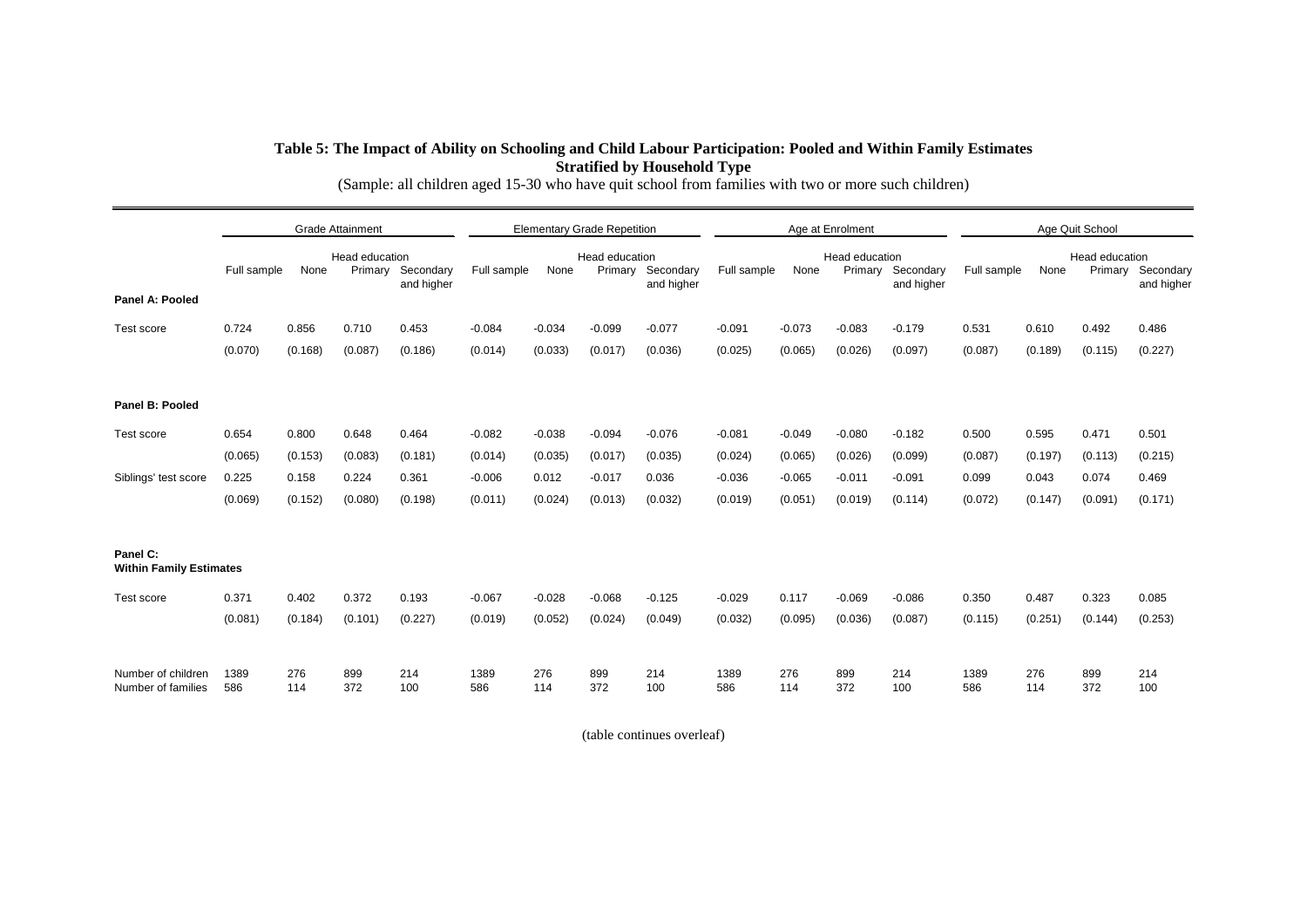**Table 5: The Impact of Ability on Schooling and Child Labour Participation: Pooled and Within Family Estimates**
**Stratified by Household Type**

(Sample: all children aged 15-30 who have quit school from families with two or more such children)

| | Grade Attainment | | | | Elementary Grade Repetition | | | | Age at Enrolment | | | | Age Quit School | | | |
|---|---|---|---|---|---|---|---|---|---|---|---|---|---|---|---|---|
| | | Head education | | | | Head education | | | | Head education | | | | Head education | | |
| | Full sample | None | Primary | Secondary and higher | Full sample | None | Primary | Secondary and higher | Full sample | None | Primary | Secondary and higher | Full sample | None | Primary | Secondary and higher |
| **Panel A: Pooled** | | | | | | | | | | | | | | | | |
| Test score | 0.724 | 0.856 | 0.710 | 0.453 | -0.084 | -0.034 | -0.099 | -0.077 | -0.091 | -0.073 | -0.083 | -0.179 | 0.531 | 0.610 | 0.492 | 0.486 |
| | (0.070) | (0.168) | (0.087) | (0.186) | (0.014) | (0.033) | (0.017) | (0.036) | (0.025) | (0.065) | (0.026) | (0.097) | (0.087) | (0.189) | (0.115) | (0.227) |
| **Panel B: Pooled** | | | | | | | | | | | | | | | | |
| Test score | 0.654 | 0.800 | 0.648 | 0.464 | -0.082 | -0.038 | -0.094 | -0.076 | -0.081 | -0.049 | -0.080 | -0.182 | 0.500 | 0.595 | 0.471 | 0.501 |
| | (0.065) | (0.153) | (0.083) | (0.181) | (0.014) | (0.035) | (0.017) | (0.035) | (0.024) | (0.065) | (0.026) | (0.099) | (0.087) | (0.197) | (0.113) | (0.215) |
| Siblings' test score | 0.225 | 0.158 | 0.224 | 0.361 | -0.006 | 0.012 | -0.017 | 0.036 | -0.036 | -0.065 | -0.011 | -0.091 | 0.099 | 0.043 | 0.074 | 0.469 |
| | (0.069) | (0.152) | (0.080) | (0.198) | (0.011) | (0.024) | (0.013) | (0.032) | (0.019) | (0.051) | (0.019) | (0.114) | (0.072) | (0.147) | (0.091) | (0.171) |
| **Panel C: Within Family Estimates** | | | | | | | | | | | | | | | | |
| Test score | 0.371 | 0.402 | 0.372 | 0.193 | -0.067 | -0.028 | -0.068 | -0.125 | -0.029 | 0.117 | -0.069 | -0.086 | 0.350 | 0.487 | 0.323 | 0.085 |
| | (0.081) | (0.184) | (0.101) | (0.227) | (0.019) | (0.052) | (0.024) | (0.049) | (0.032) | (0.095) | (0.036) | (0.087) | (0.115) | (0.251) | (0.144) | (0.253) |
| Number of children | 1389 | 276 | 899 | 214 | 1389 | 276 | 899 | 214 | 1389 | 276 | 899 | 214 | 1389 | 276 | 899 | 214 |
| Number of families | 586 | 114 | 372 | 100 | 586 | 114 | 372 | 100 | 586 | 114 | 372 | 100 | 586 | 114 | 372 | 100 |

(table continues overleaf)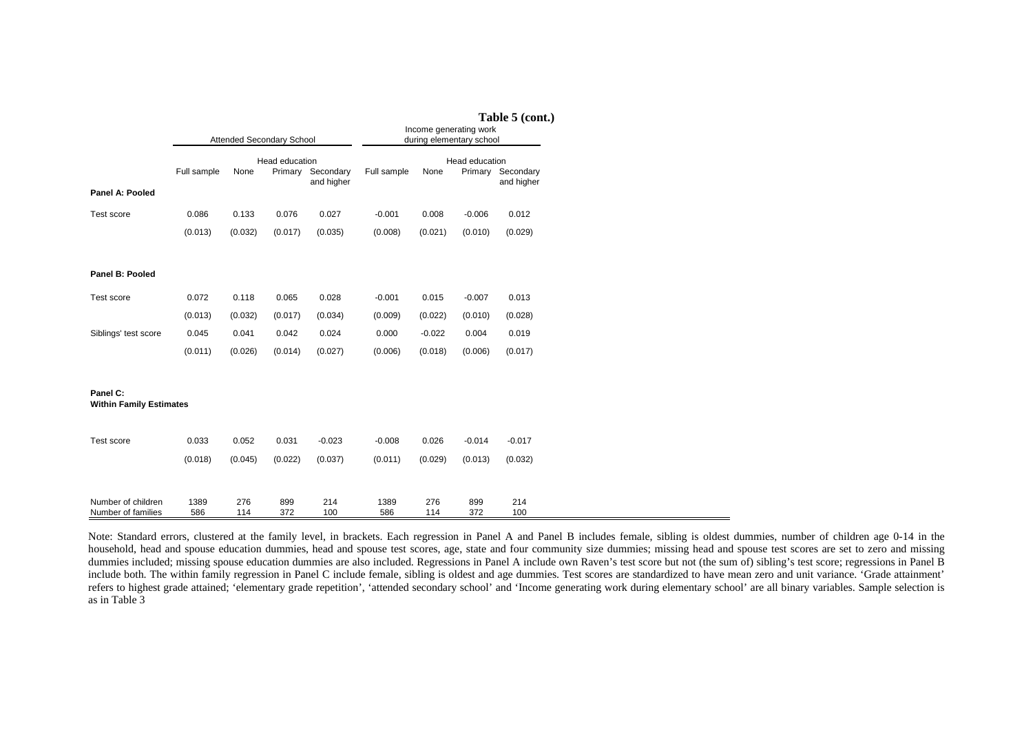**Table 5 (cont.)**

| | Attended Secondary School | | | | Income generating work during elementary school | | | |
|---|---|---|---|---|---|---|---|---|
| | | Head education | | | | Head education | | |
| | Full sample | None | Primary | Secondary and higher | Full sample | None | Primary | Secondary and higher |
| **Panel A: Pooled** | | | | | | | | |
| Test score | 0.086 | 0.133 | 0.076 | 0.027 | -0.001 | 0.008 | -0.006 | 0.012 |
| | (0.013) | (0.032) | (0.017) | (0.035) | (0.008) | (0.021) | (0.010) | (0.029) |
| **Panel B: Pooled** | | | | | | | | |
| Test score | 0.072 | 0.118 | 0.065 | 0.028 | -0.001 | 0.015 | -0.007 | 0.013 |
| | (0.013) | (0.032) | (0.017) | (0.034) | (0.009) | (0.022) | (0.010) | (0.028) |
| Siblings' test score | 0.045 | 0.041 | 0.042 | 0.024 | 0.000 | -0.022 | 0.004 | 0.019 |
| | (0.011) | (0.026) | (0.014) | (0.027) | (0.006) | (0.018) | (0.006) | (0.017) |
| **Panel C: Within Family Estimates** | | | | | | | | |
| Test score | 0.033 | 0.052 | 0.031 | -0.023 | -0.008 | 0.026 | -0.014 | -0.017 |
| | (0.018) | (0.045) | (0.022) | (0.037) | (0.011) | (0.029) | (0.013) | (0.032) |
| Number of children | 1389 | 276 | 899 | 214 | 1389 | 276 | 899 | 214 |
| Number of families | 586 | 114 | 372 | 100 | 586 | 114 | 372 | 100 |

Note: Standard errors, clustered at the family level, in brackets. Each regression in Panel A and Panel B includes female, sibling is oldest dummies, number of children age 0-14 in the household, head and spouse education dummies, head and spouse test scores, age, state and four community size dummies; missing head and spouse test scores are set to zero and missing dummies included; missing spouse education dummies are also included. Regressions in Panel A include own Raven's test score but not (the sum of) sibling's test score; regressions in Panel B include both. The within family regression in Panel C include female, sibling is oldest and age dummies. Test scores are standardized to have mean zero and unit variance. 'Grade attainment' refers to highest grade attained; 'elementary grade repetition', 'attended secondary school' and 'Income generating work during elementary school' are all binary variables. Sample selection is as in Table 3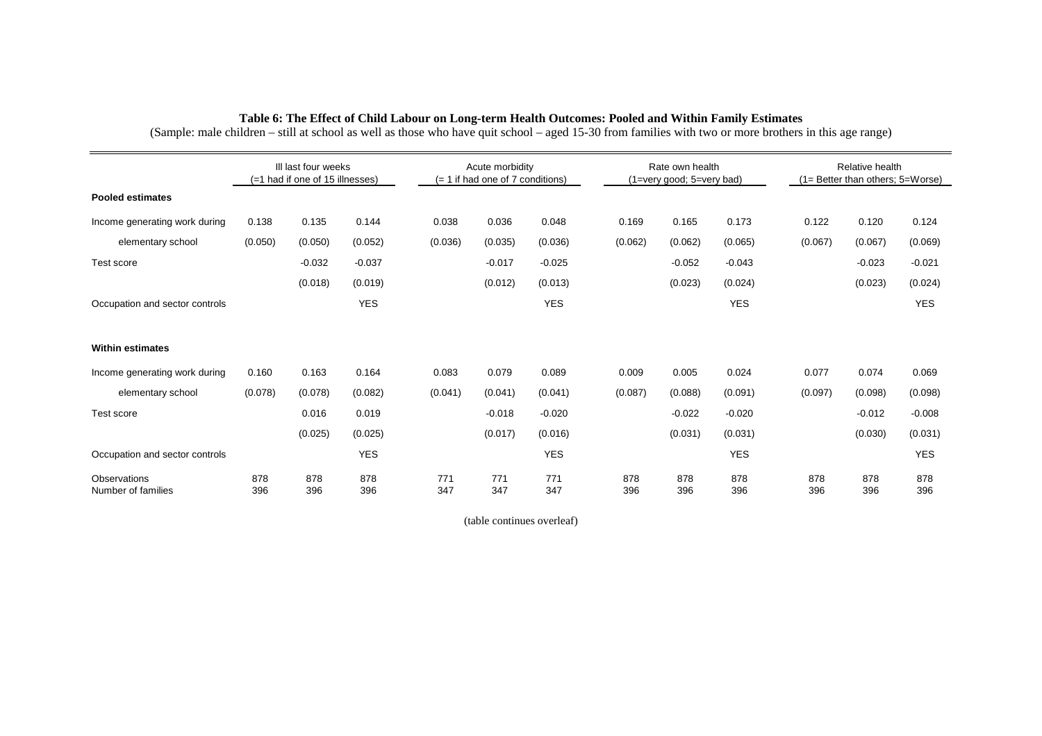**Table 6: The Effect of Child Labour on Long-term Health Outcomes: Pooled and Within Family Estimates**

(Sample: male children – still at school as well as those who have quit school – aged 15-30 from families with two or more brothers in this age range)

| | Ill last four weeks (=1 had if one of 15 illnesses) | | | Acute morbidity (= 1 if had one of 7 conditions) | | | Rate own health (1=very good; 5=very bad) | | | Relative health (1= Better than others; 5=Worse) | | |
|---|---|---|---|---|---|---|---|---|---|---|---|---|
| **Pooled estimates** | | | | | | | | | | | | |
| Income generating work during | 0.138 | 0.135 | 0.144 | 0.038 | 0.036 | 0.048 | 0.169 | 0.165 | 0.173 | 0.122 | 0.120 | 0.124 |
| elementary school | (0.050) | (0.050) | (0.052) | (0.036) | (0.035) | (0.036) | (0.062) | (0.062) | (0.065) | (0.067) | (0.067) | (0.069) |
| Test score | | -0.032 | -0.037 | | -0.017 | -0.025 | | -0.052 | -0.043 | | -0.023 | -0.021 |
| | | (0.018) | (0.019) | | (0.012) | (0.013) | | (0.023) | (0.024) | | (0.023) | (0.024) |
| Occupation and sector controls | | | YES | | | YES | | | YES | | | YES |
| **Within estimates** | | | | | | | | | | | | |
| Income generating work during | 0.160 | 0.163 | 0.164 | 0.083 | 0.079 | 0.089 | 0.009 | 0.005 | 0.024 | 0.077 | 0.074 | 0.069 |
| elementary school | (0.078) | (0.078) | (0.082) | (0.041) | (0.041) | (0.041) | (0.087) | (0.088) | (0.091) | (0.097) | (0.098) | (0.098) |
| Test score | | 0.016 | 0.019 | | -0.018 | -0.020 | | -0.022 | -0.020 | | -0.012 | -0.008 |
| | | (0.025) | (0.025) | | (0.017) | (0.016) | | (0.031) | (0.031) | | (0.030) | (0.031) |
| Occupation and sector controls | | | YES | | | YES | | | YES | | | YES |
| Observations | 878 | 878 | 878 | 771 | 771 | 771 | 878 | 878 | 878 | 878 | 878 | 878 |
| Number of families | 396 | 396 | 396 | 347 | 347 | 347 | 396 | 396 | 396 | 396 | 396 | 396 |

(table continues overleaf)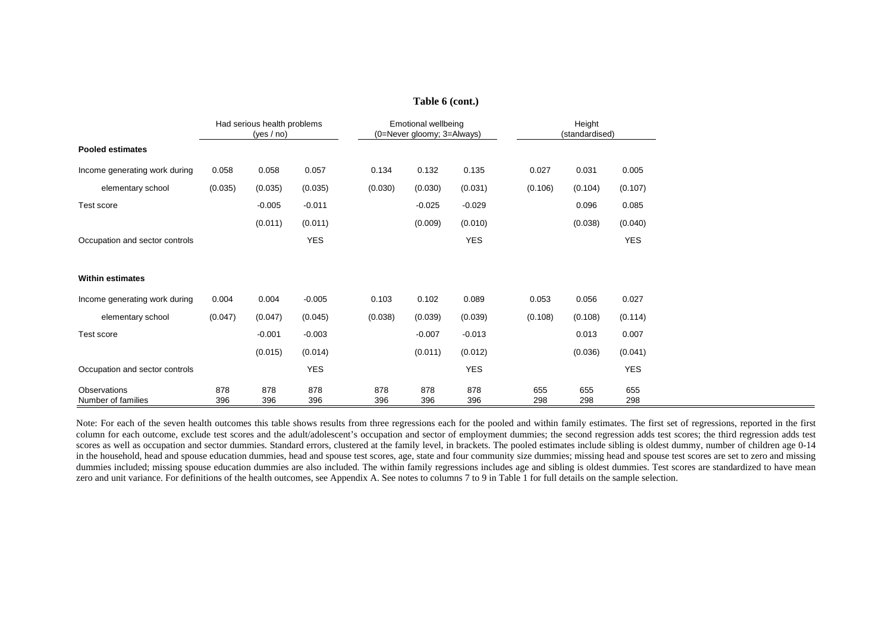**Table 6 (cont.)**

| | Had serious health problems (yes / no) | | | Emotional wellbeing (0=Never gloomy; 3=Always) | | | Height (standardised) | | |
|---|---|---|---|---|---|---|---|---|---|
| **Pooled estimates** | | | | | | | | | |
| Income generating work during | 0.058 | 0.058 | 0.057 | 0.134 | 0.132 | 0.135 | 0.027 | 0.031 | 0.005 |
| elementary school | (0.035) | (0.035) | (0.035) | (0.030) | (0.030) | (0.031) | (0.106) | (0.104) | (0.107) |
| Test score | | -0.005 | -0.011 | | -0.025 | -0.029 | | 0.096 | 0.085 |
| | | (0.011) | (0.011) | | (0.009) | (0.010) | | (0.038) | (0.040) |
| Occupation and sector controls | | | YES | | | YES | | | YES |
| **Within estimates** | | | | | | | | | |
| Income generating work during | 0.004 | 0.004 | -0.005 | 0.103 | 0.102 | 0.089 | 0.053 | 0.056 | 0.027 |
| elementary school | (0.047) | (0.047) | (0.045) | (0.038) | (0.039) | (0.039) | (0.108) | (0.108) | (0.114) |
| Test score | | -0.001 | -0.003 | | -0.007 | -0.013 | | 0.013 | 0.007 |
| | | (0.015) | (0.014) | | (0.011) | (0.012) | | (0.036) | (0.041) |
| Occupation and sector controls | | | YES | | | YES | | | YES |
| Observations | 878 | 878 | 878 | 878 | 878 | 878 | 655 | 655 | 655 |
| Number of families | 396 | 396 | 396 | 396 | 396 | 396 | 298 | 298 | 298 |

Note: For each of the seven health outcomes this table shows results from three regressions each for the pooled and within family estimates. The first set of regressions, reported in the first column for each outcome, exclude test scores and the adult/adolescent's occupation and sector of employment dummies; the second regression adds test scores; the third regression adds test scores as well as occupation and sector dummies. Standard errors, clustered at the family level, in brackets. The pooled estimates include sibling is oldest dummy, number of children age 0-14 in the household, head and spouse education dummies, head and spouse test scores, age, state and four community size dummies; missing head and spouse test scores are set to zero and missing dummies included; missing spouse education dummies are also included. The within family regressions includes age and sibling is oldest dummies. Test scores are standardized to have mean zero and unit variance. For definitions of the health outcomes, see Appendix A. See notes to columns 7 to 9 in Table 1 for full details on the sample selection.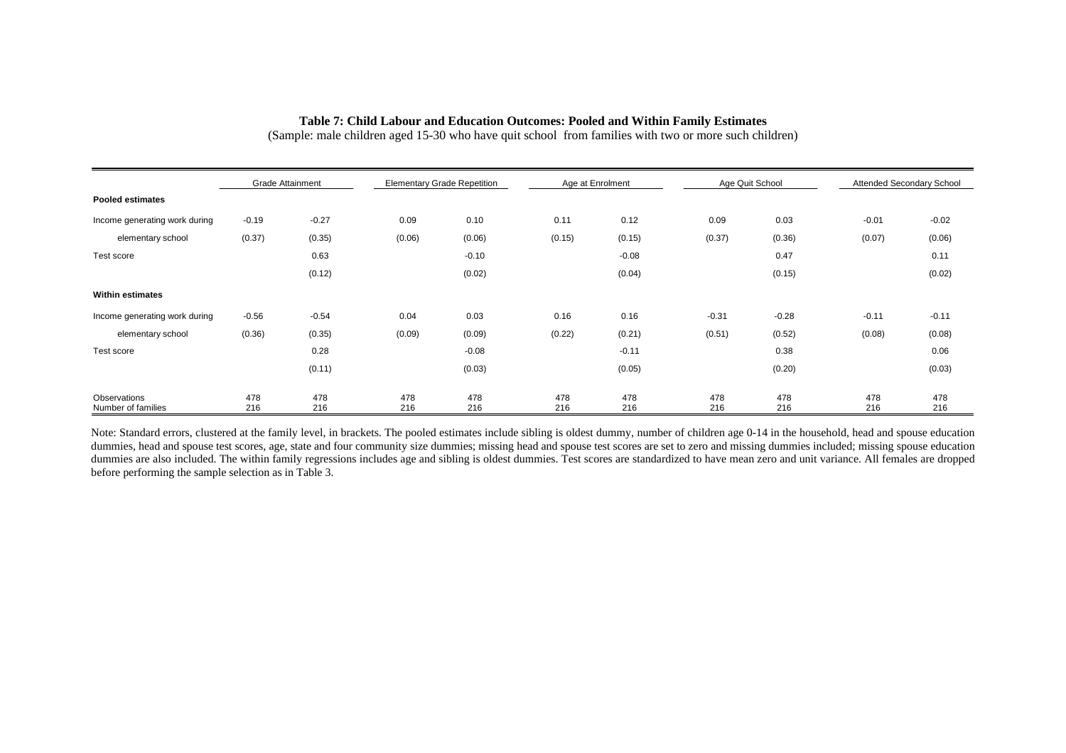**Table 7: Child Labour and Education Outcomes: Pooled and Within Family Estimates**

(Sample: male children aged 15-30 who have quit school from families with two or more such children)

| | Grade Attainment | | Elementary Grade Repetition | | Age at Enrolment | | Age Quit School | | Attended Secondary School | |
|---|---|---|---|---|---|---|---|---|---|---|
| **Pooled estimates** | | | | | | | | | | |
| Income generating work during | -0.19 | -0.27 | 0.09 | 0.10 | 0.11 | 0.12 | 0.09 | 0.03 | -0.01 | -0.02 |
| elementary school | (0.37) | (0.35) | (0.06) | (0.06) | (0.15) | (0.15) | (0.37) | (0.36) | (0.07) | (0.06) |
| Test score | | 0.63 | | -0.10 | | -0.08 | | 0.47 | | 0.11 |
| | | (0.12) | | (0.02) | | (0.04) | | (0.15) | | (0.02) |
| **Within estimates** | | | | | | | | | | |
| Income generating work during | -0.56 | -0.54 | 0.04 | 0.03 | 0.16 | 0.16 | -0.31 | -0.28 | -0.11 | -0.11 |
| elementary school | (0.36) | (0.35) | (0.09) | (0.09) | (0.22) | (0.21) | (0.51) | (0.52) | (0.08) | (0.08) |
| Test score | | 0.28 | | -0.08 | | -0.11 | | 0.38 | | 0.06 |
| | | (0.11) | | (0.03) | | (0.05) | | (0.20) | | (0.03) |
| Observations | 478 | 478 | 478 | 478 | 478 | 478 | 478 | 478 | 478 | 478 |
| Number of families | 216 | 216 | 216 | 216 | 216 | 216 | 216 | 216 | 216 | 216 |

Note: Standard errors, clustered at the family level, in brackets. The pooled estimates include sibling is oldest dummy, number of children age 0-14 in the household, head and spouse education dummies, head and spouse test scores, age, state and four community size dummies; missing head and spouse test scores are set to zero and missing dummies included; missing spouse education dummies are also included. The within family regressions includes age and sibling is oldest dummies. Test scores are standardized to have mean zero and unit variance. All females are dropped before performing the sample selection as in Table 3.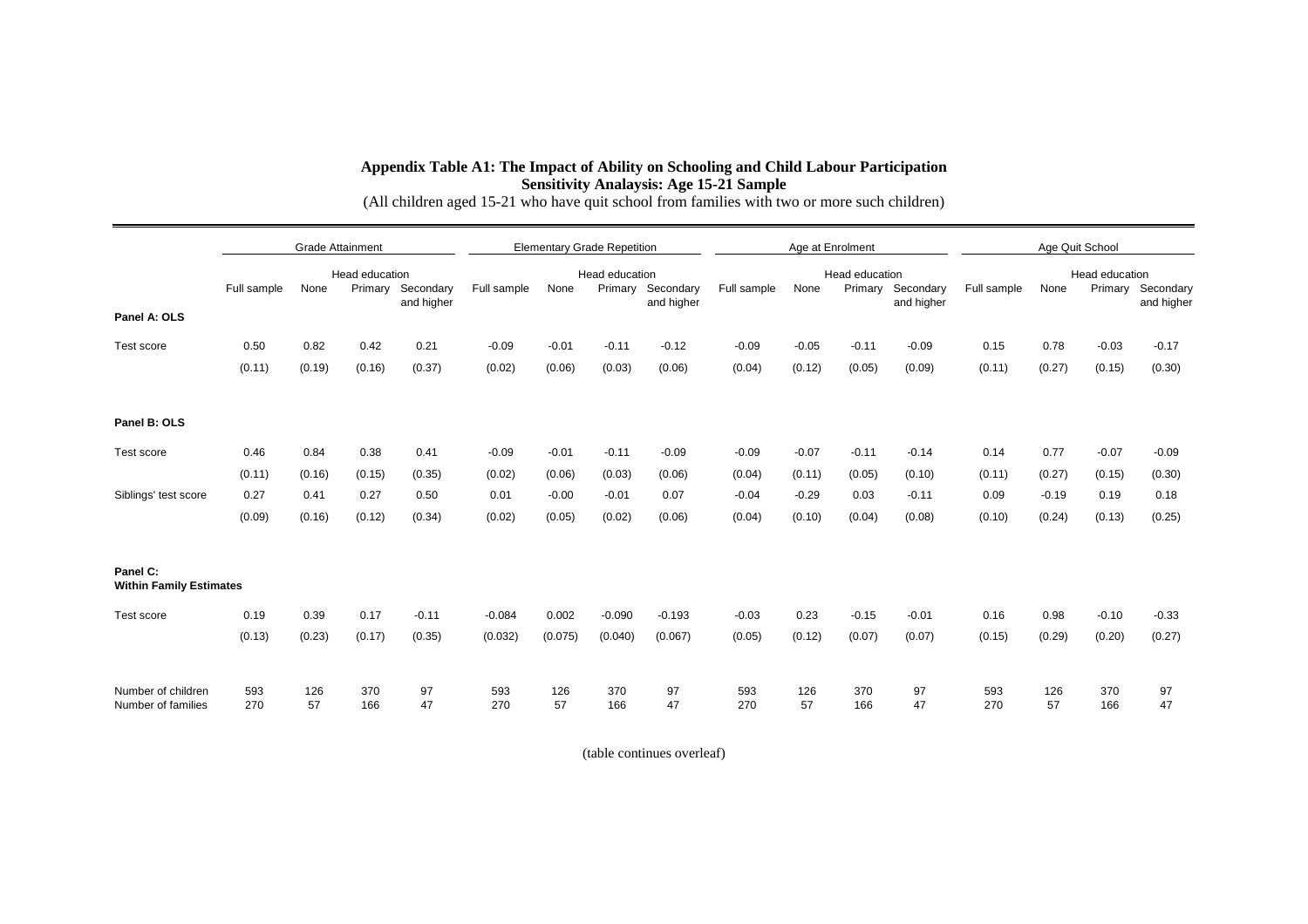**Appendix Table A1: The Impact of Ability on Schooling and Child Labour Participation**
**Sensitivity Analaysis: Age 15-21 Sample**
(All children aged 15-21 who have quit school from families with two or more such children)

| | Grade Attainment | | | | Elementary Grade Repetition | | | | Age at Enrolment | | | | Age Quit School | | | |
|---|---|---|---|---|---|---|---|---|---|---|---|---|---|---|---|---|
| | | Head education | | | | Head education | | | | Head education | | | | Head education | | |
| | Full sample | None | Primary | Secondary and higher | Full sample | None | Primary | Secondary and higher | Full sample | None | Primary | Secondary and higher | Full sample | None | Primary | Secondary and higher |
| **Panel A: OLS** | | | | | | | | | | | | | | | | |
| Test score | 0.50 | 0.82 | 0.42 | 0.21 | -0.09 | -0.01 | -0.11 | -0.12 | -0.09 | -0.05 | -0.11 | -0.09 | 0.15 | 0.78 | -0.03 | -0.17 |
| | (0.11) | (0.19) | (0.16) | (0.37) | (0.02) | (0.06) | (0.03) | (0.06) | (0.04) | (0.12) | (0.05) | (0.09) | (0.11) | (0.27) | (0.15) | (0.30) |
| **Panel B: OLS** | | | | | | | | | | | | | | | | |
| Test score | 0.46 | 0.84 | 0.38 | 0.41 | -0.09 | -0.01 | -0.11 | -0.09 | -0.09 | -0.07 | -0.11 | -0.14 | 0.14 | 0.77 | -0.07 | -0.09 |
| | (0.11) | (0.16) | (0.15) | (0.35) | (0.02) | (0.06) | (0.03) | (0.06) | (0.04) | (0.11) | (0.05) | (0.10) | (0.11) | (0.27) | (0.15) | (0.30) |
| Siblings' test score | 0.27 | 0.41 | 0.27 | 0.50 | 0.01 | -0.00 | -0.01 | 0.07 | -0.04 | -0.29 | 0.03 | -0.11 | 0.09 | -0.19 | 0.19 | 0.18 |
| | (0.09) | (0.16) | (0.12) | (0.34) | (0.02) | (0.05) | (0.02) | (0.06) | (0.04) | (0.10) | (0.04) | (0.08) | (0.10) | (0.24) | (0.13) | (0.25) |
| **Panel C: Within Family Estimates** | | | | | | | | | | | | | | | | |
| Test score | 0.19 | 0.39 | 0.17 | -0.11 | -0.084 | 0.002 | -0.090 | -0.193 | -0.03 | 0.23 | -0.15 | -0.01 | 0.16 | 0.98 | -0.10 | -0.33 |
| | (0.13) | (0.23) | (0.17) | (0.35) | (0.032) | (0.075) | (0.040) | (0.067) | (0.05) | (0.12) | (0.07) | (0.07) | (0.15) | (0.29) | (0.20) | (0.27) |
| Number of children | 593 | 126 | 370 | 97 | 593 | 126 | 370 | 97 | 593 | 126 | 370 | 97 | 593 | 126 | 370 | 97 |
| Number of families | 270 | 57 | 166 | 47 | 270 | 57 | 166 | 47 | 270 | 57 | 166 | 47 | 270 | 57 | 166 | 47 |

(table continues overleaf)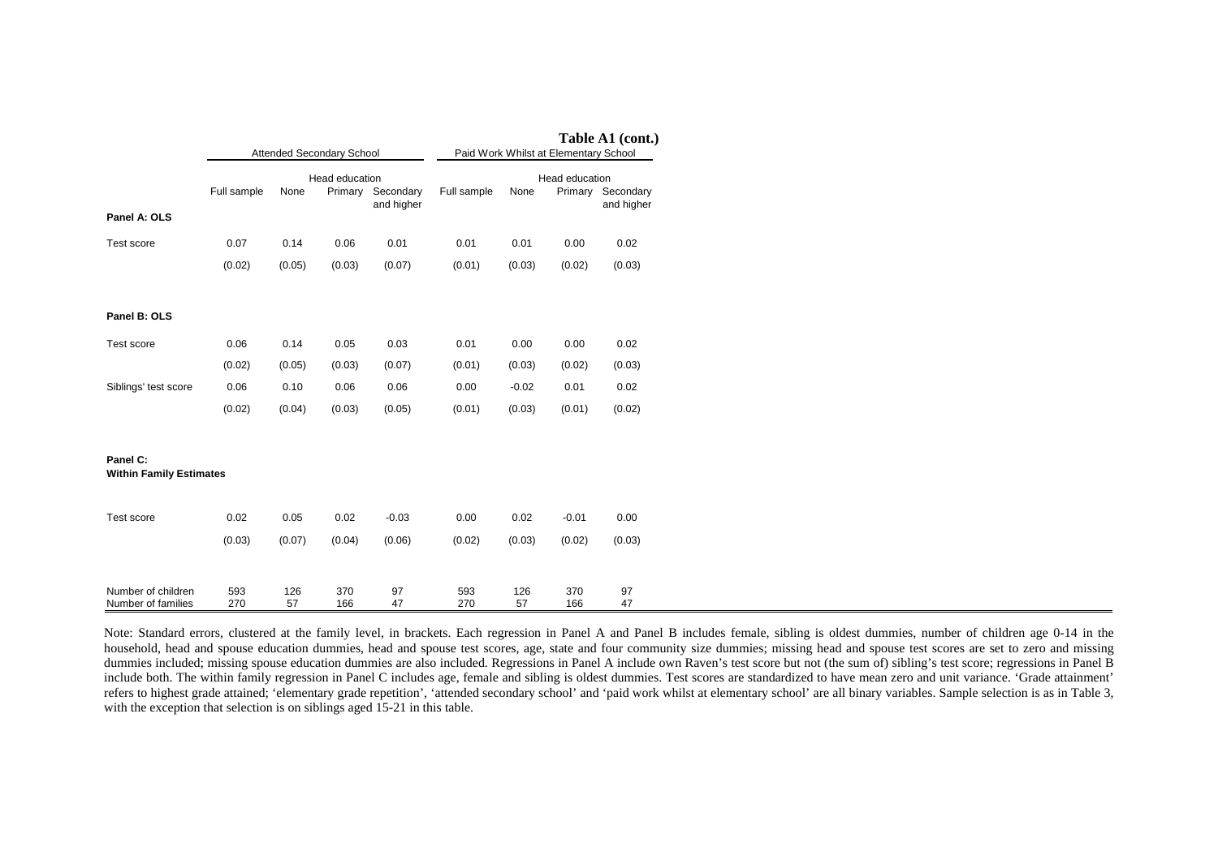**Table A1 (cont.)**

| | Attended Secondary School | | | | Paid Work Whilst at Elementary School | | | |
|---|---|---|---|---|---|---|---|---|
| | | Head education | | | | Head education | | |
| | Full sample | None | Primary | Secondary and higher | Full sample | None | Primary | Secondary and higher |
| **Panel A: OLS** | | | | | | | | |
| Test score | 0.07 | 0.14 | 0.06 | 0.01 | 0.01 | 0.01 | 0.00 | 0.02 |
| | (0.02) | (0.05) | (0.03) | (0.07) | (0.01) | (0.03) | (0.02) | (0.03) |
| **Panel B: OLS** | | | | | | | | |
| Test score | 0.06 | 0.14 | 0.05 | 0.03 | 0.01 | 0.00 | 0.00 | 0.02 |
| | (0.02) | (0.05) | (0.03) | (0.07) | (0.01) | (0.03) | (0.02) | (0.03) |
| Siblings' test score | 0.06 | 0.10 | 0.06 | 0.06 | 0.00 | -0.02 | 0.01 | 0.02 |
| | (0.02) | (0.04) | (0.03) | (0.05) | (0.01) | (0.03) | (0.01) | (0.02) |
| **Panel C: Within Family Estimates** | | | | | | | | |
| Test score | 0.02 | 0.05 | 0.02 | -0.03 | 0.00 | 0.02 | -0.01 | 0.00 |
| | (0.03) | (0.07) | (0.04) | (0.06) | (0.02) | (0.03) | (0.02) | (0.03) |
| Number of children | 593 | 126 | 370 | 97 | 593 | 126 | 370 | 97 |
| Number of families | 270 | 57 | 166 | 47 | 270 | 57 | 166 | 47 |

Note: Standard errors, clustered at the family level, in brackets. Each regression in Panel A and Panel B includes female, sibling is oldest dummies, number of children age 0-14 in the household, head and spouse education dummies, head and spouse test scores, age, state and four community size dummies; missing head and spouse test scores are set to zero and missing dummies included; missing spouse education dummies are also included. Regressions in Panel A include own Raven's test score but not (the sum of) sibling's test score; regressions in Panel B include both. The within family regression in Panel C includes age, female and sibling is oldest dummies. Test scores are standardized to have mean zero and unit variance. 'Grade attainment' refers to highest grade attained; 'elementary grade repetition', 'attended secondary school' and 'paid work whilst at elementary school' are all binary variables. Sample selection is as in Table 3, with the exception that selection is on siblings aged 15-21 in this table.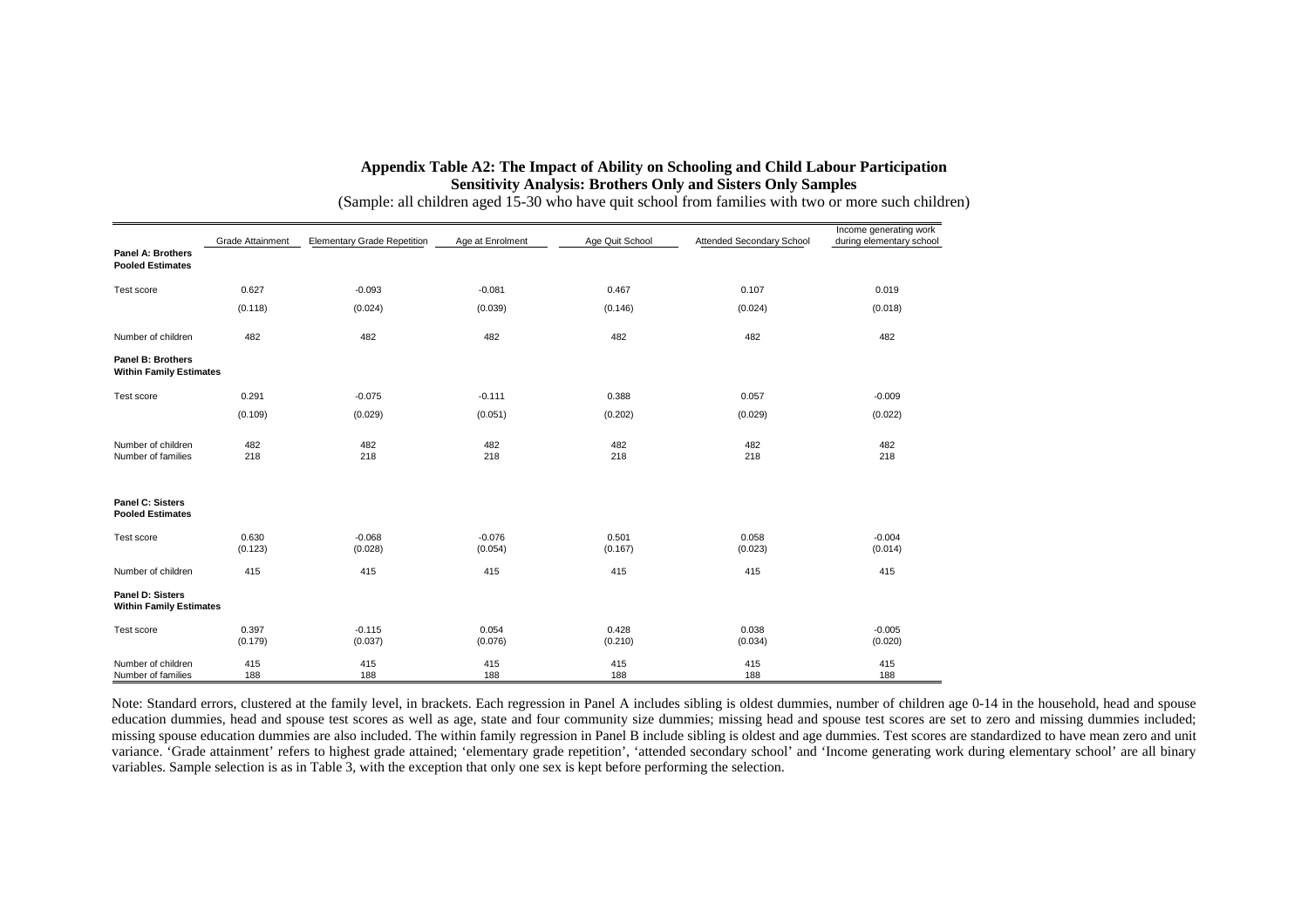**Appendix Table A2: The Impact of Ability on Schooling and Child Labour Participation**
**Sensitivity Analysis: Brothers Only and Sisters Only Samples**
(Sample: all children aged 15-30 who have quit school from families with two or more such children)

| | Grade Attainment | Elementary Grade Repetition | Age at Enrolment | Age Quit School | Attended Secondary School | Income generating work during elementary school |
|---|---|---|---|---|---|---|
| **Panel A: Brothers Pooled Estimates** | | | | | | |
| Test score | 0.627 | -0.093 | -0.081 | 0.467 | 0.107 | 0.019 |
| | (0.118) | (0.024) | (0.039) | (0.146) | (0.024) | (0.018) |
| Number of children | 482 | 482 | 482 | 482 | 482 | 482 |
| **Panel B: Brothers Within Family Estimates** | | | | | | |
| Test score | 0.291 | -0.075 | -0.111 | 0.388 | 0.057 | -0.009 |
| | (0.109) | (0.029) | (0.051) | (0.202) | (0.029) | (0.022) |
| Number of children | 482 | 482 | 482 | 482 | 482 | 482 |
| Number of families | 218 | 218 | 218 | 218 | 218 | 218 |
| **Panel C: Sisters Pooled Estimates** | | | | | | |
| Test score | 0.630 | -0.068 | -0.076 | 0.501 | 0.058 | -0.004 |
| | (0.123) | (0.028) | (0.054) | (0.167) | (0.023) | (0.014) |
| Number of children | 415 | 415 | 415 | 415 | 415 | 415 |
| **Panel D: Sisters Within Family Estimates** | | | | | | |
| Test score | 0.397 | -0.115 | 0.054 | 0.428 | 0.038 | -0.005 |
| | (0.179) | (0.037) | (0.076) | (0.210) | (0.034) | (0.020) |
| Number of children | 415 | 415 | 415 | 415 | 415 | 415 |
| Number of families | 188 | 188 | 188 | 188 | 188 | 188 |

Note: Standard errors, clustered at the family level, in brackets. Each regression in Panel A includes sibling is oldest dummies, number of children age 0-14 in the household, head and spouse education dummies, head and spouse test scores as well as age, state and four community size dummies; missing head and spouse test scores are set to zero and missing dummies included; missing spouse education dummies are also included. The within family regression in Panel B include sibling is oldest and age dummies. Test scores are standardized to have mean zero and unit variance. 'Grade attainment' refers to highest grade attained; 'elementary grade repetition', 'attended secondary school' and 'Income generating work during elementary school' are all binary variables. Sample selection is as in Table 3, with the exception that only one sex is kept before performing the selection.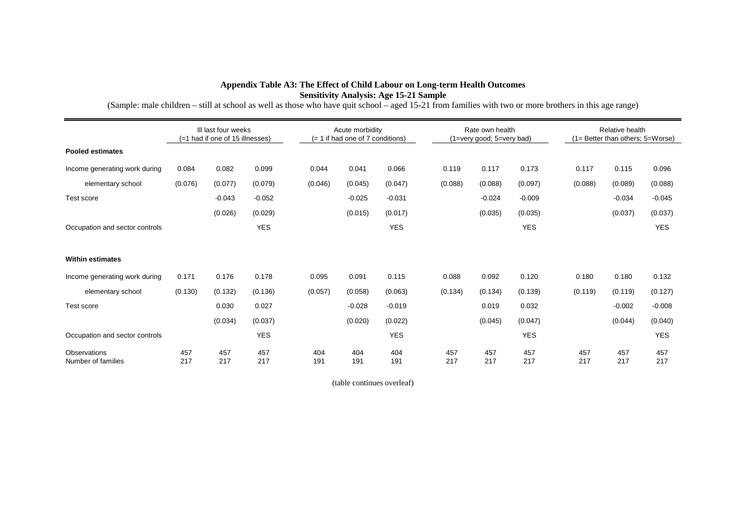**Appendix Table A3: The Effect of Child Labour on Long-term Health Outcomes**
**Sensitivity Analysis: Age 15-21 Sample**

(Sample: male children – still at school as well as those who have quit school – aged 15-21 from families with two or more brothers in this age range)

| | Ill last four weeks (=1 had if one of 15 illnesses) | | | Acute morbidity (= 1 if had one of 7 conditions) | | | Rate own health (1=very good; 5=very bad) | | | Relative health (1= Better than others; 5=Worse) | | |
|---|---|---|---|---|---|---|---|---|---|---|---|---|
| **Pooled estimates** | | | | | | | | | | | | |
| Income generating work during | 0.084 | 0.082 | 0.099 | 0.044 | 0.041 | 0.066 | 0.119 | 0.117 | 0.173 | 0.117 | 0.115 | 0.096 |
| elementary school | (0.076) | (0.077) | (0.079) | (0.046) | (0.045) | (0.047) | (0.088) | (0.088) | (0.097) | (0.088) | (0.089) | (0.088) |
| Test score | | -0.043 | -0.052 | | -0.025 | -0.031 | | -0.024 | -0.009 | | -0.034 | -0.045 |
| | | (0.026) | (0.029) | | (0.015) | (0.017) | | (0.035) | (0.035) | | (0.037) | (0.037) |
| Occupation and sector controls | | | YES | | | YES | | | YES | | | YES |
| **Within estimates** | | | | | | | | | | | | |
| Income generating work during | 0.171 | 0.176 | 0.178 | 0.095 | 0.091 | 0.115 | 0.088 | 0.092 | 0.120 | 0.180 | 0.180 | 0.132 |
| elementary school | (0.130) | (0.132) | (0.136) | (0.057) | (0.058) | (0.063) | (0.134) | (0.134) | (0.139) | (0.119) | (0.119) | (0.127) |
| Test score | | 0.030 | 0.027 | | -0.028 | -0.019 | | 0.019 | 0.032 | | -0.002 | -0.008 |
| | | (0.034) | (0.037) | | (0.020) | (0.022) | | (0.045) | (0.047) | | (0.044) | (0.040) |
| Occupation and sector controls | | | YES | | | YES | | | YES | | | YES |
| Observations | 457 | 457 | 457 | 404 | 404 | 404 | 457 | 457 | 457 | 457 | 457 | 457 |
| Number of families | 217 | 217 | 217 | 191 | 191 | 191 | 217 | 217 | 217 | 217 | 217 | 217 |

(table continues overleaf)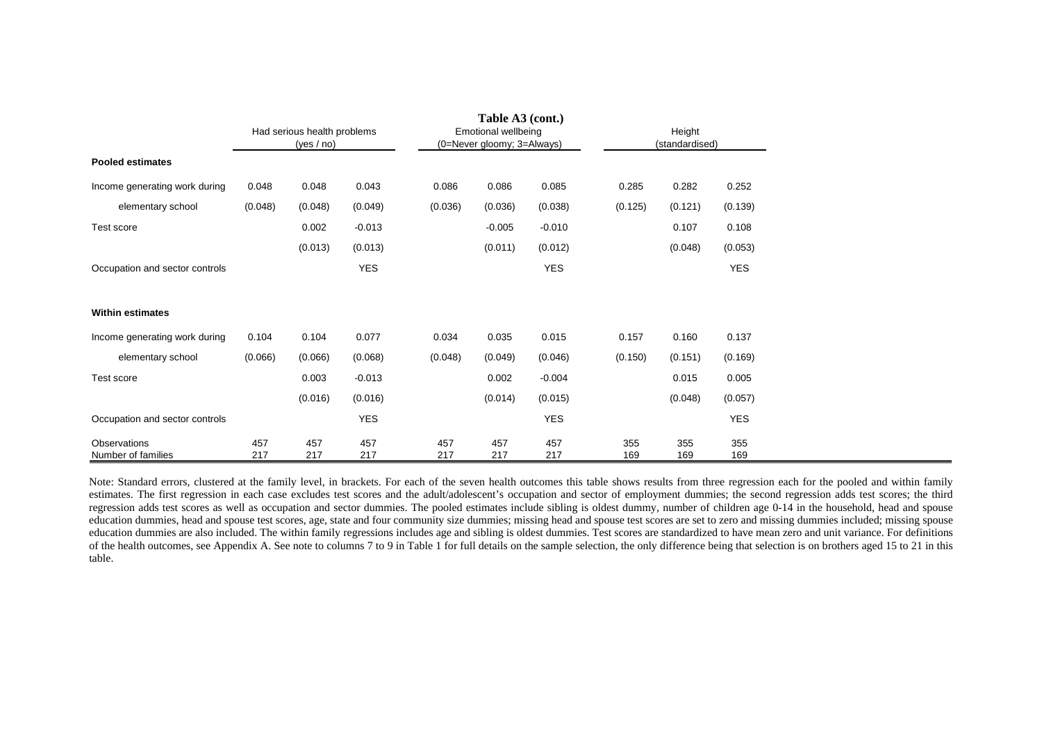**Table A3 (cont.)**

| | Had serious health problems (yes / no) | | | Emotional wellbeing (0=Never gloomy; 3=Always) | | | Height (standardised) | | |
|---|---|---|---|---|---|---|---|---|---|
| **Pooled estimates** | | | | | | | | | |
| Income generating work during | 0.048 | 0.048 | 0.043 | 0.086 | 0.086 | 0.085 | 0.285 | 0.282 | 0.252 |
| elementary school | (0.048) | (0.048) | (0.049) | (0.036) | (0.036) | (0.038) | (0.125) | (0.121) | (0.139) |
| Test score | | 0.002 | -0.013 | | -0.005 | -0.010 | | 0.107 | 0.108 |
| | | (0.013) | (0.013) | | (0.011) | (0.012) | | (0.048) | (0.053) |
| Occupation and sector controls | | | YES | | | YES | | | YES |
| **Within estimates** | | | | | | | | | |
| Income generating work during | 0.104 | 0.104 | 0.077 | 0.034 | 0.035 | 0.015 | 0.157 | 0.160 | 0.137 |
| elementary school | (0.066) | (0.066) | (0.068) | (0.048) | (0.049) | (0.046) | (0.150) | (0.151) | (0.169) |
| Test score | | 0.003 | -0.013 | | 0.002 | -0.004 | | 0.015 | 0.005 |
| | | (0.016) | (0.016) | | (0.014) | (0.015) | | (0.048) | (0.057) |
| Occupation and sector controls | | | YES | | | YES | | | YES |
| Observations | 457 | 457 | 457 | 457 | 457 | 457 | 355 | 355 | 355 |
| Number of families | 217 | 217 | 217 | 217 | 217 | 217 | 169 | 169 | 169 |

Note: Standard errors, clustered at the family level, in brackets. For each of the seven health outcomes this table shows results from three regression each for the pooled and within family estimates. The first regression in each case excludes test scores and the adult/adolescent's occupation and sector of employment dummies; the second regression adds test scores; the third regression adds test scores as well as occupation and sector dummies. The pooled estimates include sibling is oldest dummy, number of children age 0-14 in the household, head and spouse education dummies, head and spouse test scores, age, state and four community size dummies; missing head and spouse test scores are set to zero and missing dummies included; missing spouse education dummies are also included. The within family regressions includes age and sibling is oldest dummies. Test scores are standardized to have mean zero and unit variance. For definitions of the health outcomes, see Appendix A. See note to columns 7 to 9 in Table 1 for full details on the sample selection, the only difference being that selection is on brothers aged 15 to 21 in this table.